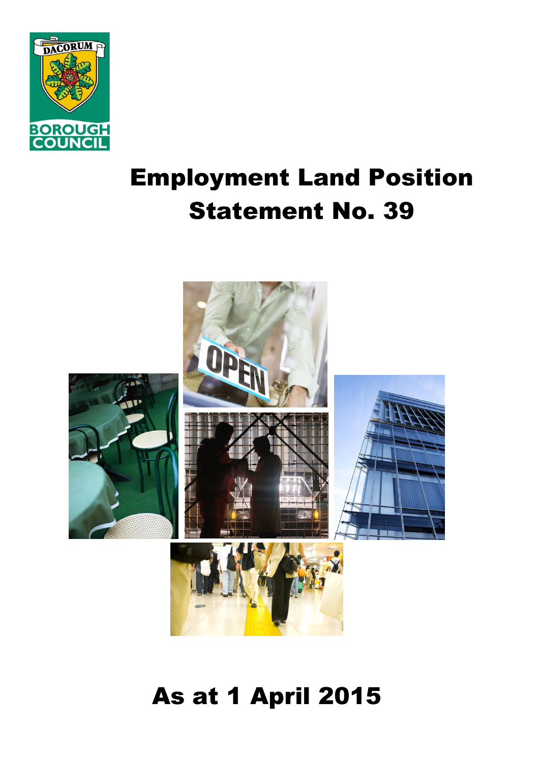# Employment Land Position Statement No. 39

## As at 1 April 2015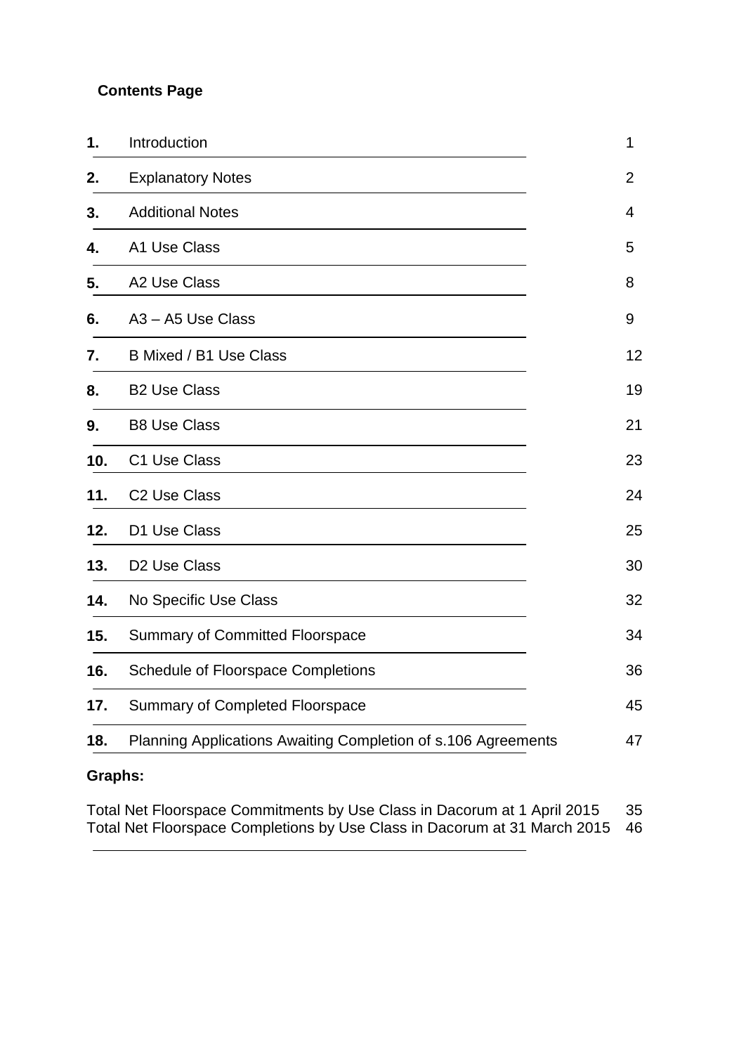**Contents Page**

| | | |
|---|---|---|
| **1.** | Introduction | 1 |
| **2.** | Explanatory Notes | 2 |
| **3.** | Additional Notes | 4 |
| **4.** | A1 Use Class | 5 |
| **5.** | A2 Use Class | 8 |
| **6.** | A3 – A5 Use Class | 9 |
| **7.** | B Mixed / B1 Use Class | 12 |
| **8.** | B2 Use Class | 19 |
| **9.** | B8 Use Class | 21 |
| **10.** | C1 Use Class | 23 |
| **11.** | C2 Use Class | 24 |
| **12.** | D1 Use Class | 25 |
| **13.** | D2 Use Class | 30 |
| **14.** | No Specific Use Class | 32 |
| **15.** | Summary of Committed Floorspace | 34 |
| **16.** | Schedule of Floorspace Completions | 36 |
| **17.** | Summary of Completed Floorspace | 45 |
| **18.** | Planning Applications Awaiting Completion of s.106 Agreements | 47 |

**Graphs:**

| | |
|---|---|
| Total Net Floorspace Commitments by Use Class in Dacorum at 1 April 2015 | 35 |
| Total Net Floorspace Completions by Use Class in Dacorum at 31 March 2015 | 46 |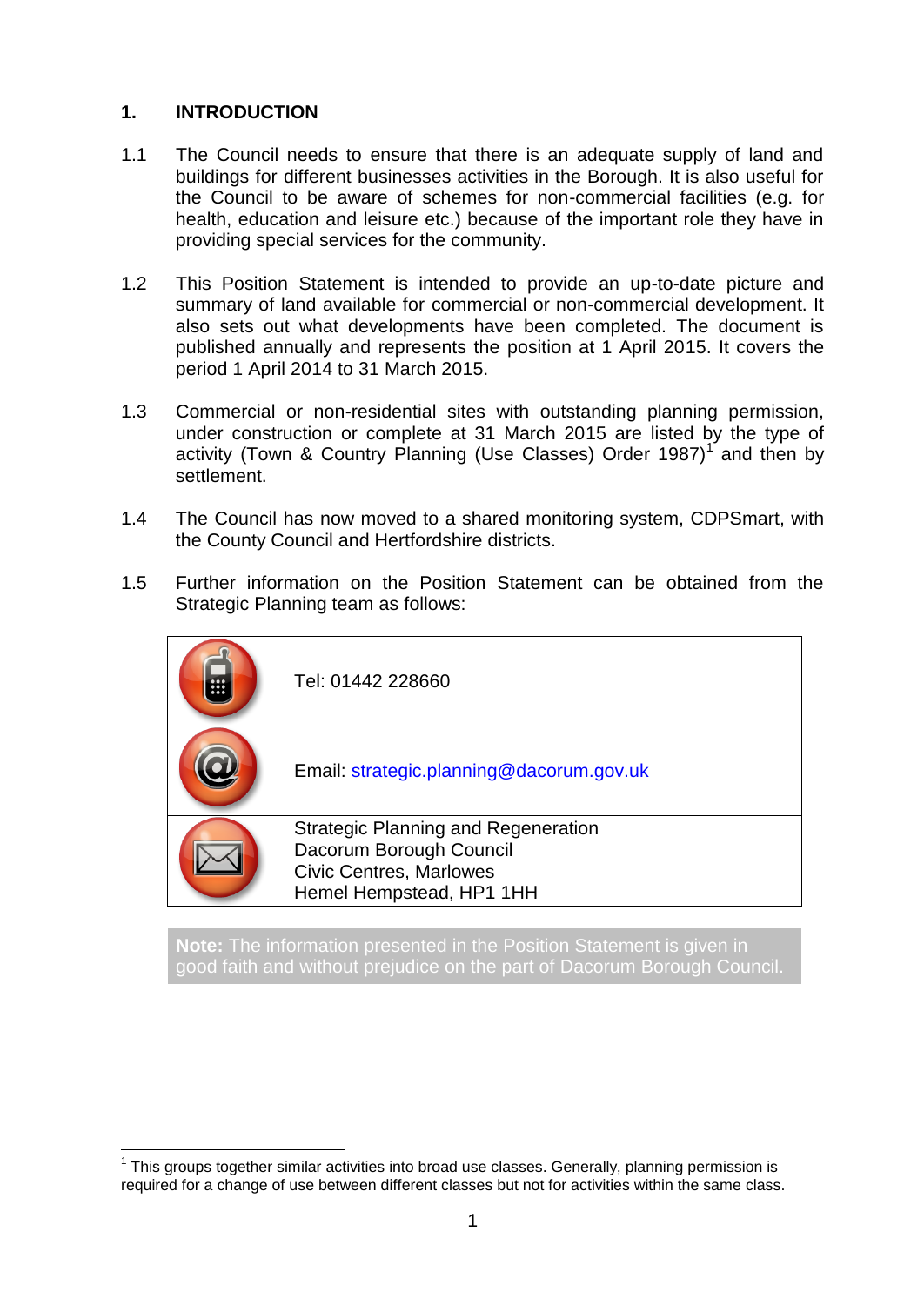# 1. INTRODUCTION

1.1 The Council needs to ensure that there is an adequate supply of land and buildings for different businesses activities in the Borough. It is also useful for the Council to be aware of schemes for non-commercial facilities (e.g. for health, education and leisure etc.) because of the important role they have in providing special services for the community.

1.2 This Position Statement is intended to provide an up-to-date picture and summary of land available for commercial or non-commercial development. It also sets out what developments have been completed. The document is published annually and represents the position at 1 April 2015. It covers the period 1 April 2014 to 31 March 2015.

1.3 Commercial or non-residential sites with outstanding planning permission, under construction or complete at 31 March 2015 are listed by the type of activity (Town & Country Planning (Use Classes) Order 1987)[1] and then by settlement.

1.4 The Council has now moved to a shared monitoring system, CDPSmart, with the County Council and Hertfordshire districts.

1.5 Further information on the Position Statement can be obtained from the Strategic Planning team as follows:

| | |
|---|---|
| | Tel: 01442 228660 |
| | Email: strategic.planning@dacorum.gov.uk |
| | Strategic Planning and Regeneration<br>Dacorum Borough Council<br>Civic Centres, Marlowes<br>Hemel Hempstead, HP1 1HH |

**Note:** The information presented in the Position Statement is given in good faith and without prejudice on the part of Dacorum Borough Council.

[1] This groups together similar activities into broad use classes. Generally, planning permission is required for a change of use between different classes but not for activities within the same class.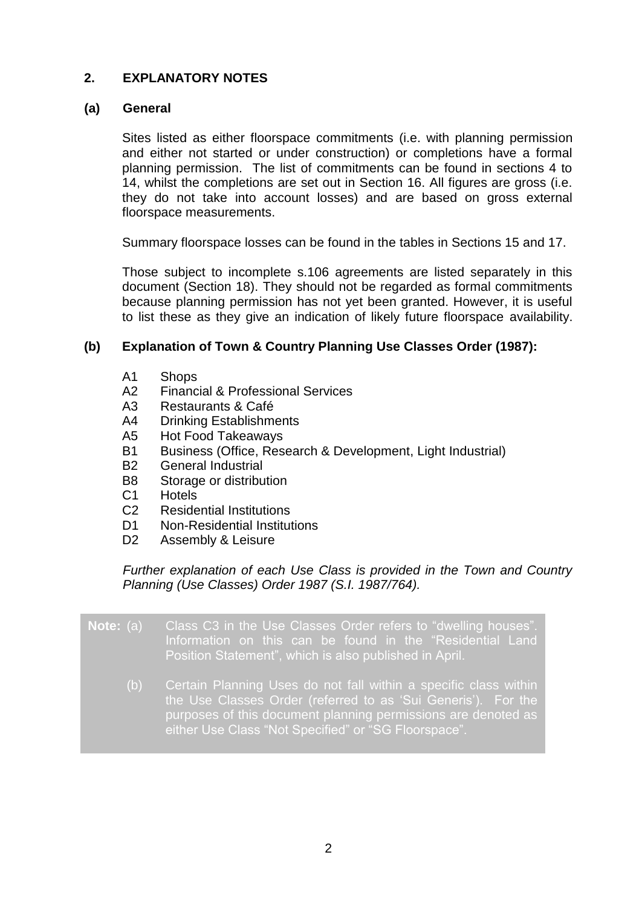## 2. EXPLANATORY NOTES

### (a) General

Sites listed as either floorspace commitments (i.e. with planning permission and either not started or under construction) or completions have a formal planning permission. The list of commitments can be found in sections 4 to 14, whilst the completions are set out in Section 16. All figures are gross (i.e. they do not take into account losses) and are based on gross external floorspace measurements.

Summary floorspace losses can be found in the tables in Sections 15 and 17.

Those subject to incomplete s.106 agreements are listed separately in this document (Section 18). They should not be regarded as formal commitments because planning permission has not yet been granted. However, it is useful to list these as they give an indication of likely future floorspace availability.

### (b) Explanation of Town & Country Planning Use Classes Order (1987):

- A1 Shops
- A2 Financial & Professional Services
- A3 Restaurants & Café
- A4 Drinking Establishments
- A5 Hot Food Takeaways
- B1 Business (Office, Research & Development, Light Industrial)
- B2 General Industrial
- B8 Storage or distribution
- C1 Hotels
- C2 Residential Institutions
- D1 Non-Residential Institutions
- D2 Assembly & Leisure

*Further explanation of each Use Class is provided in the Town and Country Planning (Use Classes) Order 1987 (S.I. 1987/764).*

**Note:** (a) Class C3 in the Use Classes Order refers to "dwelling houses". Information on this can be found in the "Residential Land Position Statement", which is also published in April.

(b) Certain Planning Uses do not fall within a specific class within the Use Classes Order (referred to as 'Sui Generis'). For the purposes of this document planning permissions are denoted as either Use Class "Not Specified" or "SG Floorspace".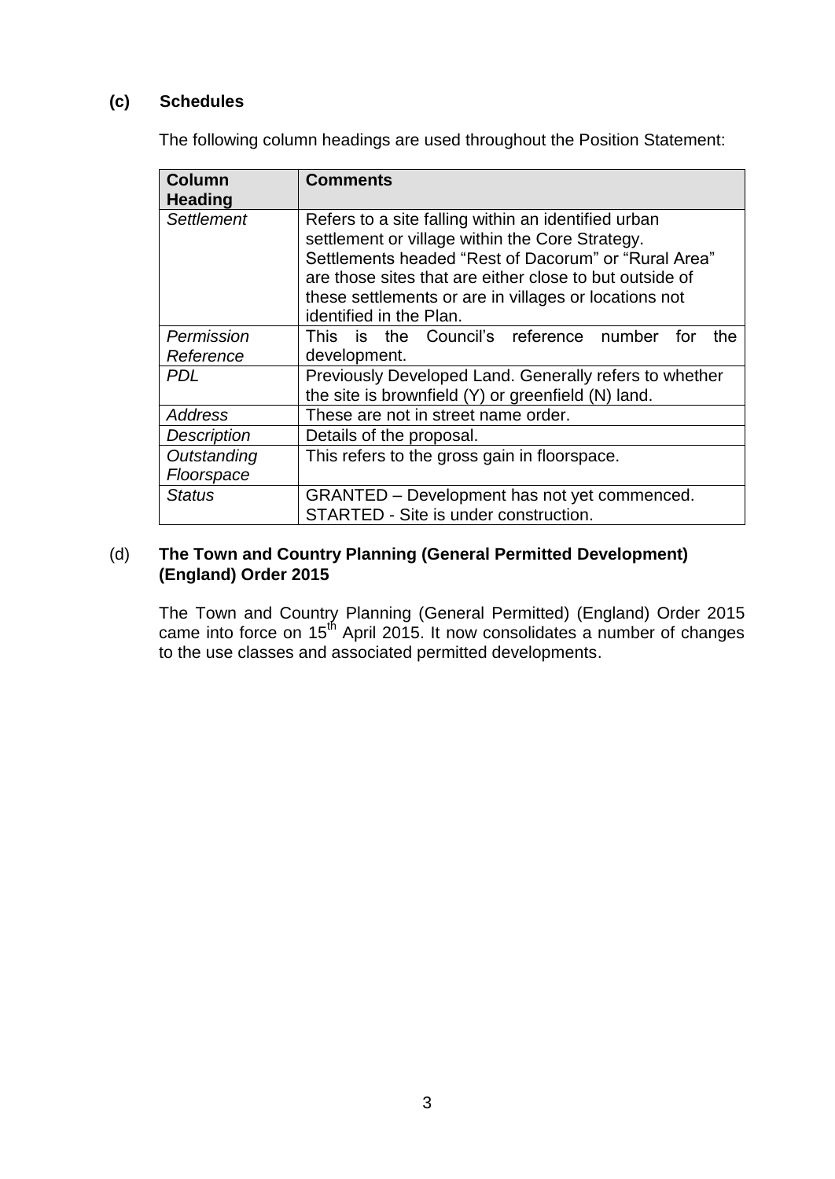### (c) Schedules

The following column headings are used throughout the Position Statement:

| Column Heading | Comments |
|---|---|
| *Settlement* | Refers to a site falling within an identified urban settlement or village within the Core Strategy. Settlements headed "Rest of Dacorum" or "Rural Area" are those sites that are either close to but outside of these settlements or are in villages or locations not identified in the Plan. |
| *Permission Reference* | This is the Council's reference number for the development. |
| *PDL* | Previously Developed Land. Generally refers to whether the site is brownfield (Y) or greenfield (N) land. |
| *Address* | These are not in street name order. |
| *Description* | Details of the proposal. |
| *Outstanding Floorspace* | This refers to the gross gain in floorspace. |
| *Status* | GRANTED – Development has not yet commenced. STARTED - Site is under construction. |

### (d) The Town and Country Planning (General Permitted Development) (England) Order 2015

The Town and Country Planning (General Permitted) (England) Order 2015 came into force on 15th April 2015. It now consolidates a number of changes to the use classes and associated permitted developments.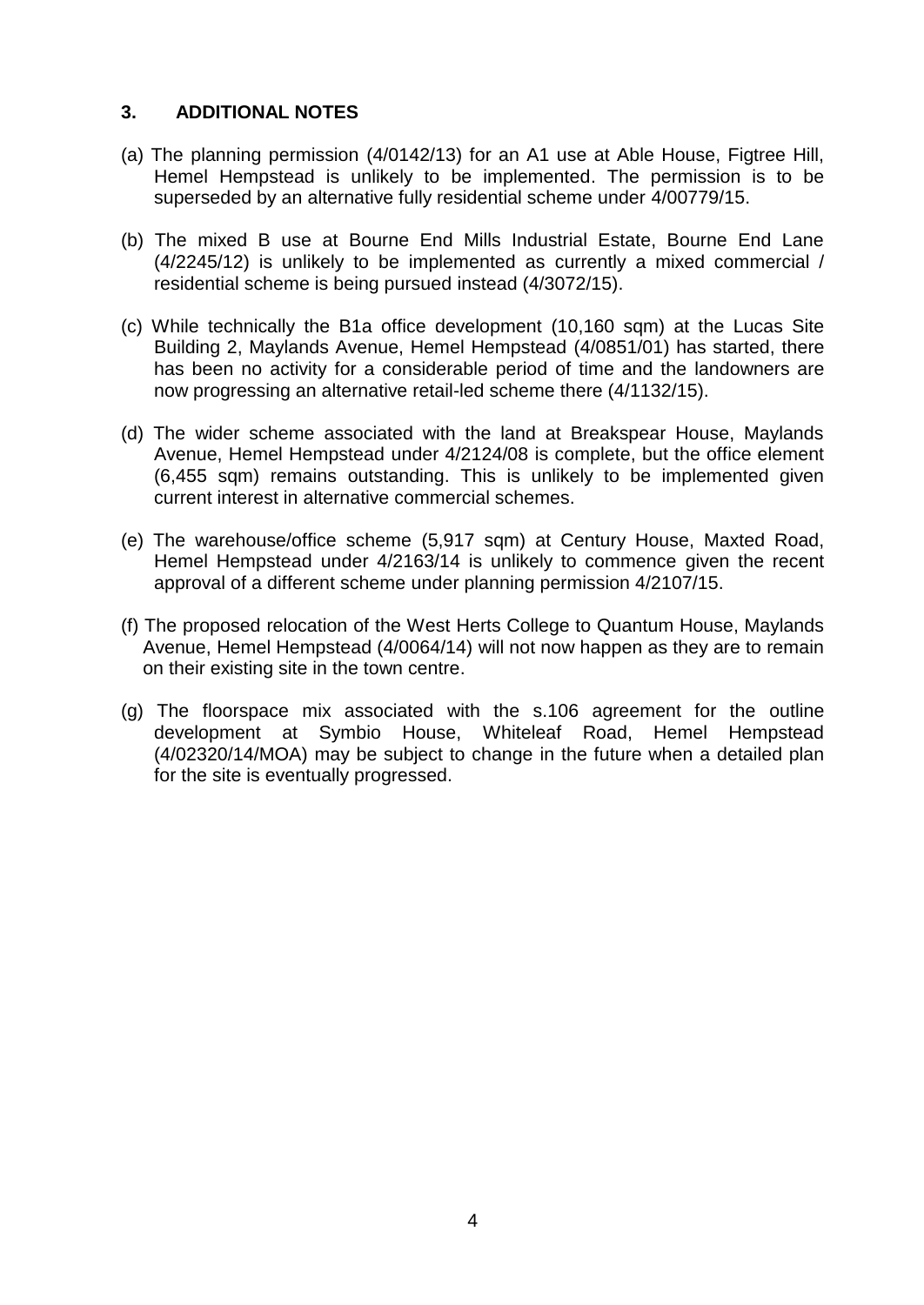## 3. ADDITIONAL NOTES

(a) The planning permission (4/0142/13) for an A1 use at Able House, Figtree Hill, Hemel Hempstead is unlikely to be implemented. The permission is to be superseded by an alternative fully residential scheme under 4/00779/15.

(b) The mixed B use at Bourne End Mills Industrial Estate, Bourne End Lane (4/2245/12) is unlikely to be implemented as currently a mixed commercial / residential scheme is being pursued instead (4/3072/15).

(c) While technically the B1a office development (10,160 sqm) at the Lucas Site Building 2, Maylands Avenue, Hemel Hempstead (4/0851/01) has started, there has been no activity for a considerable period of time and the landowners are now progressing an alternative retail-led scheme there (4/1132/15).

(d) The wider scheme associated with the land at Breakspear House, Maylands Avenue, Hemel Hempstead under 4/2124/08 is complete, but the office element (6,455 sqm) remains outstanding. This is unlikely to be implemented given current interest in alternative commercial schemes.

(e) The warehouse/office scheme (5,917 sqm) at Century House, Maxted Road, Hemel Hempstead under 4/2163/14 is unlikely to commence given the recent approval of a different scheme under planning permission 4/2107/15.

(f) The proposed relocation of the West Herts College to Quantum House, Maylands Avenue, Hemel Hempstead (4/0064/14) will not now happen as they are to remain on their existing site in the town centre.

(g) The floorspace mix associated with the s.106 agreement for the outline development at Symbio House, Whiteleaf Road, Hemel Hempstead (4/02320/14/MOA) may be subject to change in the future when a detailed plan for the site is eventually progressed.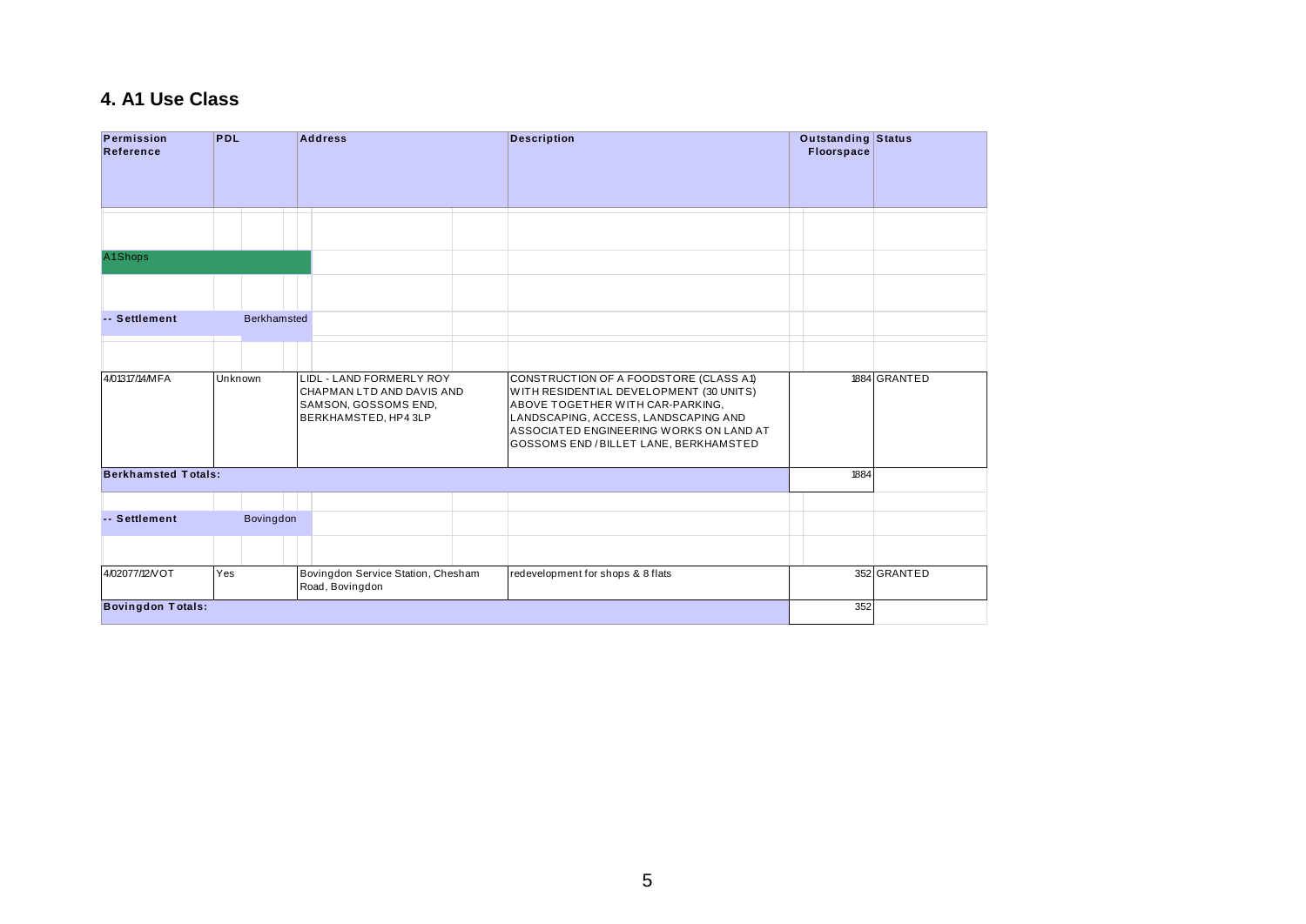## 4. A1 Use Class

| Permission Reference | PDL | Address | Description | Outstanding Floorspace | Status |
|---|---|---|---|---|---|
| A1 Shops | | | | | |
| -- Settlement | Berkhamsted | | | | |
| 4/01317/14/MFA | Unknown | LIDL - LAND FORMERLY ROY CHAPMAN LTD AND DAVIS AND SAMSON, GOSSOMS END, BERKHAMSTED, HP4 3LP | CONSTRUCTION OF A FOODSTORE (CLASS A1) WITH RESIDENTIAL DEVELOPMENT (30 UNITS) ABOVE TOGETHER WITH CAR-PARKING, LANDSCAPING, ACCESS, LANDSCAPING AND ASSOCIATED ENGINEERING WORKS ON LAND AT GOSSOMS END / BILLET LANE, BERKHAMSTED | 1884 | GRANTED |
| **Berkhamsted Totals:** | | | | 1884 | |
| -- Settlement | Bovingdon | | | | |
| 4/02077/12/VOT | Yes | Bovingdon Service Station, Chesham Road, Bovingdon | redevelopment for shops & 8 flats | 352 | GRANTED |
| **Bovingdon Totals:** | | | | 352 | |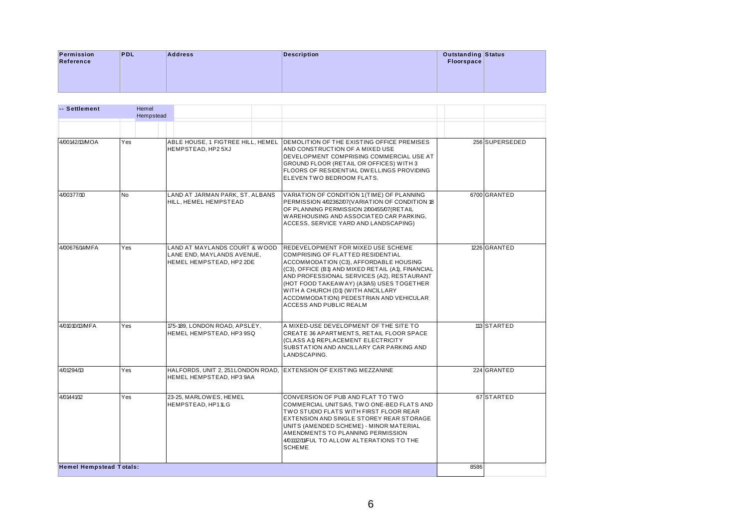| Permission Reference | PDL | Address | Description | Outstanding Floorspace | Status |
|---|---|---|---|---|---|
| **-- Settlement** | Hemel Hempstead | | | | |
| 4/00142/13/MOA | Yes | ABLE HOUSE, 1 FIGTREE HILL, HEMEL HEMPSTEAD, HP2 5XJ | DEMOLITION OF THE EXISTING OFFICE PREMISES AND CONSTRUCTION OF A MIXED USE DEVELOPMENT COMPRISING COMMERCIAL USE AT GROUND FLOOR (RETAIL OR OFFICES) WITH 3 FLOORS OF RESIDENTIAL DWELLINGS PROVIDING ELEVEN TWO BEDROOM FLATS. | 256 | SUPERSEDED |
| 4/00377/10 | No | LAND AT JARMAN PARK, ST. ALBANS HILL, HEMEL HEMPSTEAD | VARIATION OF CONDITION 1 (TIME) OF PLANNING PERMISSION 4/02362/07 (VARIATION OF CONDITION 18 OF PLANNING PERMISSION 2/00455/07 (RETAIL WAREHOUSING AND ASSOCIATED CAR PARKING, ACCESS, SERVICE YARD AND LANDSCAPING) | 6700 | GRANTED |
| 4/00676/14/MFA | Yes | LAND AT MAYLANDS COURT & WOOD LANE END, MAYLANDS AVENUE, HEMEL HEMPSTEAD, HP2 2DE | REDEVELOPMENT FOR MIXED USE SCHEME COMPRISING OF FLATTED RESIDENTIAL ACCOMMODATION (C3), AFFORDABLE HOUSING (C3), OFFICE (B1) AND MIXED RETAIL (A1), FINANCIAL AND PROFESSIONAL SERVICES (A2), RESTAURANT (HOT FOOD TAKEAWAY) (A3/A5) USES TOGETHER WITH A CHURCH (D1) (WITH ANCILLARY ACCOMMODATION) PEDESTRIAN AND VEHICULAR ACCESS AND PUBLIC REALM | 1226 | GRANTED |
| 4/01010/13/MFA | Yes | 175-189, LONDON ROAD, APSLEY, HEMEL HEMPSTEAD, HP3 9SQ | A MIXED-USE DEVELOPMENT OF THE SITE TO CREATE 36 APARTMENTS, RETAIL FLOOR SPACE (CLASS A1) REPLACEMENT ELECTRICITY SUBSTATION AND ANCILLARY CAR PARKING AND LANDSCAPING. | 113 | STARTED |
| 4/01294/13 | Yes | HALFORDS, UNIT 2, 251 LONDON ROAD, HEMEL HEMPSTEAD, HP3 9AA | EXTENSION OF EXISTING MEZZANINE | 224 | GRANTED |
| 4/01441/12 | Yes | 23-25, MARLOWES, HEMEL HEMPSTEAD, HP1 1LG | CONVERSION OF PUB AND FLAT TO TWO COMMERCIAL UNITS/A5, TWO ONE-BED FLATS AND TWO STUDIO FLATS WITH FIRST FLOOR REAR EXTENSION AND SINGLE STOREY REAR STORAGE UNITS (AMENDED SCHEME) - MINOR MATERIAL AMENDMENTS TO PLANNING PERMISSION 4/01112/11/FUL TO ALLOW ALTERATIONS TO THE SCHEME | 67 | STARTED |
| **Hemel Hempstead Totals:** | | | | 8586 | |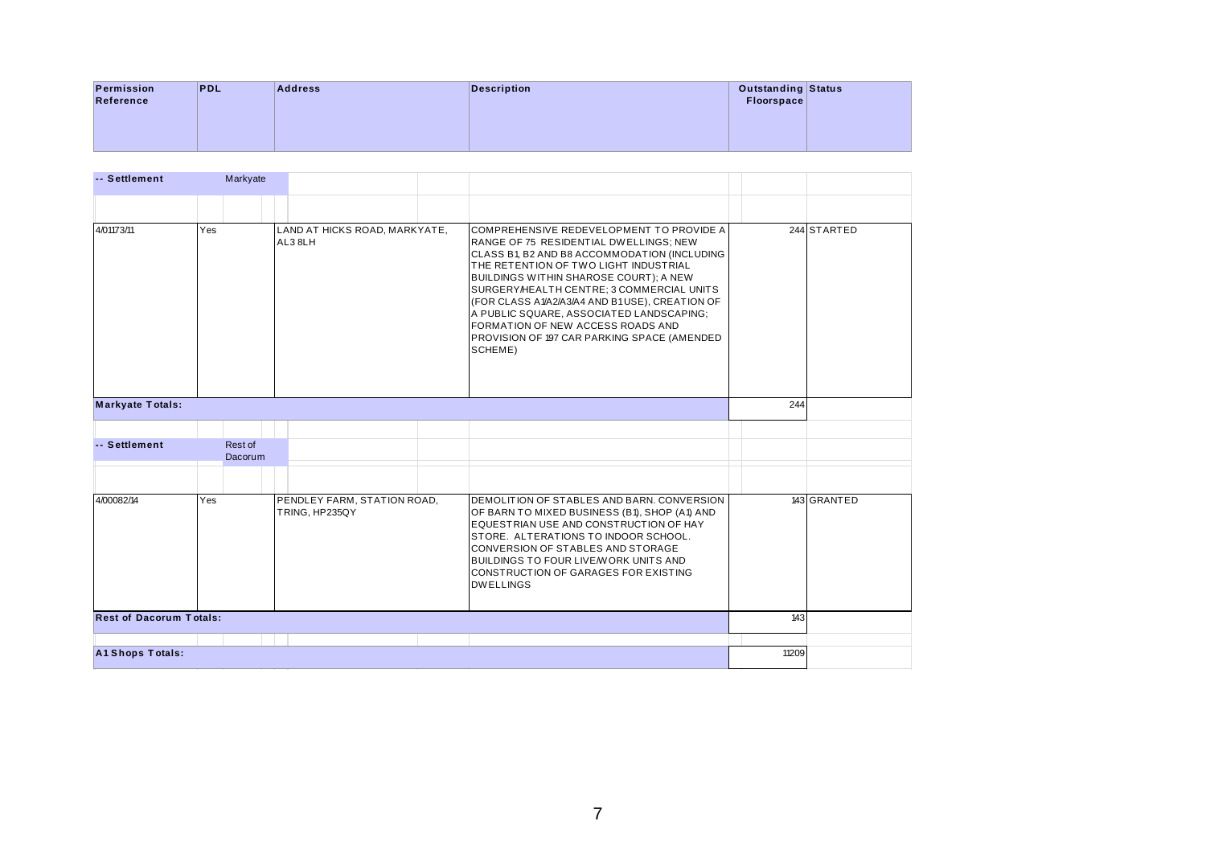| Permission Reference | PDL | Address | Description | Outstanding Floorspace | Status |
|---|---|---|---|---|---|
| **-- Settlement** | Markyate | | | | |
| 4/01173/11 | Yes | LAND AT HICKS ROAD, MARKYATE, AL3 8LH | COMPREHENSIVE REDEVELOPMENT TO PROVIDE A RANGE OF 75 RESIDENTIAL DWELLINGS; NEW CLASS B1, B2 AND B8 ACCOMMODATION (INCLUDING THE RETENTION OF TWO LIGHT INDUSTRIAL BUILDINGS WITHIN SHAROSE COURT); A NEW SURGERY/HEALTH CENTRE; 3 COMMERCIAL UNITS (FOR CLASS A1/A2/A3/A4 AND B1 USE), CREATION OF A PUBLIC SQUARE, ASSOCIATED LANDSCAPING; FORMATION OF NEW ACCESS ROADS AND PROVISION OF 197 CAR PARKING SPACE (AMENDED SCHEME) | 244 | STARTED |
| **Markyate Totals:** | | | | 244 | |
| **-- Settlement** | Rest of Dacorum | | | | |
| 4/00082/14 | Yes | PENDLEY FARM, STATION ROAD, TRING, HP235QY | DEMOLITION OF STABLES AND BARN. CONVERSION OF BARN TO MIXED BUSINESS (B1), SHOP (A1) AND EQUESTRIAN USE AND CONSTRUCTION OF HAY STORE. ALTERATIONS TO INDOOR SCHOOL. CONVERSION OF STABLES AND STORAGE BUILDINGS TO FOUR LIVE/WORK UNITS AND CONSTRUCTION OF GARAGES FOR EXISTING DWELLINGS | 143 | GRANTED |
| **Rest of Dacorum Totals:** | | | | 143 | |
| **A1 Shops Totals:** | | | | 11209 | |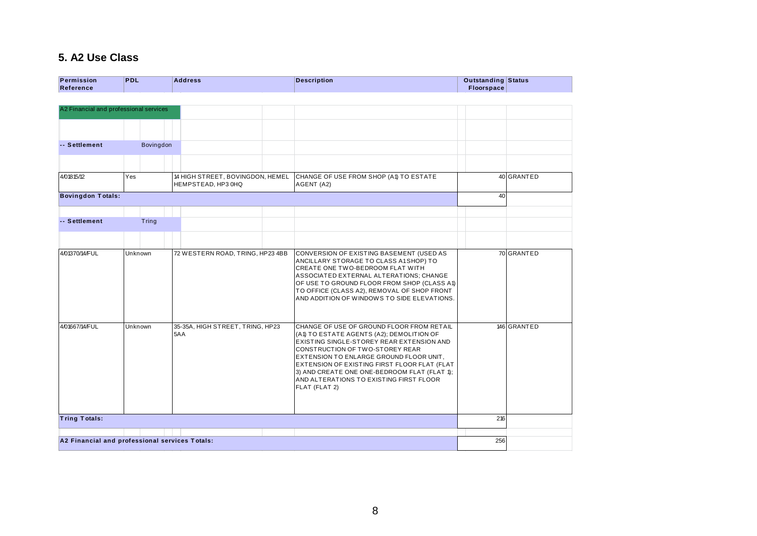## 5. A2 Use Class

| Permission Reference | PDL | Address | Description | Outstanding Floorspace | Status |
|---|---|---|---|---|---|
| A2 Financial and professional services | | | | | |
| -- Settlement | Bovingdon | | | | |
| 4/01815/12 | Yes | 14 HIGH STREET, BOVINGDON, HEMEL HEMPSTEAD, HP3 0HQ | CHANGE OF USE FROM SHOP (A1) TO ESTATE AGENT (A2) | 40 | GRANTED |
| **Bovingdon Totals:** | | | | 40 | |
| -- Settlement | Tring | | | | |
| 4/01370/14/FUL | Unknown | 72 WESTERN ROAD, TRING, HP23 4BB | CONVERSION OF EXISTING BASEMENT (USED AS ANCILLARY STORAGE TO CLASS A1 SHOP) TO CREATE ONE TWO-BEDROOM FLAT WITH ASSOCIATED EXTERNAL ALTERATIONS; CHANGE OF USE TO GROUND FLOOR FROM SHOP (CLASS A1) TO OFFICE (CLASS A2), REMOVAL OF SHOP FRONT AND ADDITION OF WINDOWS TO SIDE ELEVATIONS. | 70 | GRANTED |
| 4/01667/14/FUL | Unknown | 35-35A, HIGH STREET, TRING, HP23 5AA | CHANGE OF USE OF GROUND FLOOR FROM RETAIL (A1) TO ESTATE AGENTS (A2); DEMOLITION OF EXISTING SINGLE-STOREY REAR EXTENSION AND CONSTRUCTION OF TWO-STOREY REAR EXTENSION TO ENLARGE GROUND FLOOR UNIT, EXTENSION OF EXISTING FIRST FLOOR FLAT (FLAT 3) AND CREATE ONE ONE-BEDROOM FLAT (FLAT 1); AND ALTERATIONS TO EXISTING FIRST FLOOR FLAT (FLAT 2) | 146 | GRANTED |
| **Tring Totals:** | | | | 216 | |
| **A2 Financial and professional services Totals:** | | | | 256 | |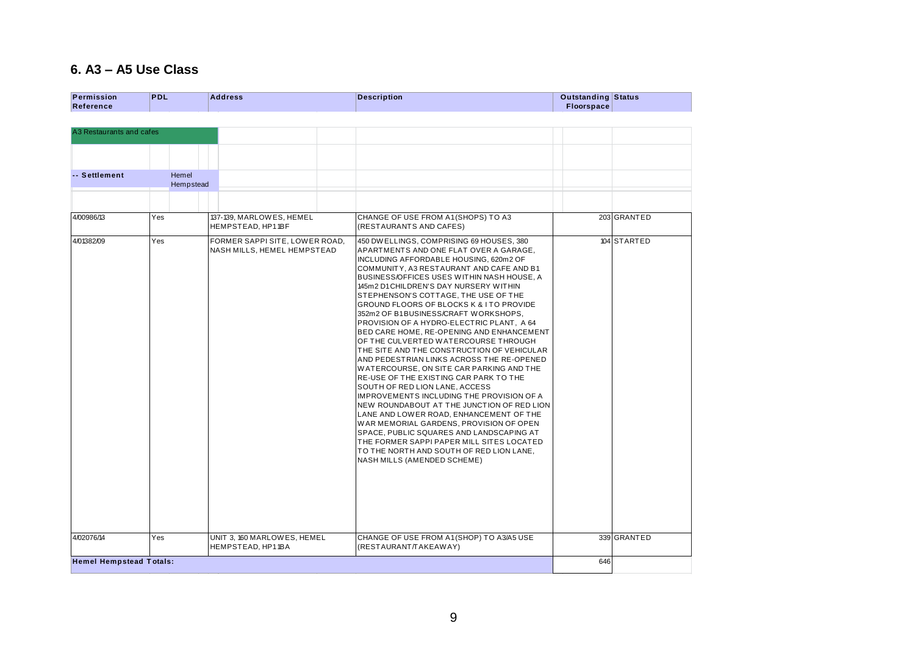## 6. A3 – A5 Use Class

| Permission Reference | PDL | Address | Description | Outstanding Floorspace | Status |
|---|---|---|---|---|---|
| A3 Restaurants and cafes | | | | | |
| -- Settlement | Hemel Hempstead | | | | |
| 4/00986/13 | Yes | 137-139, MARLOWES, HEMEL HEMPSTEAD, HP1 1BF | CHANGE OF USE FROM A1(SHOPS) TO A3 (RESTAURANTS AND CAFES) | 203 | GRANTED |
| 4/01382/09 | Yes | FORMER SAPPI SITE, LOWER ROAD, NASH MILLS, HEMEL HEMPSTEAD | 450 DWELLINGS, COMPRISING 69 HOUSES, 380 APARTMENTS AND ONE FLAT OVER A GARAGE, INCLUDING AFFORDABLE HOUSING, 620m2 OF COMMUNITY, A3 RESTAURANT AND CAFE AND B1 BUSINESS/OFFICES USES WITHIN NASH HOUSE, A 145m2 D1 CHILDREN'S DAY NURSERY WITHIN STEPHENSON'S COTTAGE, THE USE OF THE GROUND FLOORS OF BLOCKS K & I TO PROVIDE 352m2 OF B1 BUSINESS/CRAFT WORKSHOPS, PROVISION OF A HYDRO-ELECTRIC PLANT, A 64 BED CARE HOME, RE-OPENING AND ENHANCEMENT OF THE CULVERTED WATERCOURSE THROUGH THE SITE AND THE CONSTRUCTION OF VEHICULAR AND PEDESTRIAN LINKS ACROSS THE RE-OPENED WATERCOURSE, ON SITE CAR PARKING AND THE RE-USE OF THE EXISTING CAR PARK TO THE SOUTH OF RED LION LANE, ACCESS IMPROVEMENTS INCLUDING THE PROVISION OF A NEW ROUNDABOUT AT THE JUNCTION OF RED LION LANE AND LOWER ROAD, ENHANCEMENT OF THE WAR MEMORIAL GARDENS, PROVISION OF OPEN SPACE, PUBLIC SQUARES AND LANDSCAPING AT THE FORMER SAPPI PAPER MILL SITES LOCATED TO THE NORTH AND SOUTH OF RED LION LANE, NASH MILLS (AMENDED SCHEME) | 104 | STARTED |
| 4/02076/14 | Yes | UNIT 3, 160 MARLOWES, HEMEL HEMPSTEAD, HP1 1BA | CHANGE OF USE FROM A1(SHOP) TO A3/A5 USE (RESTAURANT/TAKEAWAY) | 339 | GRANTED |
| **Hemel Hempstead Totals:** | | | | 646 | |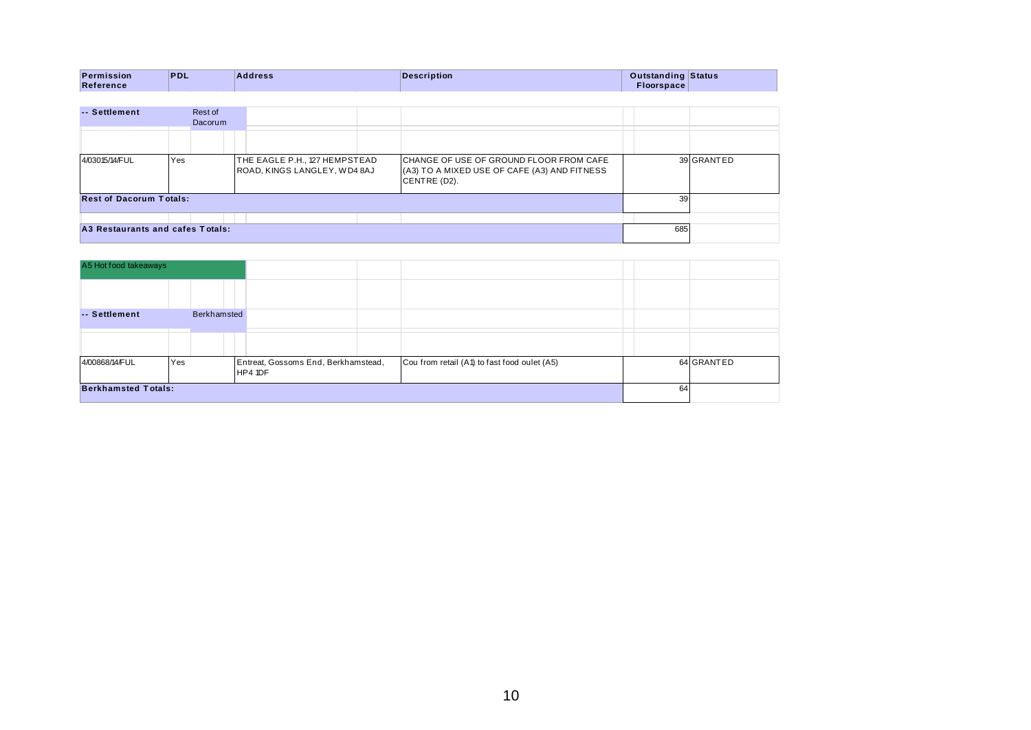| Permission Reference | PDL | Address | Description | Outstanding Floorspace | Status |
| --- | --- | --- | --- | --- | --- |
| **-- Settlement** | Rest of Dacorum | | | | |
| 4/03015/14/FUL | Yes | THE EAGLE P.H., 127 HEMPSTEAD ROAD, KINGS LANGLEY, WD4 8AJ | CHANGE OF USE OF GROUND FLOOR FROM CAFE (A3) TO A MIXED USE OF CAFE (A3) AND FITNESS CENTRE (D2). | 39 | GRANTED |
| **Rest of Dacorum Totals:** | | | | 39 | |
| **A3 Restaurants and cafes Totals:** | | | | 685 | |

| Permission Reference | PDL | Address | Description | Outstanding Floorspace | Status |
| --- | --- | --- | --- | --- | --- |
| A5 Hot food takeaways | | | | | |
| **-- Settlement** | Berkhamsted | | | | |
| 4/00868/14/FUL | Yes | Entreat, Gossoms End, Berkhamstead, HP4 1DF | Cou from retail (A1) to fast food oulet (A5) | 64 | GRANTED |
| **Berkhamsted Totals:** | | | | 64 | |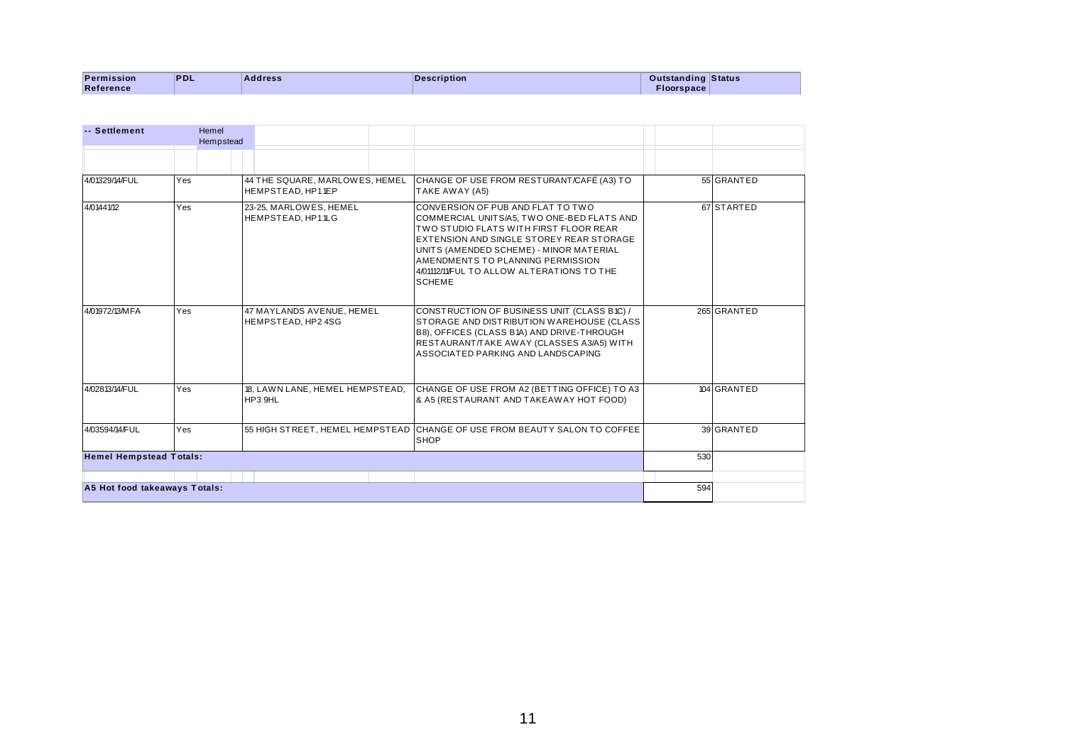| Permission Reference | PDL | Address | Description | Outstanding Floorspace | Status |
|---|---|---|---|---|---|
| **-- Settlement** | Hemel Hempstead | | | | |
| 4/01329/14/FUL | Yes | 44 THE SQUARE, MARLOWES, HEMEL HEMPSTEAD, HP1 1EP | CHANGE OF USE FROM RESTURANT/CAFÉ (A3) TO TAKE AWAY (A5) | 55 | GRANTED |
| 4/01441/12 | Yes | 23-25, MARLOWES, HEMEL HEMPSTEAD, HP1 1LG | CONVERSION OF PUB AND FLAT TO TWO COMMERCIAL UNITS/A5, TWO ONE-BED FLATS AND TWO STUDIO FLATS WITH FIRST FLOOR REAR EXTENSION AND SINGLE STOREY REAR STORAGE UNITS (AMENDED SCHEME) - MINOR MATERIAL AMENDMENTS TO PLANNING PERMISSION 4/01112/11/FUL TO ALLOW ALTERATIONS TO THE SCHEME | 67 | STARTED |
| 4/01972/13/MFA | Yes | 47 MAYLANDS AVENUE, HEMEL HEMPSTEAD, HP2 4SG | CONSTRUCTION OF BUSINESS UNIT (CLASS B1C) / STORAGE AND DISTRIBUTION WAREHOUSE (CLASS B8), OFFICES (CLASS B1A) AND DRIVE-THROUGH RESTAURANT/TAKE AWAY (CLASSES A3/A5) WITH ASSOCIATED PARKING AND LANDSCAPING | 265 | GRANTED |
| 4/02813/14/FUL | Yes | 18, LAWN LANE, HEMEL HEMPSTEAD, HP3 9HL | CHANGE OF USE FROM A2 (BETTING OFFICE) TO A3 & A5 (RESTAURANT AND TAKEAWAY HOT FOOD) | 104 | GRANTED |
| 4/03594/14/FUL | Yes | 55 HIGH STREET, HEMEL HEMPSTEAD | CHANGE OF USE FROM BEAUTY SALON TO COFFEE SHOP | 39 | GRANTED |
| **Hemel Hempstead Totals:** | | | | 530 | |
| **A5 Hot food takeaways Totals:** | | | | 594 | |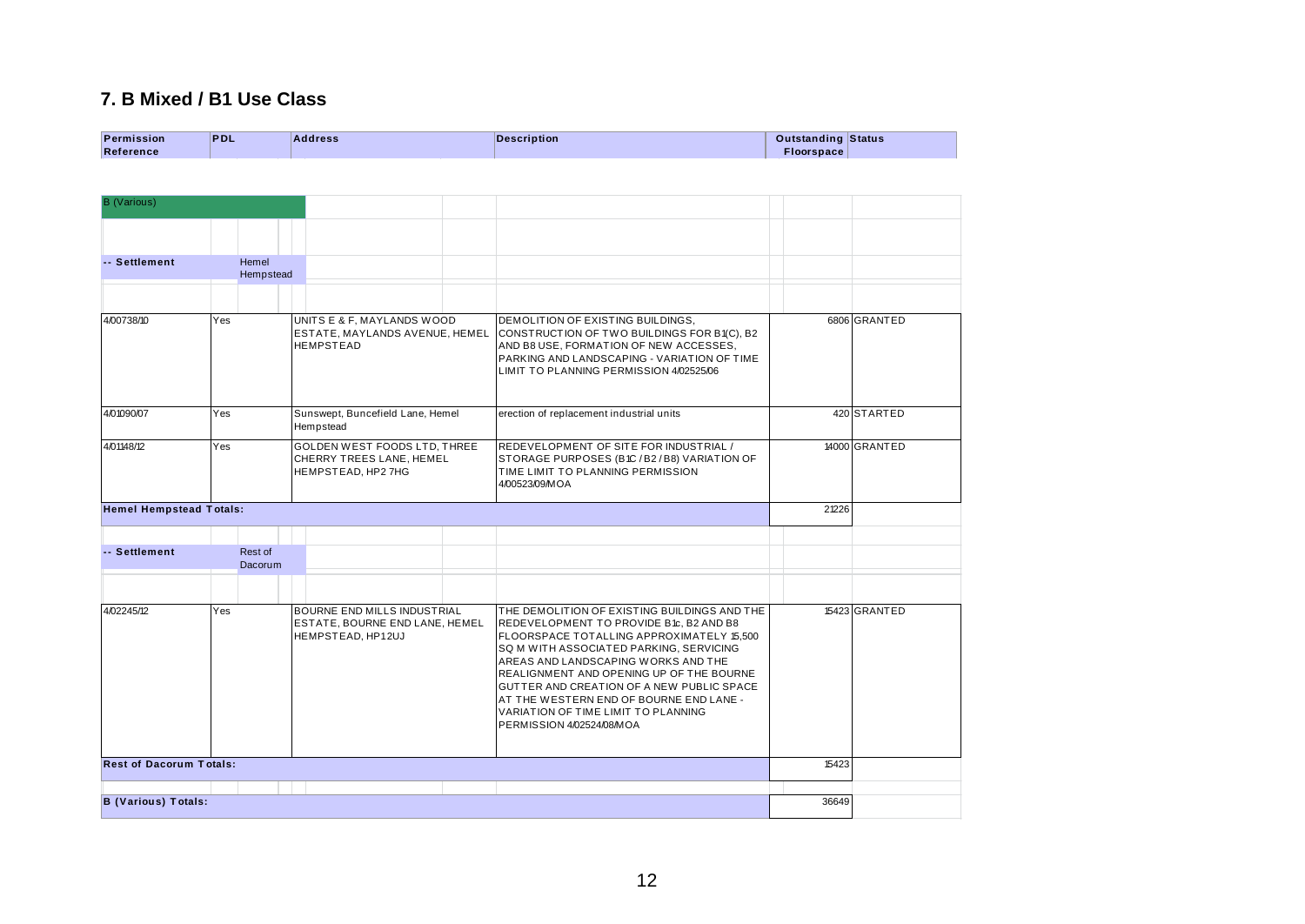## 7. B Mixed / B1 Use Class

| Permission Reference | PDL | Address | Description | Outstanding Floorspace | Status |
|---|---|---|---|---|---|
| **B (Various)** | | | | | |
| **-- Settlement** | Hemel Hempstead | | | | |
| 4/00738/10 | Yes | UNITS E & F, MAYLANDS WOOD ESTATE, MAYLANDS AVENUE, HEMEL HEMPSTEAD | DEMOLITION OF EXISTING BUILDINGS, CONSTRUCTION OF TWO BUILDINGS FOR B1(C), B2 AND B8 USE, FORMATION OF NEW ACCESSES, PARKING AND LANDSCAPING - VARIATION OF TIME LIMIT TO PLANNING PERMISSION 4/02525/06 | 6806 | GRANTED |
| 4/01090/07 | Yes | Sunswept, Buncefield Lane, Hemel Hempstead | erection of replacement industrial units | 420 | STARTED |
| 4/01148/12 | Yes | GOLDEN WEST FOODS LTD, THREE CHERRY TREES LANE, HEMEL HEMPSTEAD, HP2 7HG | REDEVELOPMENT OF SITE FOR INDUSTRIAL / STORAGE PURPOSES (B1C / B2 / B8) VARIATION OF TIME LIMIT TO PLANNING PERMISSION 4/00523/09/MOA | 14000 | GRANTED |
| **Hemel Hempstead Totals:** | | | | 21226 | |
| **-- Settlement** | Rest of Dacorum | | | | |
| 4/02245/12 | Yes | BOURNE END MILLS INDUSTRIAL ESTATE, BOURNE END LANE, HEMEL HEMPSTEAD, HP1 2UJ | THE DEMOLITION OF EXISTING BUILDINGS AND THE REDEVELOPMENT TO PROVIDE B1c, B2 AND B8 FLOORSPACE TOTALLING APPROXIMATELY 15,500 SQ M WITH ASSOCIATED PARKING, SERVICING AREAS AND LANDSCAPING WORKS AND THE REALIGNMENT AND OPENING UP OF THE BOURNE GUTTER AND CREATION OF A NEW PUBLIC SPACE AT THE WESTERN END OF BOURNE END LANE - VARIATION OF TIME LIMIT TO PLANNING PERMISSION 4/02524/08/MOA | 15423 | GRANTED |
| **Rest of Dacorum Totals:** | | | | 15423 | |
| **B (Various) Totals:** | | | | 36649 | |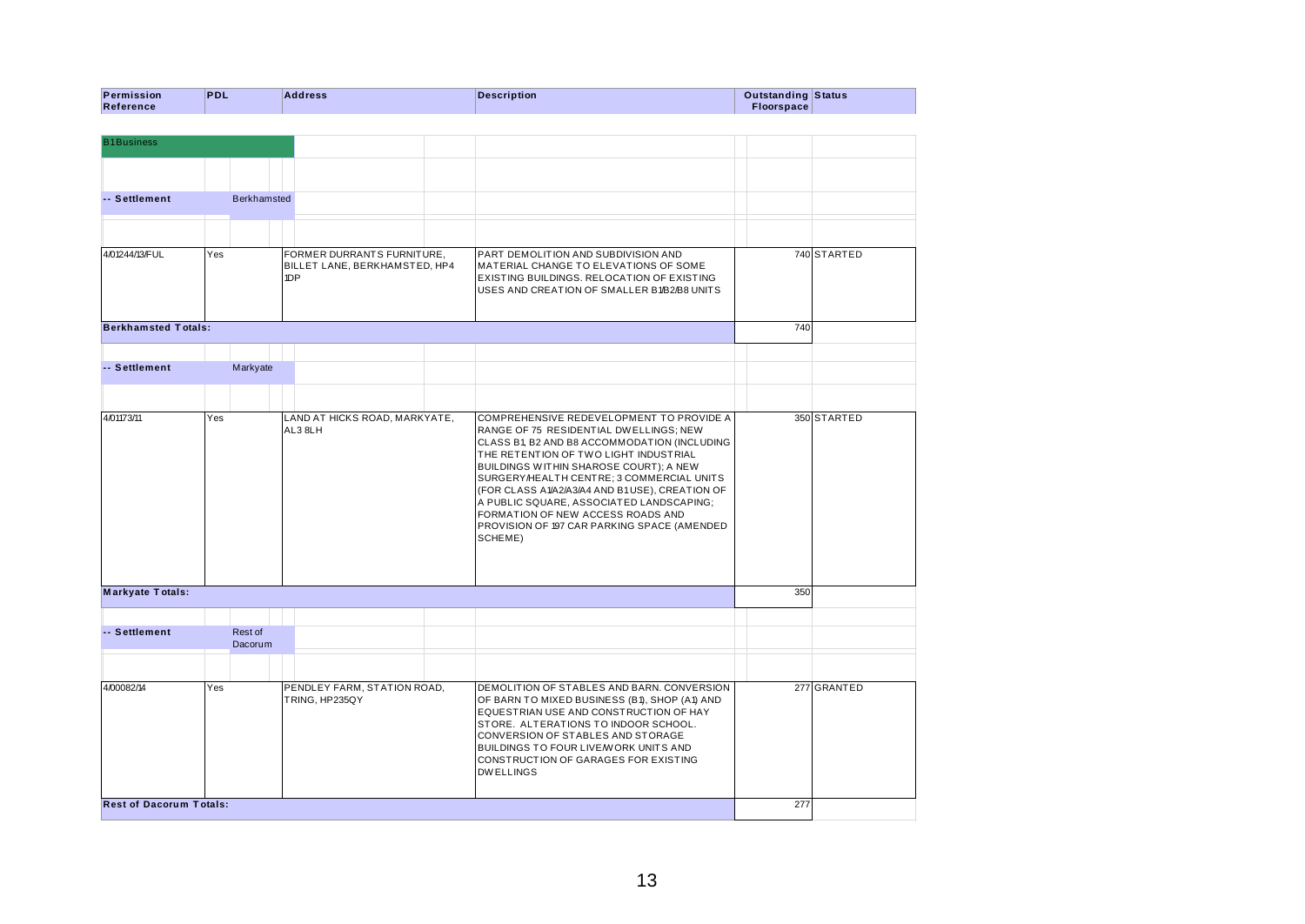| Permission Reference | PDL | Address | Description | Outstanding Floorspace | Status |
|---|---|---|---|---|---|
| **B1 Business** | | | | | |
| **-- Settlement** | Berkhamsted | | | | |
| 4/01244/13/FUL | Yes | FORMER DURRANTS FURNITURE, BILLET LANE, BERKHAMSTED, HP4 1DP | PART DEMOLITION AND SUBDIVISION AND MATERIAL CHANGE TO ELEVATIONS OF SOME EXISTING BUILDINGS. RELOCATION OF EXISTING USES AND CREATION OF SMALLER B1/B2/B8 UNITS | 740 | STARTED |
| **Berkhamsted Totals:** | | | | 740 | |
| **-- Settlement** | Markyate | | | | |
| 4/01173/11 | Yes | LAND AT HICKS ROAD, MARKYATE, AL3 8LH | COMPREHENSIVE REDEVELOPMENT TO PROVIDE A RANGE OF 75 RESIDENTIAL DWELLINGS; NEW CLASS B1, B2 AND B8 ACCOMMODATION (INCLUDING THE RETENTION OF TWO LIGHT INDUSTRIAL BUILDINGS WITHIN SHAROSE COURT); A NEW SURGERY/HEALTH CENTRE; 3 COMMERCIAL UNITS (FOR CLASS A1/A2/A3/A4 AND B1 USE), CREATION OF A PUBLIC SQUARE, ASSOCIATED LANDSCAPING; FORMATION OF NEW ACCESS ROADS AND PROVISION OF 197 CAR PARKING SPACE (AMENDED SCHEME) | 350 | STARTED |
| **Markyate Totals:** | | | | 350 | |
| **-- Settlement** | Rest of Dacorum | | | | |
| 4/00082/14 | Yes | PENDLEY FARM, STATION ROAD, TRING, HP235QY | DEMOLITION OF STABLES AND BARN. CONVERSION OF BARN TO MIXED BUSINESS (B1), SHOP (A1) AND EQUESTRIAN USE AND CONSTRUCTION OF HAY STORE. ALTERATIONS TO INDOOR SCHOOL. CONVERSION OF STABLES AND STORAGE BUILDINGS TO FOUR LIVE/WORK UNITS AND CONSTRUCTION OF GARAGES FOR EXISTING DWELLINGS | 277 | GRANTED |
| **Rest of Dacorum Totals:** | | | | 277 | |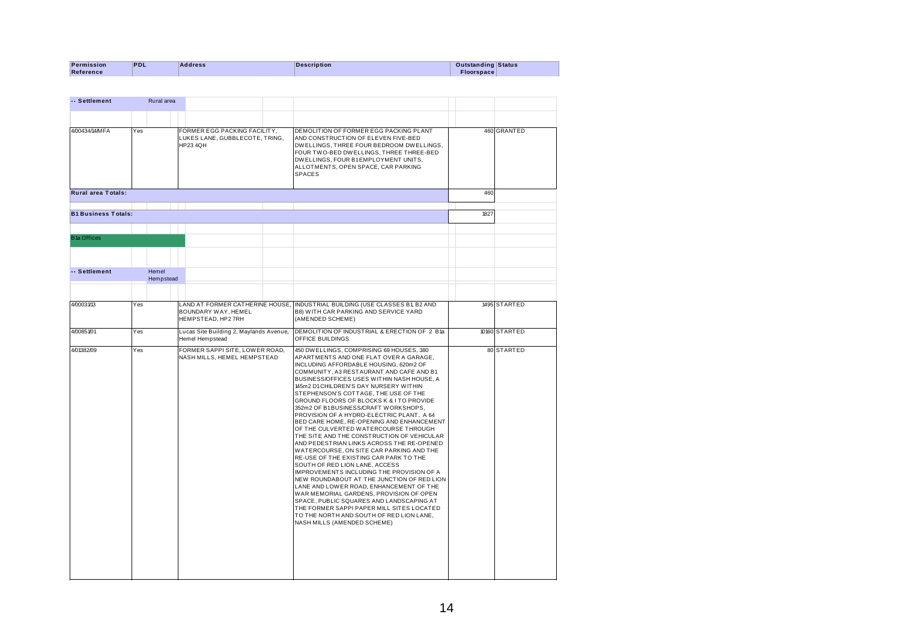| Permission Reference | PDL | Address | Description | Outstanding Floorspace | Status |
|---|---|---|---|---|---|
| **-- Settlement** | Rural area | | | | |
| 4/00434/14/MFA | Yes | FORMER EGG PACKING FACILITY, LUKES LANE, GUBBLECOTE, TRING, HP23 4QH | DEMOLITION OF FORMER EGG PACKING PLANT AND CONSTRUCTION OF ELEVEN FIVE-BED DWELLINGS, THREE FOUR BEDROOM DWELLINGS, FOUR TWO-BED DWELLINGS, THREE THREE-BED DWELLINGS, FOUR B1 EMPLOYMENT UNITS, ALLOTMENTS, OPEN SPACE, CAR PARKING SPACES | 460 | GRANTED |
| **Rural area Totals:** | | | | 460 | |
| **B1 Business Totals:** | | | | 1827 | |
| B1a Offices | | | | | |
| **-- Settlement** | Hemel Hempstead | | | | |
| 4/00031/13 | Yes | LAND AT FORMER CATHERINE HOUSE, BOUNDARY WAY, HEMEL HEMPSTEAD, HP2 7RH | INDUSTRIAL BUILDING (USE CLASSES B1, B2 AND B8) WITH CAR PARKING AND SERVICE YARD (AMENDED SCHEME) | 1495 | STARTED |
| 4/00851/01 | Yes | Lucas Site Building 2, Maylands Avenue, Hemel Hempstead | DEMOLITION OF INDUSTRIAL & ERECTION OF 2 B1a OFFICE BUILDINGS | 10160 | STARTED |
| 4/01382/09 | Yes | FORMER SAPPI SITE, LOWER ROAD, NASH MILLS, HEMEL HEMPSTEAD | 450 DWELLINGS, COMPRISING 69 HOUSES, 380 APARTMENTS AND ONE FLAT OVER A GARAGE, INCLUDING AFFORDABLE HOUSING, 620m2 OF COMMUNITY, A3 RESTAURANT AND CAFE AND B1 BUSINESS/OFFICES USES WITHIN NASH HOUSE, A 145m2 D1 CHILDREN'S DAY NURSERY WITHIN STEPHENSON'S COTTAGE, THE USE OF THE GROUND FLOORS OF BLOCKS K & I TO PROVIDE 352m2 OF B1 BUSINESS/CRAFT WORKSHOPS, PROVISION OF A HYDRO-ELECTRIC PLANT, A 64 BED CARE HOME, RE-OPENING AND ENHANCEMENT OF THE CULVERTED WATERCOURSE THROUGH THE SITE AND THE CONSTRUCTION OF VEHICULAR AND PEDESTRIAN LINKS ACROSS THE RE-OPENED WATERCOURSE, ON SITE CAR PARKING AND THE RE-USE OF THE EXISTING CAR PARK TO THE SOUTH OF RED LION LANE, ACCESS IMPROVEMENTS INCLUDING THE PROVISION OF A NEW ROUNDABOUT AT THE JUNCTION OF RED LION LANE AND LOWER ROAD, ENHANCEMENT OF THE WAR MEMORIAL GARDENS, PROVISION OF OPEN SPACE, PUBLIC SQUARES AND LANDSCAPING AT THE FORMER SAPPI PAPER MILL SITES LOCATED TO THE NORTH AND SOUTH OF RED LION LANE, NASH MILLS (AMENDED SCHEME) | 80 | STARTED |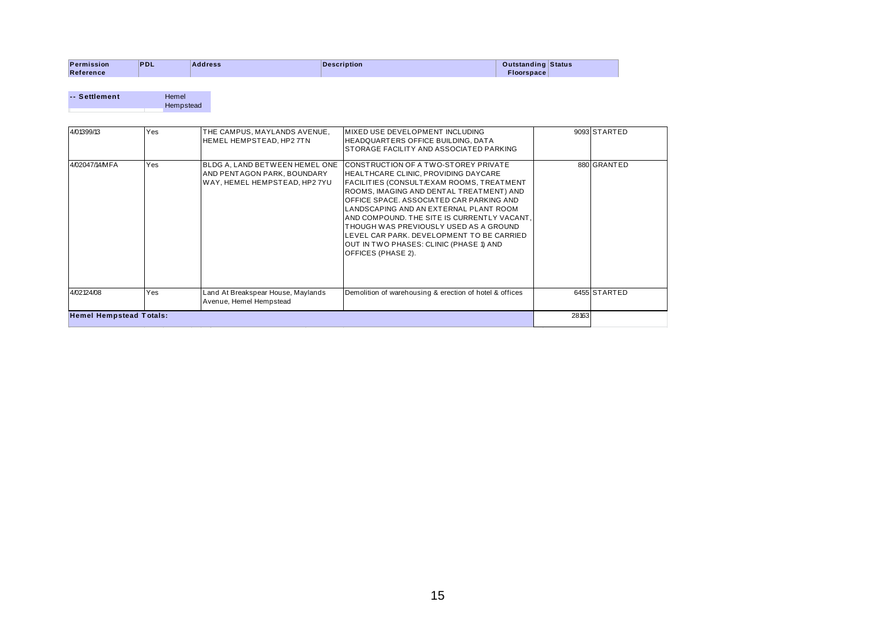| Permission Reference | PDL | Address | Description | Outstanding Floorspace | Status |
|---|---|---|---|---|---|
| **-- Settlement** | Hemel Hempstead | | | | |
| 4/01399/13 | Yes | THE CAMPUS, MAYLANDS AVENUE, HEMEL HEMPSTEAD, HP2 7TN | MIXED USE DEVELOPMENT INCLUDING HEADQUARTERS OFFICE BUILDING, DATA STORAGE FACILITY AND ASSOCIATED PARKING | 9093 | STARTED |
| 4/02047/14/MFA | Yes | BLDG A, LAND BETWEEN HEMEL ONE AND PENTAGON PARK, BOUNDARY WAY, HEMEL HEMPSTEAD, HP2 7YU | CONSTRUCTION OF A TWO-STOREY PRIVATE HEALTHCARE CLINIC, PROVIDING DAYCARE FACILITIES (CONSULT/EXAM ROOMS, TREATMENT ROOMS, IMAGING AND DENTAL TREATMENT) AND OFFICE SPACE. ASSOCIATED CAR PARKING AND LANDSCAPING AND AN EXTERNAL PLANT ROOM AND COMPOUND. THE SITE IS CURRENTLY VACANT, THOUGH WAS PREVIOUSLY USED AS A GROUND LEVEL CAR PARK. DEVELOPMENT TO BE CARRIED OUT IN TWO PHASES: CLINIC (PHASE 1) AND OFFICES (PHASE 2). | 880 | GRANTED |
| 4/02124/08 | Yes | Land At Breakspear House, Maylands Avenue, Hemel Hempstead | Demolition of warehousing & erection of hotel & offices | 6455 | STARTED |
| **Hemel Hempstead Totals:** | | | | 28163 | |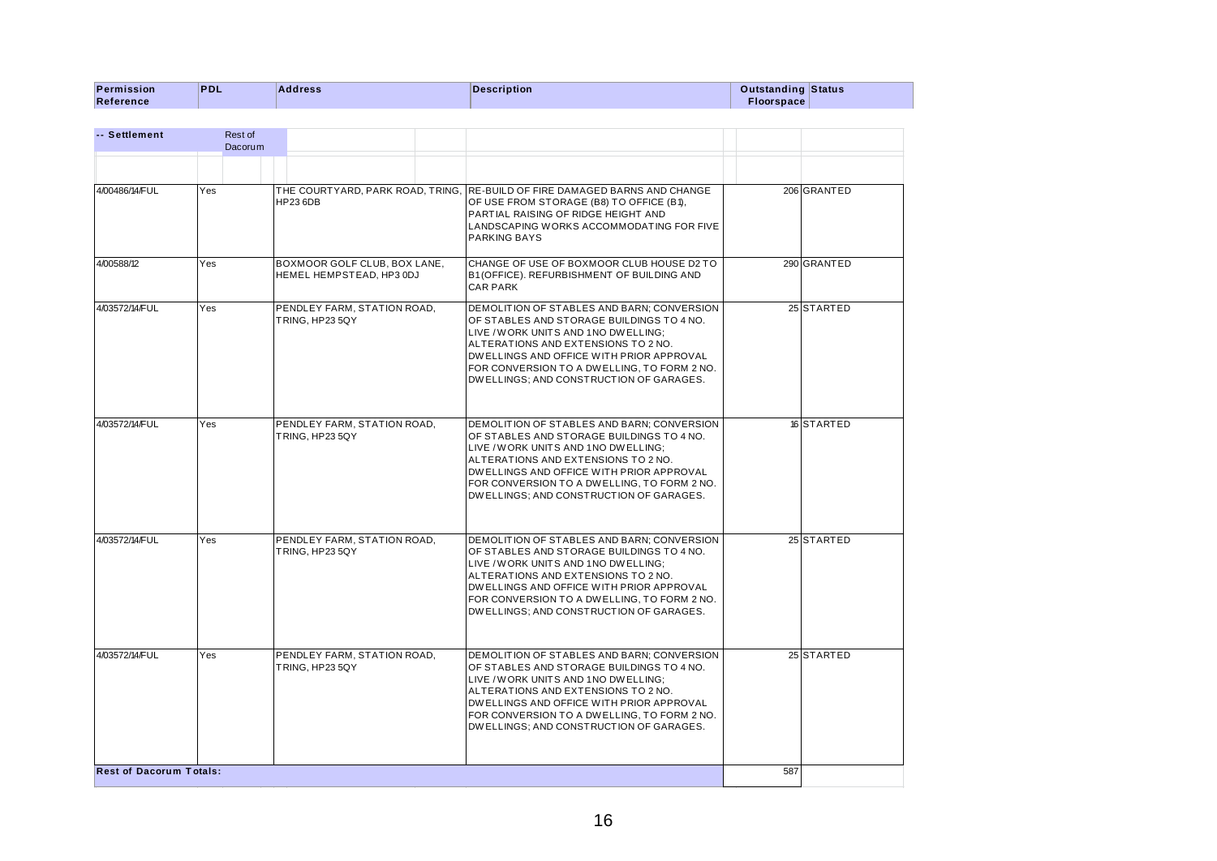| Permission Reference | PDL | Address | Description | Outstanding Floorspace | Status |
|---|---|---|---|---|---|
| **-- Settlement** | Rest of Dacorum | | | | |
| 4/00486/14/FUL | Yes | THE COURTYARD, PARK ROAD, TRING, HP23 6DB | RE-BUILD OF FIRE DAMAGED BARNS AND CHANGE OF USE FROM STORAGE (B8) TO OFFICE (B1), PARTIAL RAISING OF RIDGE HEIGHT AND LANDSCAPING WORKS ACCOMMODATING FOR FIVE PARKING BAYS | 206 | GRANTED |
| 4/00588/12 | Yes | BOXMOOR GOLF CLUB, BOX LANE, HEMEL HEMPSTEAD, HP3 0DJ | CHANGE OF USE OF BOXMOOR CLUB HOUSE D2 TO B1(OFFICE). REFURBISHMENT OF BUILDING AND CAR PARK | 290 | GRANTED |
| 4/03572/14/FUL | Yes | PENDLEY FARM, STATION ROAD, TRING, HP23 5QY | DEMOLITION OF STABLES AND BARN; CONVERSION OF STABLES AND STORAGE BUILDINGS TO 4 NO. LIVE / WORK UNITS AND 1 NO DWELLING; ALTERATIONS AND EXTENSIONS TO 2 NO. DWELLINGS AND OFFICE WITH PRIOR APPROVAL FOR CONVERSION TO A DWELLING, TO FORM 2 NO. DWELLINGS; AND CONSTRUCTION OF GARAGES. | 25 | STARTED |
| 4/03572/14/FUL | Yes | PENDLEY FARM, STATION ROAD, TRING, HP23 5QY | DEMOLITION OF STABLES AND BARN; CONVERSION OF STABLES AND STORAGE BUILDINGS TO 4 NO. LIVE / WORK UNITS AND 1 NO DWELLING; ALTERATIONS AND EXTENSIONS TO 2 NO. DWELLINGS AND OFFICE WITH PRIOR APPROVAL FOR CONVERSION TO A DWELLING, TO FORM 2 NO. DWELLINGS; AND CONSTRUCTION OF GARAGES. | 16 | STARTED |
| 4/03572/14/FUL | Yes | PENDLEY FARM, STATION ROAD, TRING, HP23 5QY | DEMOLITION OF STABLES AND BARN; CONVERSION OF STABLES AND STORAGE BUILDINGS TO 4 NO. LIVE / WORK UNITS AND 1 NO DWELLING; ALTERATIONS AND EXTENSIONS TO 2 NO. DWELLINGS AND OFFICE WITH PRIOR APPROVAL FOR CONVERSION TO A DWELLING, TO FORM 2 NO. DWELLINGS; AND CONSTRUCTION OF GARAGES. | 25 | STARTED |
| 4/03572/14/FUL | Yes | PENDLEY FARM, STATION ROAD, TRING, HP23 5QY | DEMOLITION OF STABLES AND BARN; CONVERSION OF STABLES AND STORAGE BUILDINGS TO 4 NO. LIVE / WORK UNITS AND 1 NO DWELLING; ALTERATIONS AND EXTENSIONS TO 2 NO. DWELLINGS AND OFFICE WITH PRIOR APPROVAL FOR CONVERSION TO A DWELLING, TO FORM 2 NO. DWELLINGS; AND CONSTRUCTION OF GARAGES. | 25 | STARTED |
| **Rest of Dacorum Totals:** | | | | 587 | |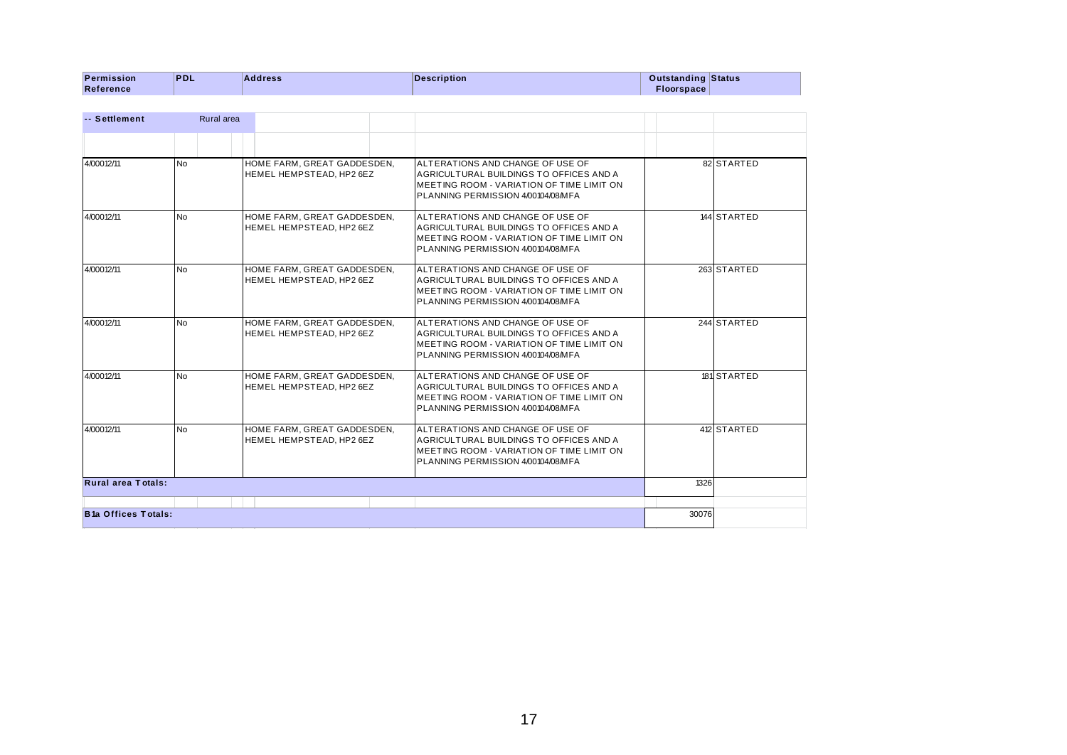| Permission Reference | PDL | Address | Description | Outstanding Floorspace | Status |
|---|---|---|---|---|---|
| **-- Settlement** | Rural area | | | | |
| 4/00012/11 | No | HOME FARM, GREAT GADDESDEN, HEMEL HEMPSTEAD, HP2 6EZ | ALTERATIONS AND CHANGE OF USE OF AGRICULTURAL BUILDINGS TO OFFICES AND A MEETING ROOM - VARIATION OF TIME LIMIT ON PLANNING PERMISSION 4/00104/08/MFA | 82 | STARTED |
| 4/00012/11 | No | HOME FARM, GREAT GADDESDEN, HEMEL HEMPSTEAD, HP2 6EZ | ALTERATIONS AND CHANGE OF USE OF AGRICULTURAL BUILDINGS TO OFFICES AND A MEETING ROOM - VARIATION OF TIME LIMIT ON PLANNING PERMISSION 4/00104/08/MFA | 144 | STARTED |
| 4/00012/11 | No | HOME FARM, GREAT GADDESDEN, HEMEL HEMPSTEAD, HP2 6EZ | ALTERATIONS AND CHANGE OF USE OF AGRICULTURAL BUILDINGS TO OFFICES AND A MEETING ROOM - VARIATION OF TIME LIMIT ON PLANNING PERMISSION 4/00104/08/MFA | 263 | STARTED |
| 4/00012/11 | No | HOME FARM, GREAT GADDESDEN, HEMEL HEMPSTEAD, HP2 6EZ | ALTERATIONS AND CHANGE OF USE OF AGRICULTURAL BUILDINGS TO OFFICES AND A MEETING ROOM - VARIATION OF TIME LIMIT ON PLANNING PERMISSION 4/00104/08/MFA | 244 | STARTED |
| 4/00012/11 | No | HOME FARM, GREAT GADDESDEN, HEMEL HEMPSTEAD, HP2 6EZ | ALTERATIONS AND CHANGE OF USE OF AGRICULTURAL BUILDINGS TO OFFICES AND A MEETING ROOM - VARIATION OF TIME LIMIT ON PLANNING PERMISSION 4/00104/08/MFA | 181 | STARTED |
| 4/00012/11 | No | HOME FARM, GREAT GADDESDEN, HEMEL HEMPSTEAD, HP2 6EZ | ALTERATIONS AND CHANGE OF USE OF AGRICULTURAL BUILDINGS TO OFFICES AND A MEETING ROOM - VARIATION OF TIME LIMIT ON PLANNING PERMISSION 4/00104/08/MFA | 412 | STARTED |
| **Rural area Totals:** | | | | 1326 | |
| **B1a Offices Totals:** | | | | 30076 | |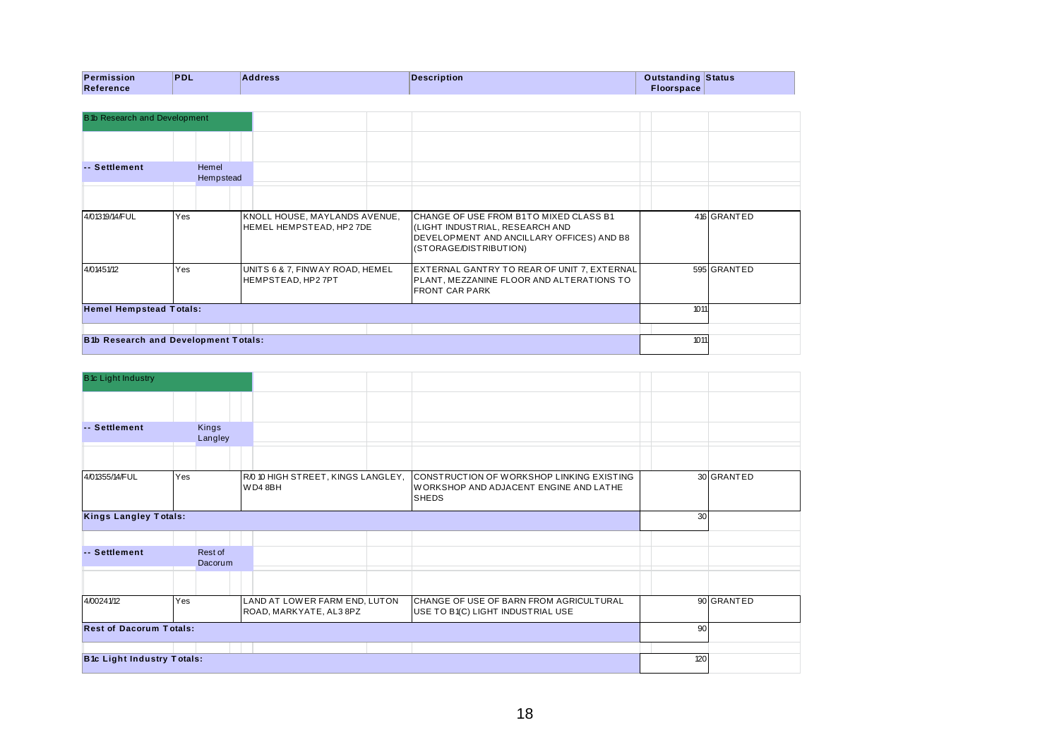| Permission Reference | PDL | Address | Description | Outstanding Floorspace | Status |
|---|---|---|---|---|---|
| **B1b Research and Development** | | | | | |
| **-- Settlement** | Hemel Hempstead | | | | |
| 4/01319/14/FUL | Yes | KNOLL HOUSE, MAYLANDS AVENUE, HEMEL HEMPSTEAD, HP2 7DE | CHANGE OF USE FROM B1 TO MIXED CLASS B1 (LIGHT INDUSTRIAL, RESEARCH AND DEVELOPMENT AND ANCILLARY OFFICES) AND B8 (STORAGE/DISTRIBUTION) | 416 | GRANTED |
| 4/01451/12 | Yes | UNITS 6 & 7, FINWAY ROAD, HEMEL HEMPSTEAD, HP2 7PT | EXTERNAL GANTRY TO REAR OF UNIT 7, EXTERNAL PLANT, MEZZANINE FLOOR AND ALTERATIONS TO FRONT CAR PARK | 595 | GRANTED |
| **Hemel Hempstead Totals:** | | | | 1011 | |
| **B1b Research and Development Totals:** | | | | 1011 | |

| Permission Reference | PDL | Address | Description | Outstanding Floorspace | Status |
|---|---|---|---|---|---|
| **B1c Light Industry** | | | | | |
| **-- Settlement** | Kings Langley | | | | |
| 4/01355/14/FUL | Yes | R/O 10 HIGH STREET, KINGS LANGLEY, WD4 8BH | CONSTRUCTION OF WORKSHOP LINKING EXISTING WORKSHOP AND ADJACENT ENGINE AND LATHE SHEDS | 30 | GRANTED |
| **Kings Langley Totals:** | | | | 30 | |
| **-- Settlement** | Rest of Dacorum | | | | |
| 4/00241/12 | Yes | LAND AT LOWER FARM END, LUTON ROAD, MARKYATE, AL3 8PZ | CHANGE OF USE OF BARN FROM AGRICULTURAL USE TO B1(C) LIGHT INDUSTRIAL USE | 90 | GRANTED |
| **Rest of Dacorum Totals:** | | | | 90 | |
| **B1c Light Industry Totals:** | | | | 120 | |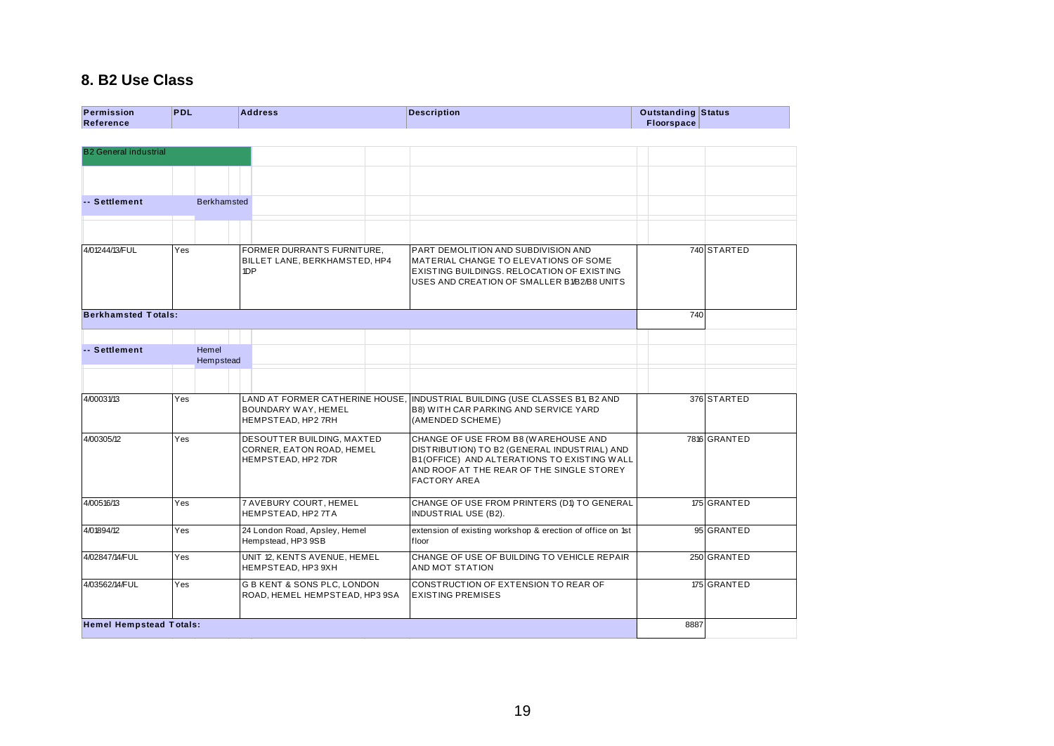## 8. B2 Use Class

| Permission Reference | PDL | Address | Description | Outstanding Floorspace | Status |
|---|---|---|---|---|---|
| **B2 General industrial** | | | | | |
| **-- Settlement** | Berkhamsted | | | | |
| 4/01244/13/FUL | Yes | FORMER DURRANTS FURNITURE, BILLET LANE, BERKHAMSTED, HP4 1DP | PART DEMOLITION AND SUBDIVISION AND MATERIAL CHANGE TO ELEVATIONS OF SOME EXISTING BUILDINGS. RELOCATION OF EXISTING USES AND CREATION OF SMALLER B1/B2/B8 UNITS | 740 | STARTED |
| **Berkhamsted Totals:** | | | | 740 | |
| **-- Settlement** | Hemel Hempstead | | | | |
| 4/00031/13 | Yes | LAND AT FORMER CATHERINE HOUSE, BOUNDARY WAY, HEMEL HEMPSTEAD, HP2 7RH | INDUSTRIAL BUILDING (USE CLASSES B1, B2 AND B8) WITH CAR PARKING AND SERVICE YARD (AMENDED SCHEME) | 376 | STARTED |
| 4/00305/12 | Yes | DESOUTTER BUILDING, MAXTED CORNER, EATON ROAD, HEMEL HEMPSTEAD, HP2 7DR | CHANGE OF USE FROM B8 (WAREHOUSE AND DISTRIBUTION) TO B2 (GENERAL INDUSTRIAL) AND B1(OFFICE) AND ALTERATIONS TO EXISTING WALL AND ROOF AT THE REAR OF THE SINGLE STOREY FACTORY AREA | 7816 | GRANTED |
| 4/00516/13 | Yes | 7 AVEBURY COURT, HEMEL HEMPSTEAD, HP2 7TA | CHANGE OF USE FROM PRINTERS (D1) TO GENERAL INDUSTRIAL USE (B2). | 175 | GRANTED |
| 4/01894/12 | Yes | 24 London Road, Apsley, Hemel Hempstead, HP3 9SB | extension of existing workshop & erection of office on 1st floor | 95 | GRANTED |
| 4/02847/14/FUL | Yes | UNIT 12, KENTS AVENUE, HEMEL HEMPSTEAD, HP3 9XH | CHANGE OF USE OF BUILDING TO VEHICLE REPAIR AND MOT STATION | 250 | GRANTED |
| 4/03562/14/FUL | Yes | G B KENT & SONS PLC, LONDON ROAD, HEMEL HEMPSTEAD, HP3 9SA | CONSTRUCTION OF EXTENSION TO REAR OF EXISTING PREMISES | 175 | GRANTED |
| **Hemel Hempstead Totals:** | | | | 8887 | |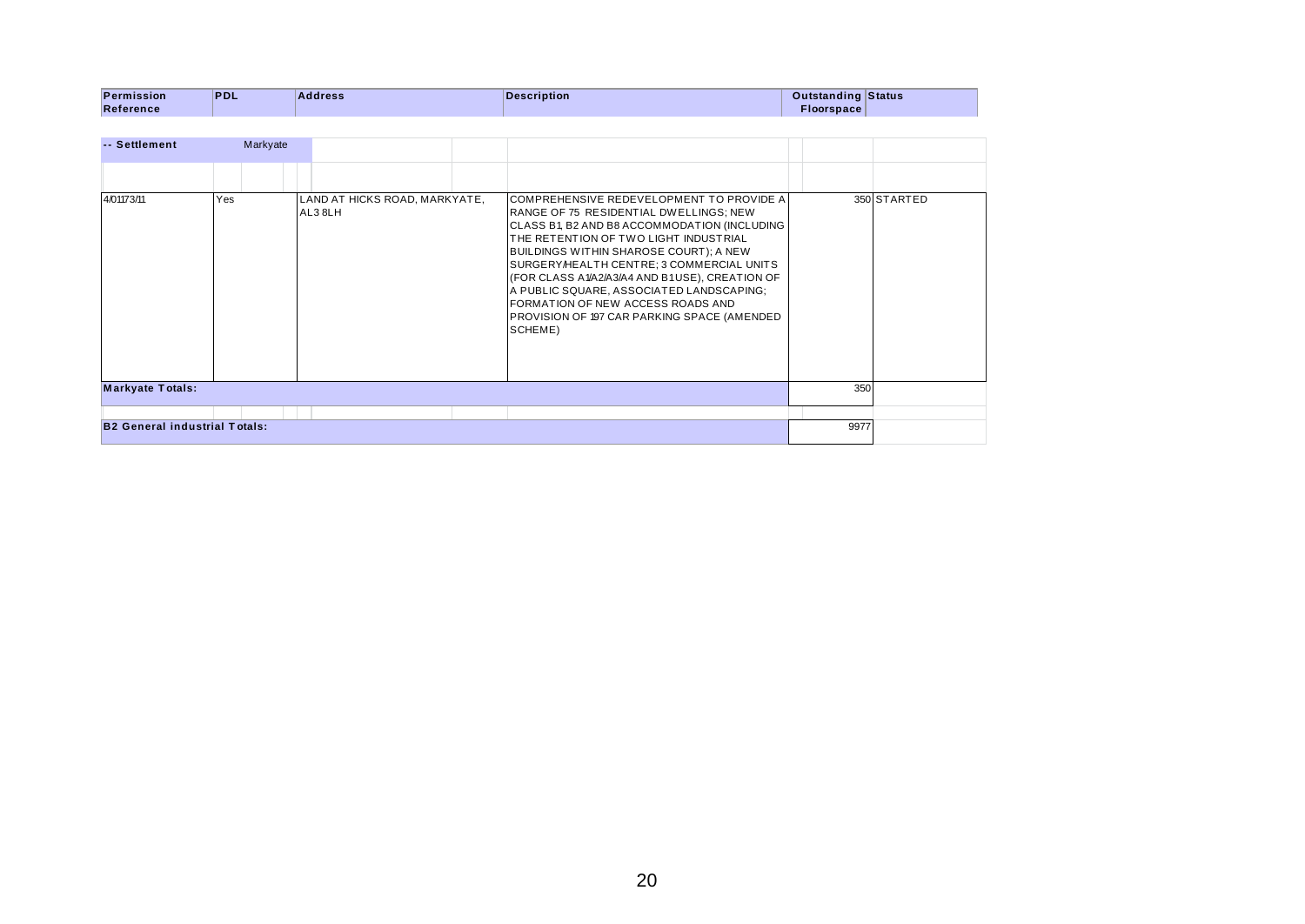| Permission Reference | PDL | Address | Description | Outstanding Floorspace | Status |
|---|---|---|---|---|---|
| -- Settlement | Markyate | | | | |
| 4/01173/11 | Yes | LAND AT HICKS ROAD, MARKYATE, AL3 8LH | COMPREHENSIVE REDEVELOPMENT TO PROVIDE A RANGE OF 75 RESIDENTIAL DWELLINGS; NEW CLASS B1, B2 AND B8 ACCOMMODATION (INCLUDING THE RETENTION OF TWO LIGHT INDUSTRIAL BUILDINGS WITHIN SHAROSE COURT); A NEW SURGERY/HEALTH CENTRE; 3 COMMERCIAL UNITS (FOR CLASS A1/A2/A3/A4 AND B1USE), CREATION OF A PUBLIC SQUARE, ASSOCIATED LANDSCAPING; FORMATION OF NEW ACCESS ROADS AND PROVISION OF 197 CAR PARKING SPACE (AMENDED SCHEME) | 350 | STARTED |
| **Markyate Totals:** | | | | 350 | |
| **B2 General industrial Totals:** | | | | 9977 | |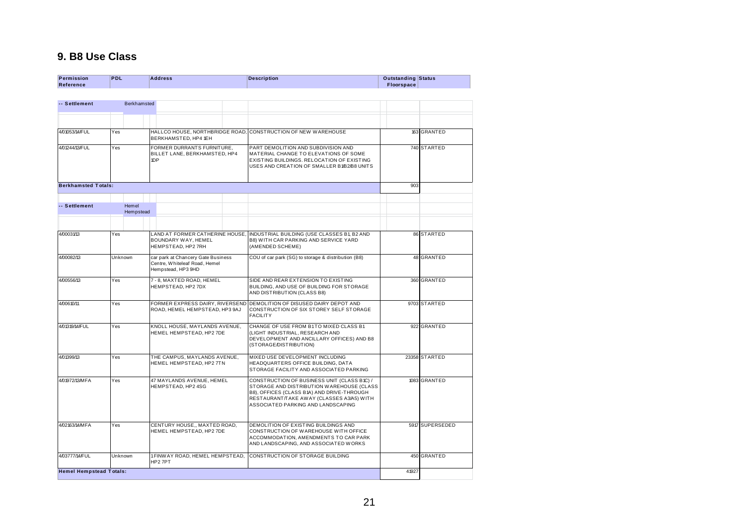## 9. B8 Use Class

| Permission Reference | PDL | Address | Description | Outstanding Floorspace | Status |
|---|---|---|---|---|---|
| -- Settlement | Berkhamsted | | | | |
| 4/01053/14/FUL | Yes | HALLCO HOUSE, NORTHBRIDGE ROAD, BERKHAMSTED, HP4 1EH | CONSTRUCTION OF NEW WAREHOUSE | 163 | GRANTED |
| 4/01244/13/FUL | Yes | FORMER DURRANTS FURNITURE, BILLET LANE, BERKHAMSTED, HP4 1DP | PART DEMOLITION AND SUBDIVISION AND MATERIAL CHANGE TO ELEVATIONS OF SOME EXISTING BUILDINGS. RELOCATION OF EXISTING USES AND CREATION OF SMALLER B1/B2/B8 UNITS | 740 | STARTED |
| **Berkhamsted Totals:** | | | | 903 | |
| -- Settlement | Hemel Hempstead | | | | |
| 4/00031/13 | Yes | LAND AT FORMER CATHERINE HOUSE, BOUNDARY WAY, HEMEL HEMPSTEAD, HP2 7RH | INDUSTRIAL BUILDING (USE CLASSES B1, B2 AND B8) WITH CAR PARKING AND SERVICE YARD (AMENDED SCHEME) | 86 | STARTED |
| 4/00082/13 | Unknown | car park at Chancery Gate Business Centre, Whiteleaf Road, Hemel Hempstead, HP3 9HD | COU of car park (SG) to storage & distribution (B8) | 48 | GRANTED |
| 4/00556/13 | Yes | 7 - 8, MAXTED ROAD, HEMEL HEMPSTEAD, HP2 7DX | SIDE AND REAR EXTENSION TO EXISTING BUILDING, AND USE OF BUILDING FOR STORAGE AND DISTRIBUTION (CLASS B8) | 360 | GRANTED |
| 4/00610/11 | Yes | FORMER EXPRESS DAIRY, RIVERSEND ROAD, HEMEL HEMPSTEAD, HP3 9AJ | DEMOLITION OF DISUSED DAIRY DEPOT AND CONSTRUCTION OF SIX STOREY SELF STORAGE FACILITY | 9703 | STARTED |
| 4/01319/14/FUL | Yes | KNOLL HOUSE, MAYLANDS AVENUE, HEMEL HEMPSTEAD, HP2 7DE | CHANGE OF USE FROM B1 TO MIXED CLASS B1 (LIGHT INDUSTRIAL, RESEARCH AND DEVELOPMENT AND ANCILLARY OFFICES) AND B8 (STORAGE/DISTRIBUTION) | 922 | GRANTED |
| 4/01399/13 | Yes | THE CAMPUS, MAYLANDS AVENUE, HEMEL HEMPSTEAD, HP2 7TN | MIXED USE DEVELOPMENT INCLUDING HEADQUARTERS OFFICE BUILDING, DATA STORAGE FACILITY AND ASSOCIATED PARKING | 23358 | STARTED |
| 4/01972/13/MFA | Yes | 47 MAYLANDS AVENUE, HEMEL HEMPSTEAD, HP2 4SG | CONSTRUCTION OF BUSINESS UNIT (CLASS B1C) / STORAGE AND DISTRIBUTION WAREHOUSE (CLASS B8), OFFICES (CLASS B1A) AND DRIVE-THROUGH RESTAURANT/TAKE AWAY (CLASSES A3/A5) WITH ASSOCIATED PARKING AND LANDSCAPING | 1083 | GRANTED |
| 4/02163/14/MFA | Yes | CENTURY HOUSE,, MAXTED ROAD, HEMEL HEMPSTEAD, HP2 7DE | DEMOLITION OF EXISTING BUILDINGS AND CONSTRUCTION OF WAREHOUSE WITH OFFICE ACCOMMODATION, AMENDMENTS TO CAR PARK AND LANDSCAPING, AND ASSOCIATED WORKS | 5917 | SUPERSEDED |
| 4/03777/14/FUL | Unknown | 1 FINWAY ROAD, HEMEL HEMPSTEAD, HP2 7PT | CONSTRUCTION OF STORAGE BUILDING | 450 | GRANTED |
| **Hemel Hempstead Totals:** | | | | 41927 | |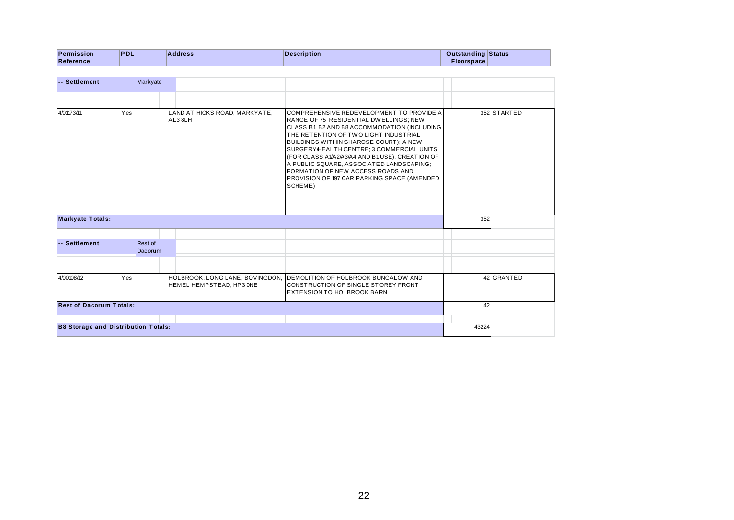| Permission Reference | PDL | Address | Description | Outstanding Floorspace | Status |
|---|---|---|---|---|---|
| **-- Settlement** | Markyate | | | | |
| 4/01173/11 | Yes | LAND AT HICKS ROAD, MARKYATE, AL3 8LH | COMPREHENSIVE REDEVELOPMENT TO PROVIDE A RANGE OF 75 RESIDENTIAL DWELLINGS; NEW CLASS B1, B2 AND B8 ACCOMMODATION (INCLUDING THE RETENTION OF TWO LIGHT INDUSTRIAL BUILDINGS WITHIN SHAROSE COURT); A NEW SURGERY/HEALTH CENTRE; 3 COMMERCIAL UNITS (FOR CLASS A1/A2/A3/A4 AND B1 USE), CREATION OF A PUBLIC SQUARE, ASSOCIATED LANDSCAPING; FORMATION OF NEW ACCESS ROADS AND PROVISION OF 197 CAR PARKING SPACE (AMENDED SCHEME) | 352 | STARTED |
| **Markyate Totals:** | | | | 352 | |
| **-- Settlement** | Rest of Dacorum | | | | |
| 4/00108/12 | Yes | HOLBROOK, LONG LANE, BOVINGDON, HEMEL HEMPSTEAD, HP3 0NE | DEMOLITION OF HOLBROOK BUNGALOW AND CONSTRUCTION OF SINGLE STOREY FRONT EXTENSION TO HOLBROOK BARN | 42 | GRANTED |
| **Rest of Dacorum Totals:** | | | | 42 | |
| **B8 Storage and Distribution Totals:** | | | | 43224 | |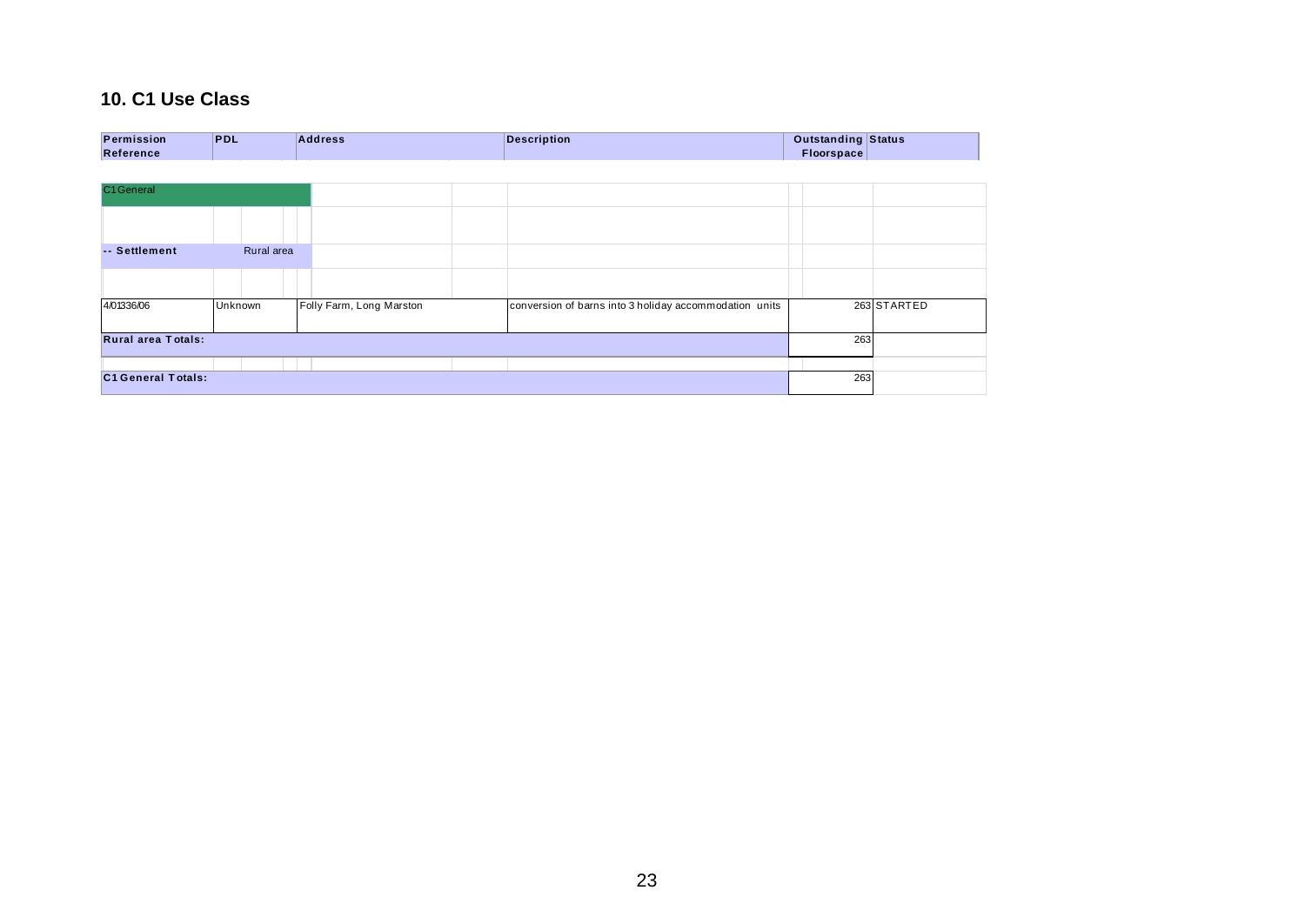## 10. C1 Use Class

| Permission Reference | PDL | Address | Description | Outstanding Floorspace | Status |
|---|---|---|---|---|---|
| C1 General | | | | | |
| -- Settlement | Rural area | | | | |
| 4/01336/06 | Unknown | Folly Farm, Long Marston | conversion of barns into 3 holiday accommodation units | 263 | STARTED |
| **Rural area Totals:** | | | | 263 | |
| **C1 General Totals:** | | | | 263 | |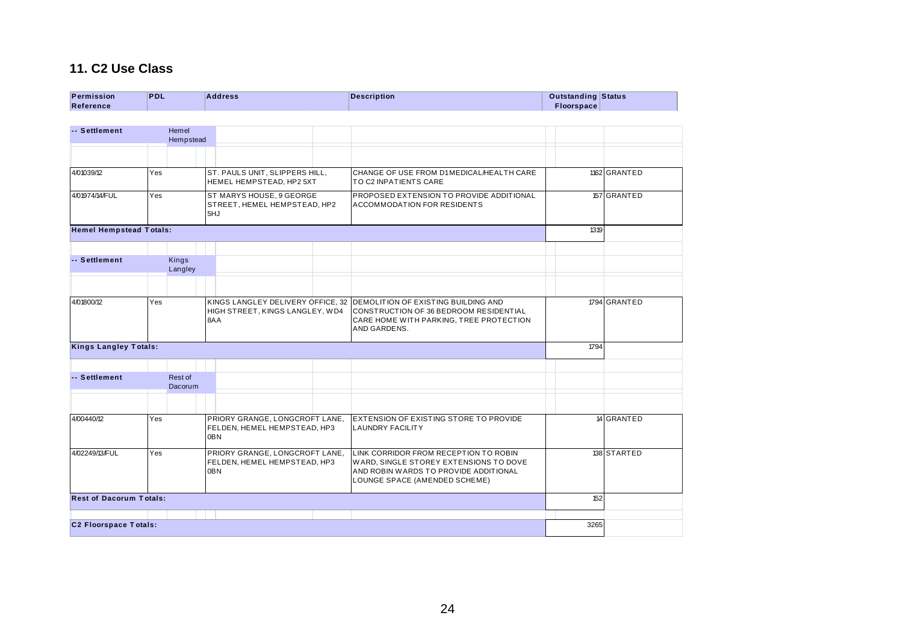## 11. C2 Use Class

| Permission Reference | PDL | Address | Description | Outstanding Floorspace | Status |
|---|---|---|---|---|---|
| -- Settlement | Hemel Hempstead | | | | |
| 4/01039/12 | Yes | ST. PAULS UNIT, SLIPPERS HILL, HEMEL HEMPSTEAD, HP2 5XT | CHANGE OF USE FROM D1 MEDICAL/HEALTH CARE TO C2 INPATIENTS CARE | 1162 | GRANTED |
| 4/01974/14/FUL | Yes | ST MARYS HOUSE, 9 GEORGE STREET, HEMEL HEMPSTEAD, HP2 5HJ | PROPOSED EXTENSION TO PROVIDE ADDITIONAL ACCOMMODATION FOR RESIDENTS | 157 | GRANTED |
| **Hemel Hempstead Totals:** | | | | 1319 | |
| -- Settlement | Kings Langley | | | | |
| 4/01800/12 | Yes | KINGS LANGLEY DELIVERY OFFICE, 32 HIGH STREET, KINGS LANGLEY, WD4 8AA | DEMOLITION OF EXISTING BUILDING AND CONSTRUCTION OF 36 BEDROOM RESIDENTIAL CARE HOME WITH PARKING, TREE PROTECTION AND GARDENS. | 1794 | GRANTED |
| **Kings Langley Totals:** | | | | 1794 | |
| -- Settlement | Rest of Dacorum | | | | |
| 4/00440/12 | Yes | PRIORY GRANGE, LONGCROFT LANE, FELDEN, HEMEL HEMPSTEAD, HP3 0BN | EXTENSION OF EXISTING STORE TO PROVIDE LAUNDRY FACILITY | 14 | GRANTED |
| 4/02249/13/FUL | Yes | PRIORY GRANGE, LONGCROFT LANE, FELDEN, HEMEL HEMPSTEAD, HP3 0BN | LINK CORRIDOR FROM RECEPTION TO ROBIN WARD, SINGLE STOREY EXTENSIONS TO DOVE AND ROBIN WARDS TO PROVIDE ADDITIONAL LOUNGE SPACE (AMENDED SCHEME) | 138 | STARTED |
| **Rest of Dacorum Totals:** | | | | 152 | |
| **C2 Floorspace Totals:** | | | | 3265 | |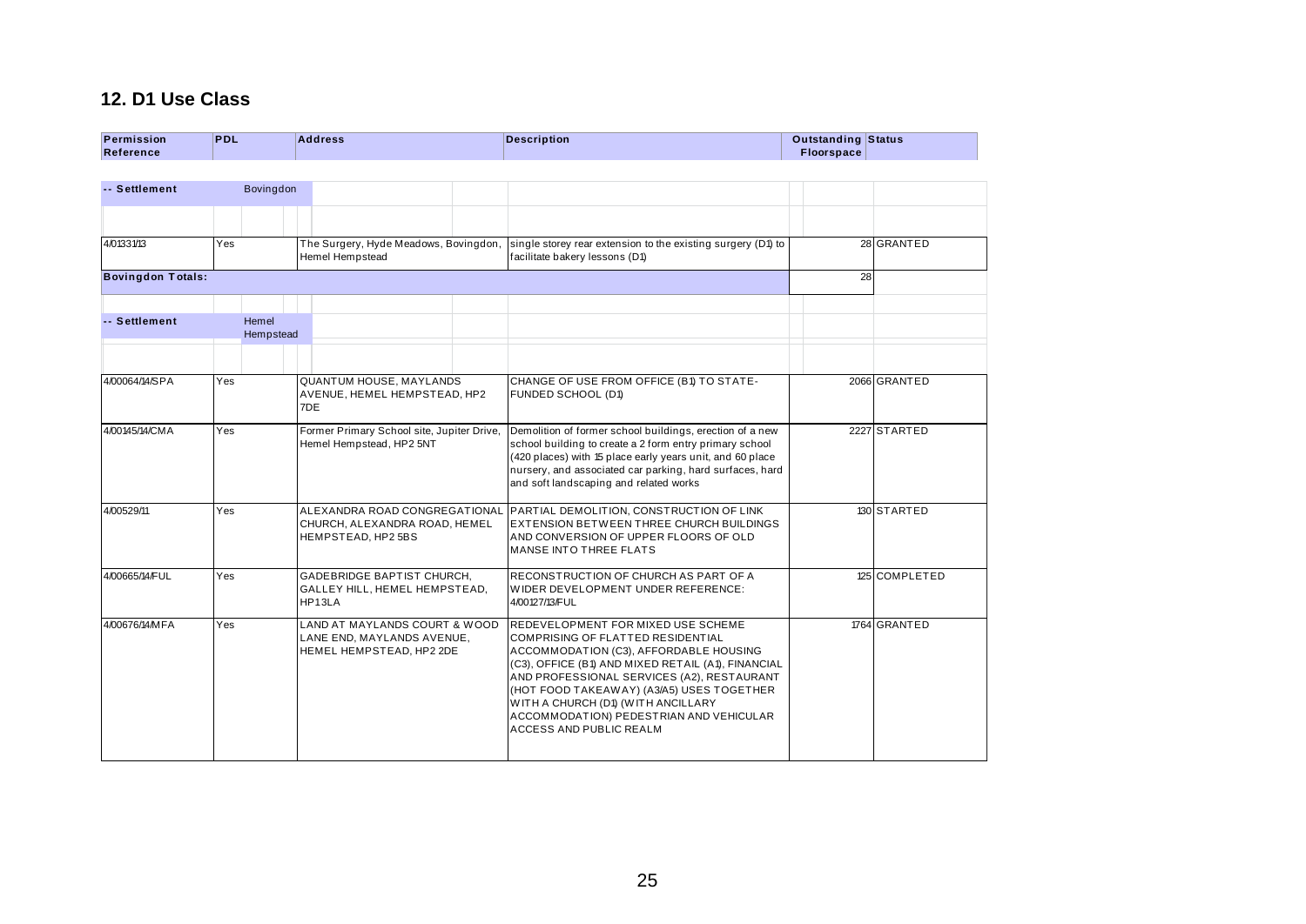## 12. D1 Use Class

| Permission Reference | PDL | Address | Description | Outstanding Floorspace | Status |
|---|---|---|---|---|---|
| **-- Settlement** | Bovingdon | | | | |
| 4/01331/13 | Yes | The Surgery, Hyde Meadows, Bovingdon, Hemel Hempstead | single storey rear extension to the existing surgery (D1) to facilitate bakery lessons (D1) | 28 | GRANTED |
| **Bovingdon Totals:** | | | | 28 | |
| **-- Settlement** | Hemel Hempstead | | | | |
| 4/00064/14/SPA | Yes | QUANTUM HOUSE, MAYLANDS AVENUE, HEMEL HEMPSTEAD, HP2 7DE | CHANGE OF USE FROM OFFICE (B1) TO STATE-FUNDED SCHOOL (D1) | 2066 | GRANTED |
| 4/00145/14/CMA | Yes | Former Primary School site, Jupiter Drive, Hemel Hempstead, HP2 5NT | Demolition of former school buildings, erection of a new school building to create a 2 form entry primary school (420 places) with 15 place early years unit, and 60 place nursery, and associated car parking, hard surfaces, hard and soft landscaping and related works | 2227 | STARTED |
| 4/00529/11 | Yes | ALEXANDRA ROAD CONGREGATIONAL CHURCH, ALEXANDRA ROAD, HEMEL HEMPSTEAD, HP2 5BS | PARTIAL DEMOLITION, CONSTRUCTION OF LINK EXTENSION BETWEEN THREE CHURCH BUILDINGS AND CONVERSION OF UPPER FLOORS OF OLD MANSE INTO THREE FLATS | 130 | STARTED |
| 4/00665/14/FUL | Yes | GADEBRIDGE BAPTIST CHURCH, GALLEY HILL, HEMEL HEMPSTEAD, HP1 3LA | RECONSTRUCTION OF CHURCH AS PART OF A WIDER DEVELOPMENT UNDER REFERENCE: 4/00127/13/FUL | 125 | COMPLETED |
| 4/00676/14/MFA | Yes | LAND AT MAYLANDS COURT & WOOD LANE END, MAYLANDS AVENUE, HEMEL HEMPSTEAD, HP2 2DE | REDEVELOPMENT FOR MIXED USE SCHEME COMPRISING OF FLATTED RESIDENTIAL ACCOMMODATION (C3), AFFORDABLE HOUSING (C3), OFFICE (B1) AND MIXED RETAIL (A1), FINANCIAL AND PROFESSIONAL SERVICES (A2), RESTAURANT (HOT FOOD TAKEAWAY) (A3/A5) USES TOGETHER WITH A CHURCH (D1) (WITH ANCILLARY ACCOMMODATION) PEDESTRIAN AND VEHICULAR ACCESS AND PUBLIC REALM | 1764 | GRANTED |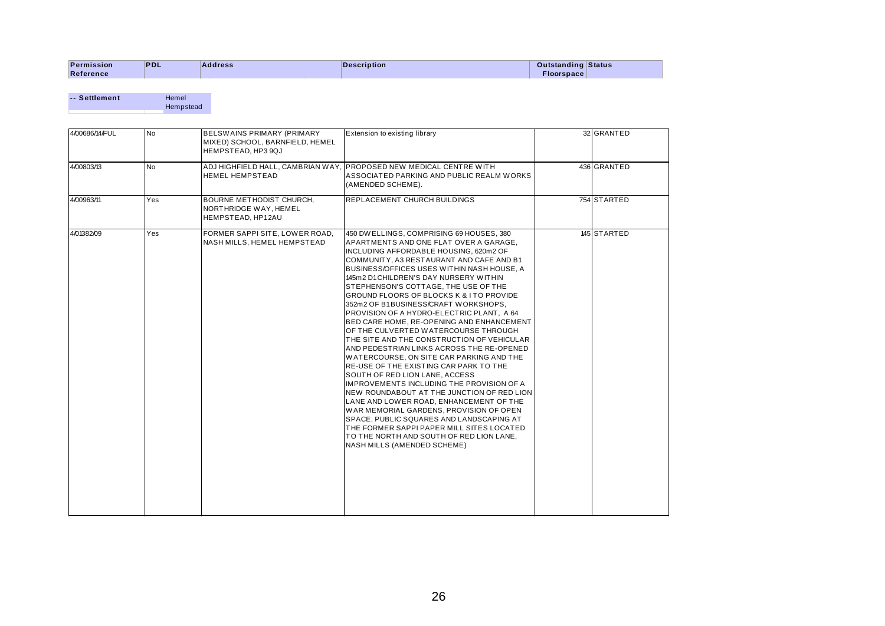| Permission Reference | PDL | Address | Description | Outstanding Floorspace | Status |
|---|---|---|---|---|---|
| **-- Settlement** | Hemel Hempstead | | | | |
| 4/00686/14/FUL | No | BELSWAINS PRIMARY (PRIMARY MIXED) SCHOOL, BARNFIELD, HEMEL HEMPSTEAD, HP3 9QJ | Extension to existing library | 32 | GRANTED |
| 4/00803/13 | No | ADJ HIGHFIELD HALL, CAMBRIAN WAY, HEMEL HEMPSTEAD | PROPOSED NEW MEDICAL CENTRE WITH ASSOCIATED PARKING AND PUBLIC REALM WORKS (AMENDED SCHEME). | 436 | GRANTED |
| 4/00963/11 | Yes | BOURNE METHODIST CHURCH, NORTHRIDGE WAY, HEMEL HEMPSTEAD, HP12AU | REPLACEMENT CHURCH BUILDINGS | 754 | STARTED |
| 4/01382/09 | Yes | FORMER SAPPI SITE, LOWER ROAD, NASH MILLS, HEMEL HEMPSTEAD | 450 DWELLINGS, COMPRISING 69 HOUSES, 380 APARTMENTS AND ONE FLAT OVER A GARAGE, INCLUDING AFFORDABLE HOUSING, 620m2 OF COMMUNITY, A3 RESTAURANT AND CAFE AND B1 BUSINESS/OFFICES USES WITHIN NASH HOUSE, A 145m2 D1 CHILDREN'S DAY NURSERY WITHIN STEPHENSON'S COTTAGE, THE USE OF THE GROUND FLOORS OF BLOCKS K & I TO PROVIDE 352m2 OF B1 BUSINESS/CRAFT WORKSHOPS, PROVISION OF A HYDRO-ELECTRIC PLANT, A 64 BED CARE HOME, RE-OPENING AND ENHANCEMENT OF THE CULVERTED WATERCOURSE THROUGH THE SITE AND THE CONSTRUCTION OF VEHICULAR AND PEDESTRIAN LINKS ACROSS THE RE-OPENED WATERCOURSE, ON SITE CAR PARKING AND THE RE-USE OF THE EXISTING CAR PARK TO THE SOUTH OF RED LION LANE, ACCESS IMPROVEMENTS INCLUDING THE PROVISION OF A NEW ROUNDABOUT AT THE JUNCTION OF RED LION LANE AND LOWER ROAD, ENHANCEMENT OF THE WAR MEMORIAL GARDENS, PROVISION OF OPEN SPACE, PUBLIC SQUARES AND LANDSCAPING AT THE FORMER SAPPI PAPER MILL SITES LOCATED TO THE NORTH AND SOUTH OF RED LION LANE, NASH MILLS (AMENDED SCHEME) | 145 | STARTED |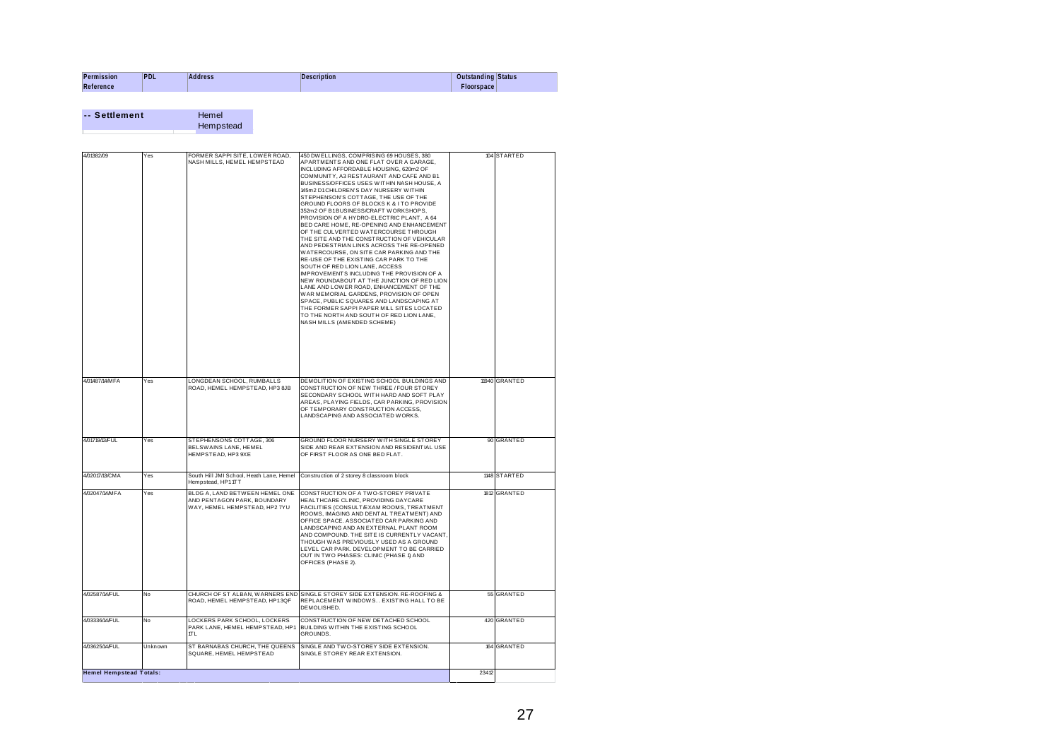| Permission Reference | PDL | Address | Description | Outstanding Floorspace | Status |
|---|---|---|---|---|---|
| **-- Settlement** | | Hemel Hempstead | | | |
| 4/01382/09 | Yes | FORMER SAPPI SITE, LOWER ROAD, NASH MILLS, HEMEL HEMPSTEAD | 450 DWELLINGS, COMPRISING 69 HOUSES, 380 APARTMENTS AND ONE FLAT OVER A GARAGE, INCLUDING AFFORDABLE HOUSING, 620m2 OF COMMUNITY, A3 RESTAURANT AND CAFE AND B1 BUSINESS/OFFICES USES WITHIN NASH HOUSE, A 145m2 D1 CHILDREN'S DAY NURSERY WITHIN STEPHENSON'S COTTAGE, THE USE OF THE GROUND FLOORS OF BLOCKS K & I TO PROVIDE 352m2 OF B1 BUSINESS/CRAFT WORKSHOPS, PROVISION OF A HYDRO-ELECTRIC PLANT, A 64 BED CARE HOME, RE-OPENING AND ENHANCEMENT OF THE CULVERTED WATERCOURSE THROUGH THE SITE AND THE CONSTRUCTION OF VEHICULAR AND PEDESTRIAN LINKS ACROSS THE RE-OPENED WATERCOURSE, ON SITE CAR PARKING AND THE RE-USE OF THE EXISTING CAR PARK TO THE SOUTH OF RED LION LANE, ACCESS IMPROVEMENTS INCLUDING THE PROVISION OF A NEW ROUNDABOUT AT THE JUNCTION OF RED LION LANE AND LOWER ROAD, ENHANCEMENT OF THE WAR MEMORIAL GARDENS, PROVISION OF OPEN SPACE, PUBLIC SQUARES AND LANDSCAPING AT THE FORMER SAPPI PAPER MILL SITES LOCATED TO THE NORTH AND SOUTH OF RED LION LANE, NASH MILLS (AMENDED SCHEME) | 104 | STARTED |
| 4/01487/14/MFA | Yes | LONGDEAN SCHOOL, RUMBALLS ROAD, HEMEL HEMPSTEAD, HP3 8JB | DEMOLITION OF EXISTING SCHOOL BUILDINGS AND CONSTRUCTION OF NEW THREE / FOUR STOREY SECONDARY SCHOOL WITH HARD AND SOFT PLAY AREAS, PLAYING FIELDS, CAR PARKING, PROVISION OF TEMPORARY CONSTRUCTION ACCESS, LANDSCAPING AND ASSOCIATED WORKS. | 11840 | GRANTED |
| 4/01719/13/FUL | Yes | STEPHENSONS COTTAGE, 306 BELSWAINS LANE, HEMEL HEMPSTEAD, HP3 9XE | GROUND FLOOR NURSERY WITH SINGLE STOREY SIDE AND REAR EXTENSION AND RESIDENTIAL USE OF FIRST FLOOR AS ONE BED FLAT. | 90 | GRANTED |
| 4/02017/13/CMA | Yes | South Hill JMI School, Heath Lane, Hemel Hempstead, HP1 1TT | Construction of 2 storey 8 classroom block | 1148 | STARTED |
| 4/02047/14/MFA | Yes | BLDG A, LAND BETWEEN HEMEL ONE AND PENTAGON PARK, BOUNDARY WAY, HEMEL HEMPSTEAD, HP2 7YU | CONSTRUCTION OF A TWO-STOREY PRIVATE HEALTHCARE CLINIC, PROVIDING DAYCARE FACILITIES (CONSULT/EXAM ROOMS, TREATMENT ROOMS, IMAGING AND DENTAL TREATMENT) AND OFFICE SPACE. ASSOCIATED CAR PARKING AND LANDSCAPING AND AN EXTERNAL PLANT ROOM AND COMPOUND. THE SITE IS CURRENTLY VACANT, THOUGH WAS PREVIOUSLY USED AS A GROUND LEVEL CAR PARK. DEVELOPMENT TO BE CARRIED OUT IN TWO PHASES: CLINIC (PHASE 1) AND OFFICES (PHASE 2). | 1812 | GRANTED |
| 4/02587/14/FUL | No | CHURCH OF ST ALBAN, WARNERS END ROAD, HEMEL HEMPSTEAD, HP1 3QF | SINGLE STOREY SIDE EXTENSION. RE-ROOFING & REPLACEMENT WINDOWS.. EXISTING HALL TO BE DEMOLISHED. | 55 | GRANTED |
| 4/03336/14/FUL | No | LOCKERS PARK SCHOOL, LOCKERS PARK LANE, HEMEL HEMPSTEAD, HP1 1TL | CONSTRUCTION OF NEW DETACHED SCHOOL BUILDING WITHIN THE EXISTING SCHOOL GROUNDS. | 420 | GRANTED |
| 4/03625/14/FUL | Unknown | ST BARNABAS CHURCH, THE QUEENS SQUARE, HEMEL HEMPSTEAD | SINGLE AND TWO-STOREY SIDE EXTENSION. SINGLE STOREY REAR EXTENSION. | 164 | GRANTED |
| **Hemel Hempstead Totals:** | | | | 23412 | |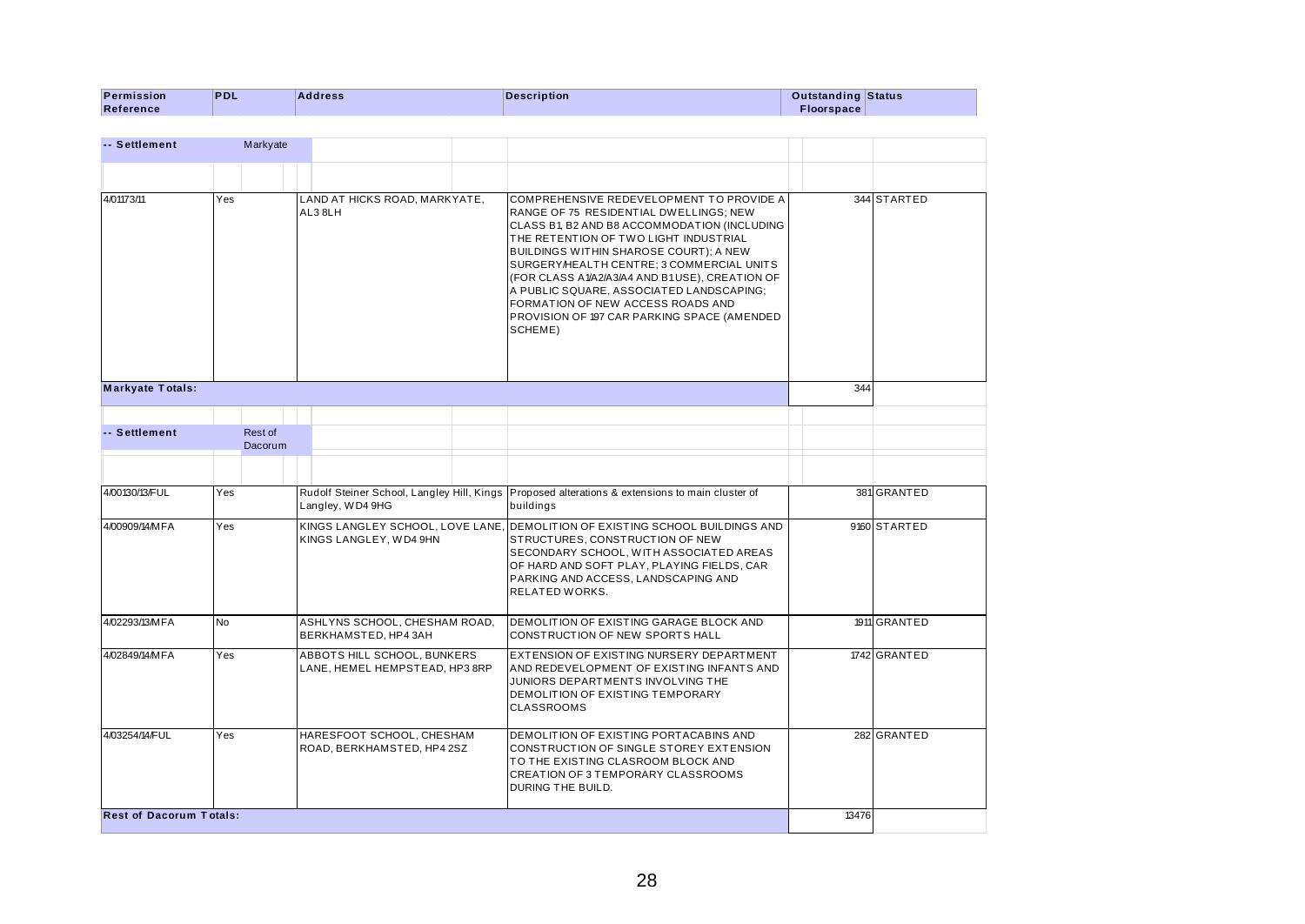| Permission Reference | PDL | Address | Description | Outstanding Floorspace | Status |
|---|---|---|---|---|---|
| **-- Settlement** | Markyate | | | | |
| 4/01173/11 | Yes | LAND AT HICKS ROAD, MARKYATE, AL3 8LH | COMPREHENSIVE REDEVELOPMENT TO PROVIDE A RANGE OF 75 RESIDENTIAL DWELLINGS; NEW CLASS B1, B2 AND B8 ACCOMMODATION (INCLUDING THE RETENTION OF TWO LIGHT INDUSTRIAL BUILDINGS WITHIN SHAROSE COURT); A NEW SURGERY/HEALTH CENTRE; 3 COMMERCIAL UNITS (FOR CLASS A1/A2/A3/A4 AND B1 USE), CREATION OF A PUBLIC SQUARE, ASSOCIATED LANDSCAPING; FORMATION OF NEW ACCESS ROADS AND PROVISION OF 197 CAR PARKING SPACE (AMENDED SCHEME) | 344 | STARTED |
| **Markyate Totals:** | | | | 344 | |
| **-- Settlement** | Rest of Dacorum | | | | |
| 4/00130/13/FUL | Yes | Rudolf Steiner School, Langley Hill, Kings Langley, WD4 9HG | Proposed alterations & extensions to main cluster of buildings | 381 | GRANTED |
| 4/00909/14/MFA | Yes | KINGS LANGLEY SCHOOL, LOVE LANE, KINGS LANGLEY, WD4 9HN | DEMOLITION OF EXISTING SCHOOL BUILDINGS AND STRUCTURES, CONSTRUCTION OF NEW SECONDARY SCHOOL, WITH ASSOCIATED AREAS OF HARD AND SOFT PLAY, PLAYING FIELDS, CAR PARKING AND ACCESS, LANDSCAPING AND RELATED WORKS. | 9160 | STARTED |
| 4/02293/13/MFA | No | ASHLYNS SCHOOL, CHESHAM ROAD, BERKHAMSTED, HP4 3AH | DEMOLITION OF EXISTING GARAGE BLOCK AND CONSTRUCTION OF NEW SPORTS HALL | 1911 | GRANTED |
| 4/02849/14/MFA | Yes | ABBOTS HILL SCHOOL, BUNKERS LANE, HEMEL HEMPSTEAD, HP3 8RP | EXTENSION OF EXISTING NURSERY DEPARTMENT AND REDEVELOPMENT OF EXISTING INFANTS AND JUNIORS DEPARTMENTS INVOLVING THE DEMOLITION OF EXISTING TEMPORARY CLASSROOMS | 1742 | GRANTED |
| 4/03254/14/FUL | Yes | HARESFOOT SCHOOL, CHESHAM ROAD, BERKHAMSTED, HP4 2SZ | DEMOLITION OF EXISTING PORTACABINS AND CONSTRUCTION OF SINGLE STOREY EXTENSION TO THE EXISTING CLASROOM BLOCK AND CREATION OF 3 TEMPORARY CLASSROOMS DURING THE BUILD. | 282 | GRANTED |
| **Rest of Dacorum Totals:** | | | | 13476 | |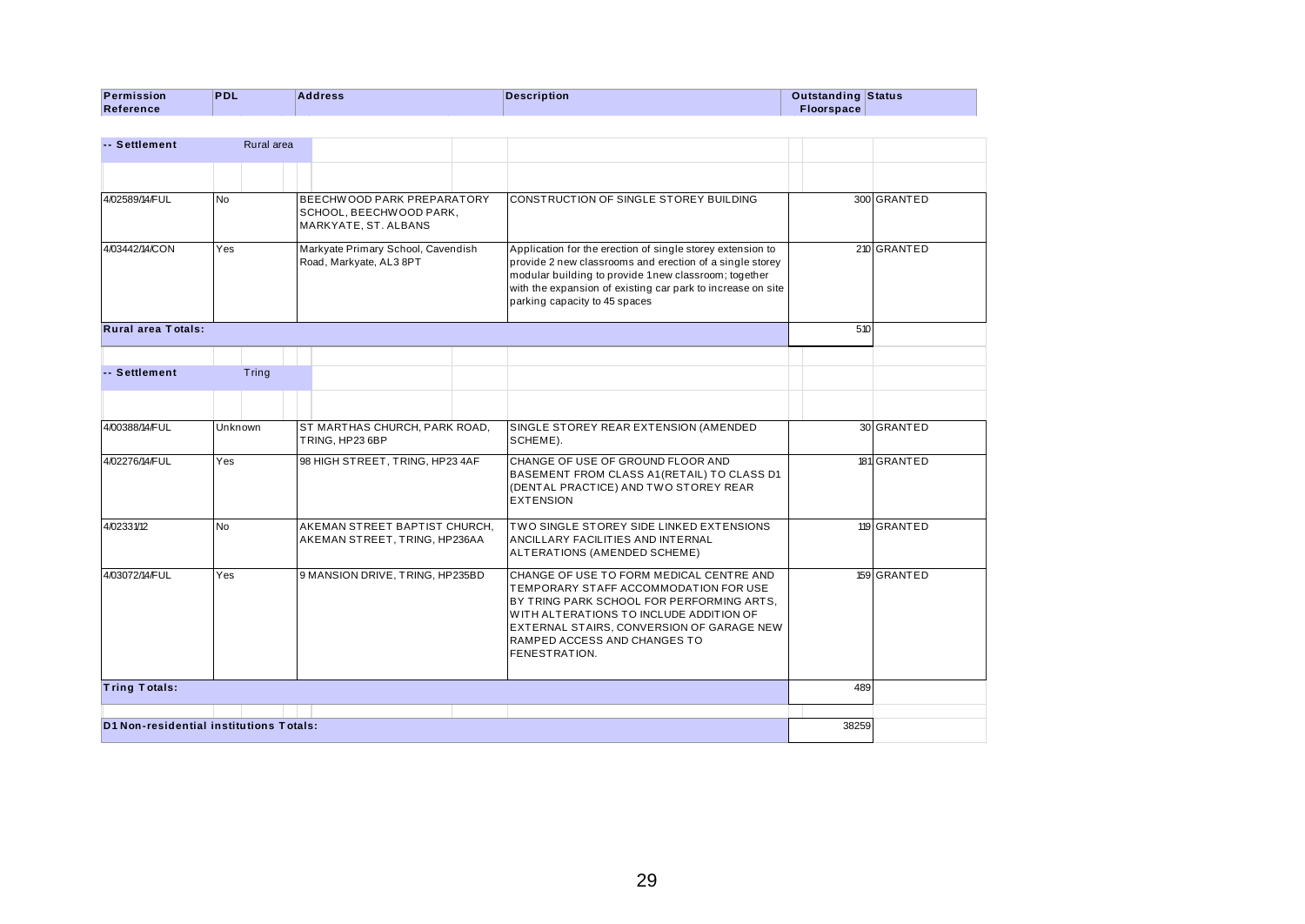| Permission Reference | PDL | Address | Description | Outstanding Floorspace | Status |
|---|---|---|---|---|---|
| **-- Settlement** | Rural area | | | | |
| 4/02589/14/FUL | No | BEECHWOOD PARK PREPARATORY SCHOOL, BEECHWOOD PARK, MARKYATE, ST. ALBANS | CONSTRUCTION OF SINGLE STOREY BUILDING | 300 | GRANTED |
| 4/03442/14/CON | Yes | Markyate Primary School, Cavendish Road, Markyate, AL3 8PT | Application for the erection of single storey extension to provide 2 new classrooms and erection of a single storey modular building to provide 1 new classroom; together with the expansion of existing car park to increase on site parking capacity to 45 spaces | 210 | GRANTED |
| **Rural area Totals:** | | | | 510 | |
| **-- Settlement** | Tring | | | | |
| 4/00388/14/FUL | Unknown | ST MARTHAS CHURCH, PARK ROAD, TRING, HP23 6BP | SINGLE STOREY REAR EXTENSION (AMENDED SCHEME). | 30 | GRANTED |
| 4/02276/14/FUL | Yes | 98 HIGH STREET, TRING, HP23 4AF | CHANGE OF USE OF GROUND FLOOR AND BASEMENT FROM CLASS A1 (RETAIL) TO CLASS D1 (DENTAL PRACTICE) AND TWO STOREY REAR EXTENSION | 181 | GRANTED |
| 4/02331/12 | No | AKEMAN STREET BAPTIST CHURCH, AKEMAN STREET, TRING, HP236AA | TWO SINGLE STOREY SIDE LINKED EXTENSIONS ANCILLARY FACILITIES AND INTERNAL ALTERATIONS (AMENDED SCHEME) | 119 | GRANTED |
| 4/03072/14/FUL | Yes | 9 MANSION DRIVE, TRING, HP235BD | CHANGE OF USE TO FORM MEDICAL CENTRE AND TEMPORARY STAFF ACCOMMODATION FOR USE BY TRING PARK SCHOOL FOR PERFORMING ARTS, WITH ALTERATIONS TO INCLUDE ADDITION OF EXTERNAL STAIRS, CONVERSION OF GARAGE NEW RAMPED ACCESS AND CHANGES TO FENESTRATION. | 159 | GRANTED |
| **Tring Totals:** | | | | 489 | |
| **D1 Non-residential institutions Totals:** | | | | 38259 | |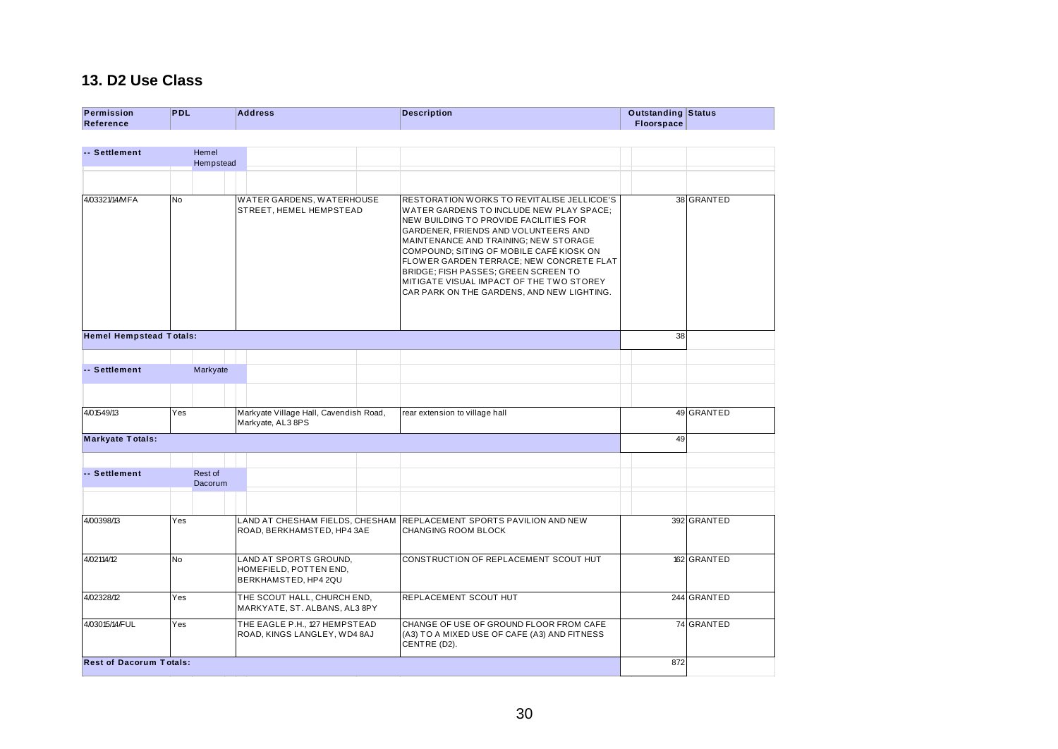## 13. D2 Use Class

| Permission Reference | PDL | Address | Description | Outstanding Floorspace | Status |
|---|---|---|---|---|---|
| **-- Settlement** | Hemel Hempstead | | | | |
| 4/03321/14/MFA | No | WATER GARDENS, WATERHOUSE STREET, HEMEL HEMPSTEAD | RESTORATION WORKS TO REVITALISE JELLICOE'S WATER GARDENS TO INCLUDE NEW PLAY SPACE; NEW BUILDING TO PROVIDE FACILITIES FOR GARDENER, FRIENDS AND VOLUNTEERS AND MAINTENANCE AND TRAINING; NEW STORAGE COMPOUND; SITING OF MOBILE CAFÉ KIOSK ON FLOWER GARDEN TERRACE; NEW CONCRETE FLAT BRIDGE; FISH PASSES; GREEN SCREEN TO MITIGATE VISUAL IMPACT OF THE TWO STOREY CAR PARK ON THE GARDENS, AND NEW LIGHTING. | 38 | GRANTED |
| **Hemel Hempstead Totals:** | | | | 38 | |
| **-- Settlement** | Markyate | | | | |
| 4/01549/13 | Yes | Markyate Village Hall, Cavendish Road, Markyate, AL3 8PS | rear extension to village hall | 49 | GRANTED |
| **Markyate Totals:** | | | | 49 | |
| **-- Settlement** | Rest of Dacorum | | | | |
| 4/00398/13 | Yes | LAND AT CHESHAM FIELDS, CHESHAM ROAD, BERKHAMSTED, HP4 3AE | REPLACEMENT SPORTS PAVILION AND NEW CHANGING ROOM BLOCK | 392 | GRANTED |
| 4/02114/12 | No | LAND AT SPORTS GROUND, HOMEFIELD, POTTEN END, BERKHAMSTED, HP4 2QU | CONSTRUCTION OF REPLACEMENT SCOUT HUT | 162 | GRANTED |
| 4/02328/12 | Yes | THE SCOUT HALL, CHURCH END, MARKYATE, ST. ALBANS, AL3 8PY | REPLACEMENT SCOUT HUT | 244 | GRANTED |
| 4/03015/14/FUL | Yes | THE EAGLE P.H., 127 HEMPSTEAD ROAD, KINGS LANGLEY, WD4 8AJ | CHANGE OF USE OF GROUND FLOOR FROM CAFE (A3) TO A MIXED USE OF CAFE (A3) AND FITNESS CENTRE (D2). | 74 | GRANTED |
| **Rest of Dacorum Totals:** | | | | 872 | |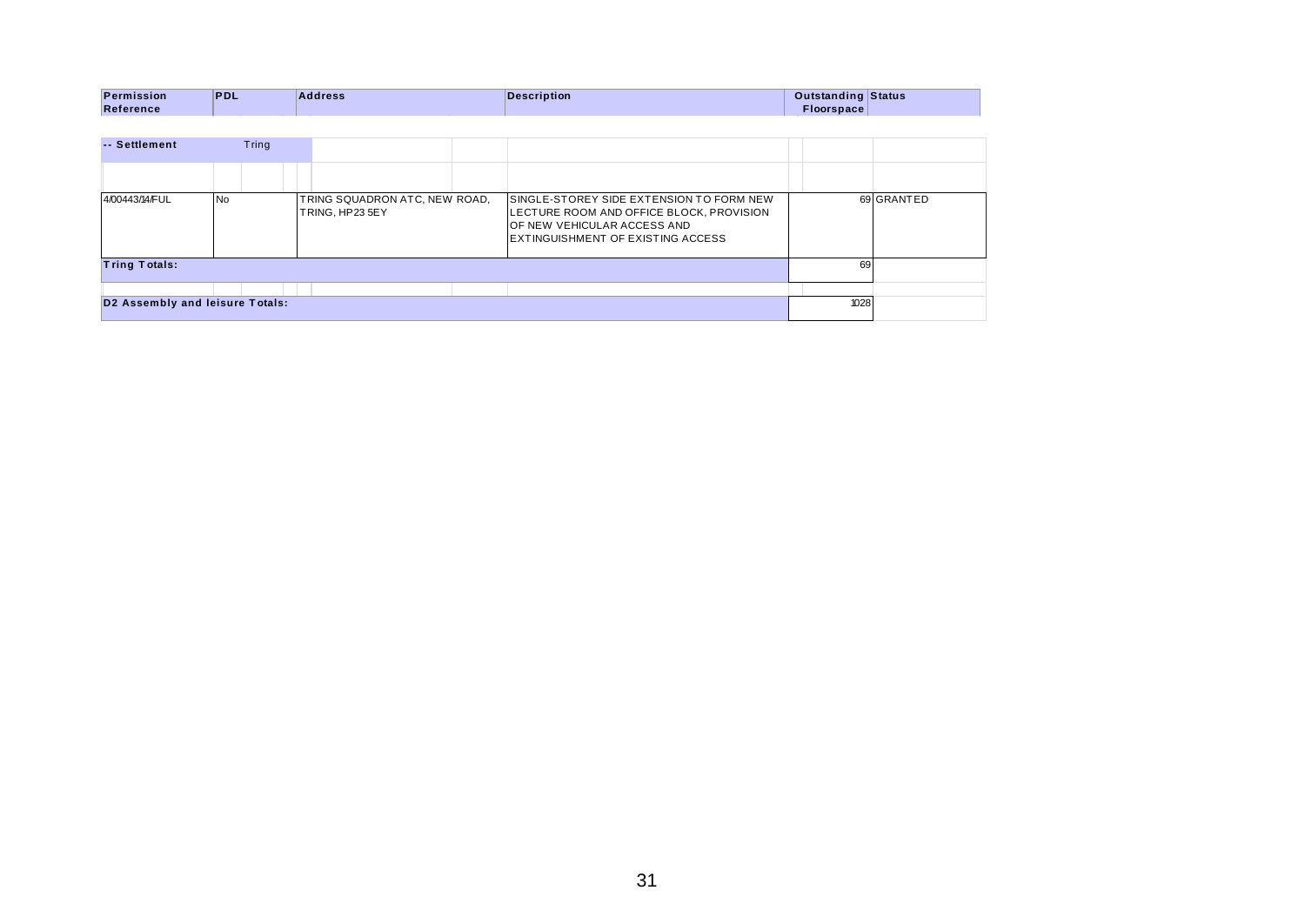| Permission Reference | PDL | Address | Description | Outstanding Floorspace | Status |
|---|---|---|---|---|---|
| **-- Settlement** | Tring | | | | |
| 4/00443/14/FUL | No | TRING SQUADRON ATC, NEW ROAD, TRING, HP23 5EY | SINGLE-STOREY SIDE EXTENSION TO FORM NEW LECTURE ROOM AND OFFICE BLOCK, PROVISION OF NEW VEHICULAR ACCESS AND EXTINGUISHMENT OF EXISTING ACCESS | 69 | GRANTED |
| **Tring Totals:** | | | | 69 | |
| **D2 Assembly and leisure Totals:** | | | | 1028 | |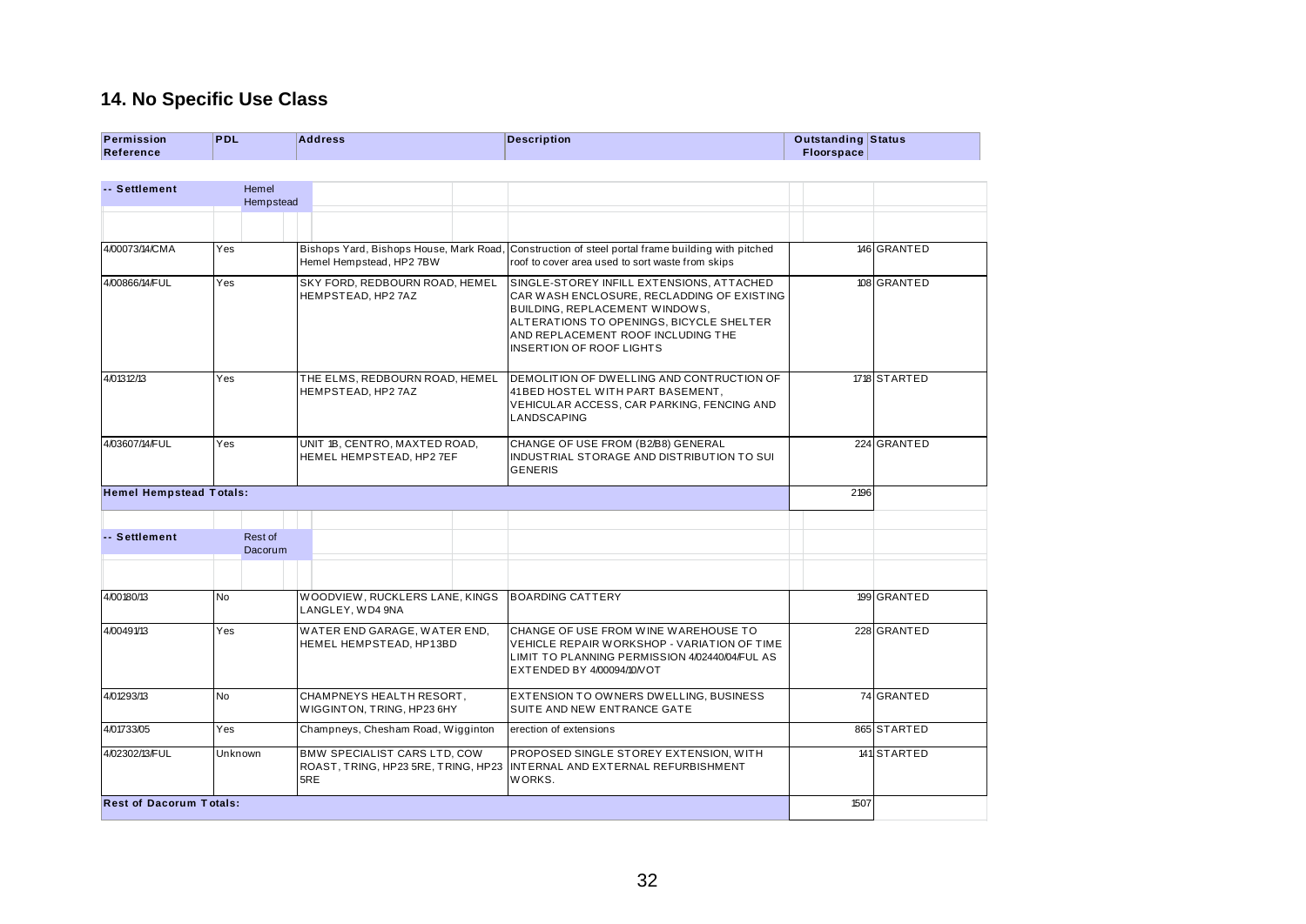## 14. No Specific Use Class

| Permission Reference | PDL | Address | Description | Outstanding Floorspace | Status |
|---|---|---|---|---|---|
| **-- Settlement** | Hemel Hempstead | | | | |
| 4/00073/14/CMA | Yes | Bishops Yard, Bishops House, Mark Road, Hemel Hempstead, HP2 7BW | Construction of steel portal frame building with pitched roof to cover area used to sort waste from skips | 146 | GRANTED |
| 4/00866/14/FUL | Yes | SKY FORD, REDBOURN ROAD, HEMEL HEMPSTEAD, HP2 7AZ | SINGLE-STOREY INFILL EXTENSIONS, ATTACHED CAR WASH ENCLOSURE, RECLADDING OF EXISTING BUILDING, REPLACEMENT WINDOWS, ALTERATIONS TO OPENINGS, BICYCLE SHELTER AND REPLACEMENT ROOF INCLUDING THE INSERTION OF ROOF LIGHTS | 108 | GRANTED |
| 4/01312/13 | Yes | THE ELMS, REDBOURN ROAD, HEMEL HEMPSTEAD, HP2 7AZ | DEMOLITION OF DWELLING AND CONTRUCTION OF 41BED HOSTEL WITH PART BASEMENT, VEHICULAR ACCESS, CAR PARKING, FENCING AND LANDSCAPING | 1718 | STARTED |
| 4/03607/14/FUL | Yes | UNIT 1B, CENTRO, MAXTED ROAD, HEMEL HEMPSTEAD, HP2 7EF | CHANGE OF USE FROM (B2/B8) GENERAL INDUSTRIAL STORAGE AND DISTRIBUTION TO SUI GENERIS | 224 | GRANTED |
| **Hemel Hempstead Totals:** | | | | 2196 | |
| **-- Settlement** | Rest of Dacorum | | | | |
| 4/00180/13 | No | WOODVIEW, RUCKLERS LANE, KINGS LANGLEY, WD4 9NA | BOARDING CATTERY | 199 | GRANTED |
| 4/00491/13 | Yes | WATER END GARAGE, WATER END, HEMEL HEMPSTEAD, HP13BD | CHANGE OF USE FROM WINE WAREHOUSE TO VEHICLE REPAIR WORKSHOP - VARIATION OF TIME LIMIT TO PLANNING PERMISSION 4/02440/04/FUL AS EXTENDED BY 4/00094/10/VOT | 228 | GRANTED |
| 4/01293/13 | No | CHAMPNEYS HEALTH RESORT, WIGGINTON, TRING, HP23 6HY | EXTENSION TO OWNERS DWELLING, BUSINESS SUITE AND NEW ENTRANCE GATE | 74 | GRANTED |
| 4/01733/05 | Yes | Champneys, Chesham Road, Wigginton | erection of extensions | 865 | STARTED |
| 4/02302/13/FUL | Unknown | BMW SPECIALIST CARS LTD, COW ROAST, TRING, HP23 5RE, TRING, HP23 5RE | PROPOSED SINGLE STOREY EXTENSION, WITH INTERNAL AND EXTERNAL REFURBISHMENT WORKS. | 141 | STARTED |
| **Rest of Dacorum Totals:** | | | | 1507 | |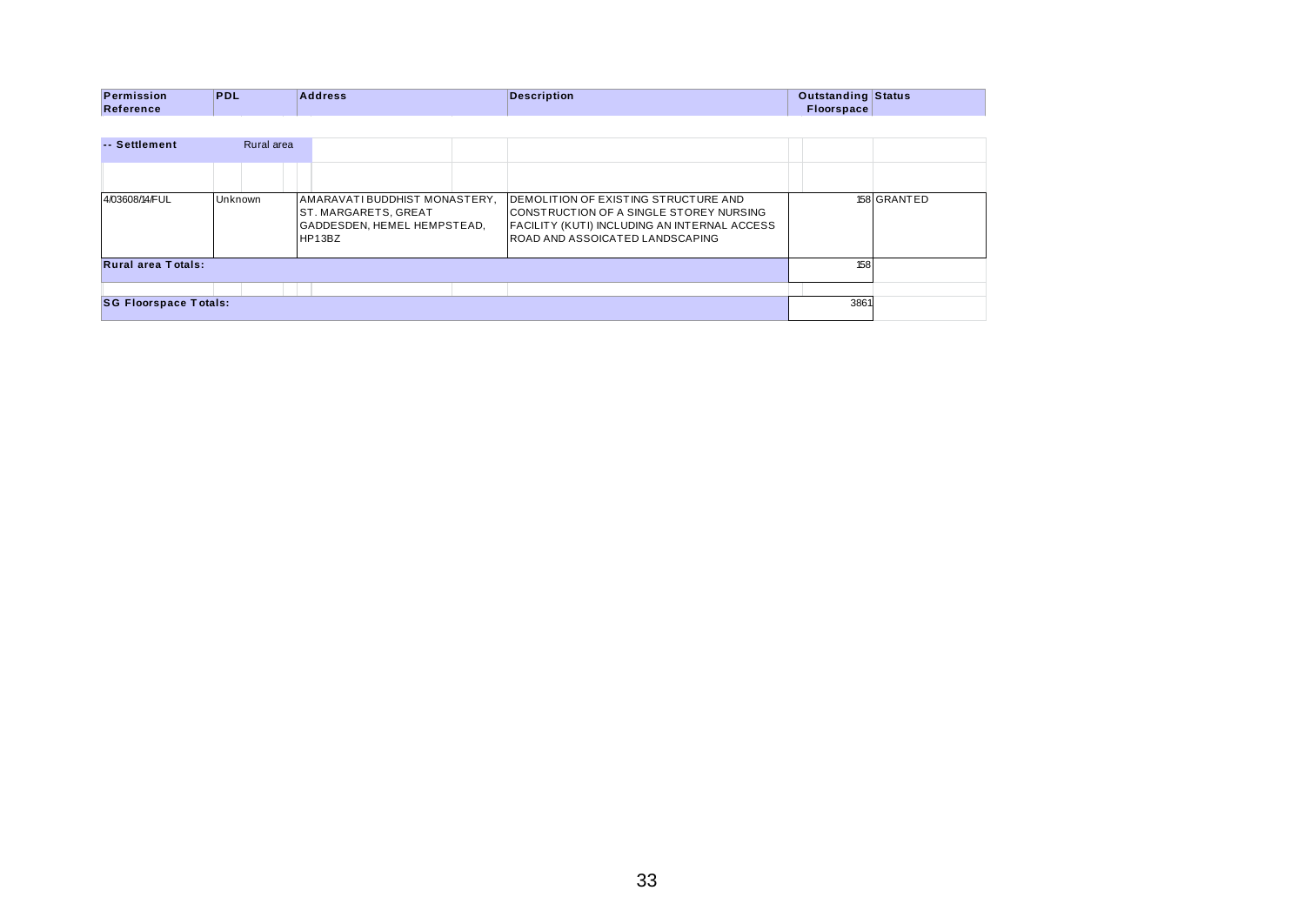| Permission Reference | PDL | Address | Description | Outstanding Floorspace | Status |
|---|---|---|---|---|---|
| -- Settlement | Rural area | | | | |
| 4/03608/14/FUL | Unknown | AMARAVATI BUDDHIST MONASTERY, ST. MARGARETS, GREAT GADDESDEN, HEMEL HEMPSTEAD, HP13BZ | DEMOLITION OF EXISTING STRUCTURE AND CONSTRUCTION OF A SINGLE STOREY NURSING FACILITY (KUTI) INCLUDING AN INTERNAL ACCESS ROAD AND ASSOICATED LANDSCAPING | 158 | GRANTED |
| **Rural area Totals:** | | | | 158 | |
| **SG Floorspace Totals:** | | | | 3861 | |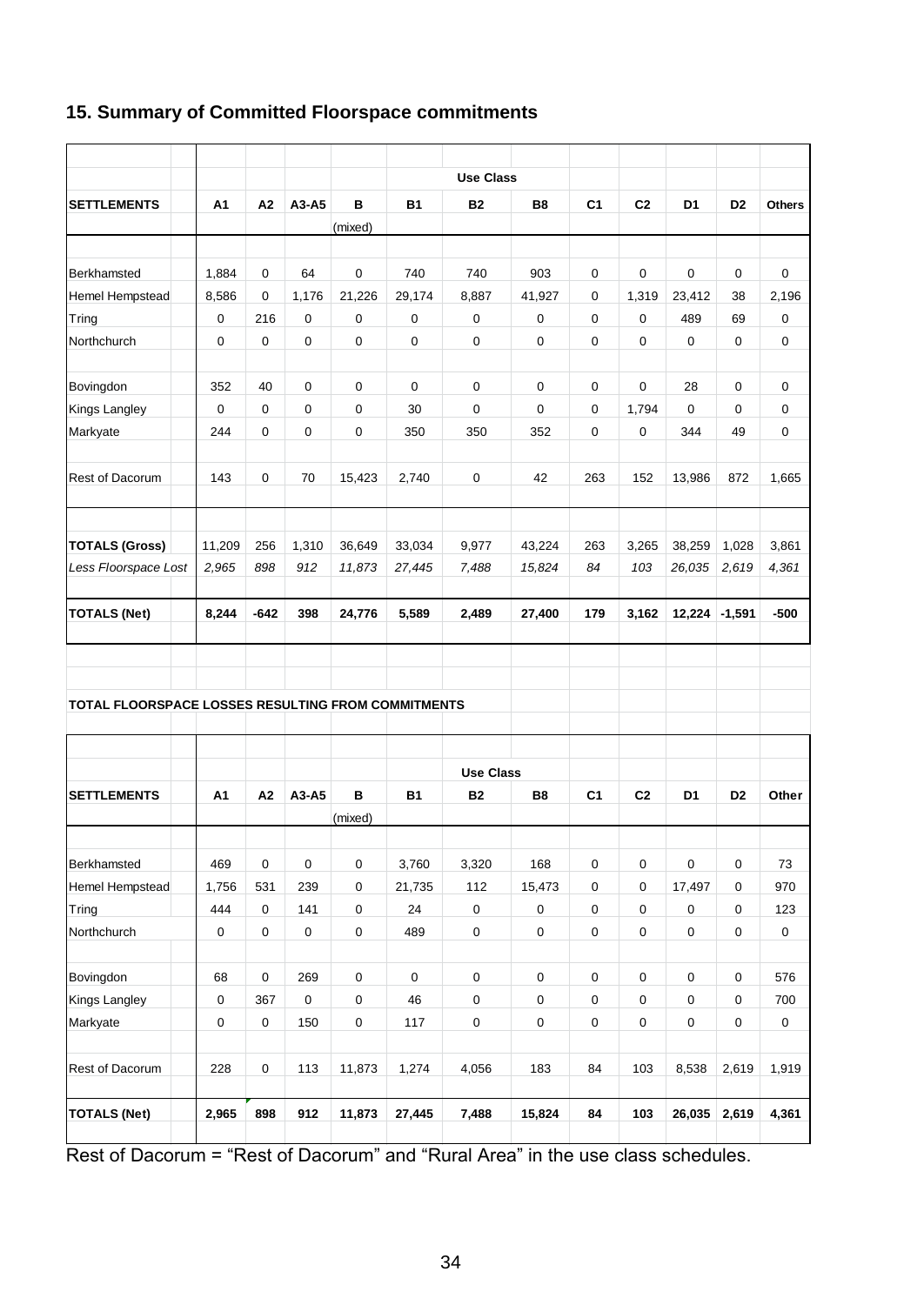## 15. Summary of Committed Floorspace commitments

| SETTLEMENTS | A1 | A2 | A3-A5 | B (mixed) | B1 | B2 | B8 | C1 | C2 | D1 | D2 | Others |
|---|---|---|---|---|---|---|---|---|---|---|---|---|
| | | | | | | Use Class | | | | | | |
| Berkhamsted | 1,884 | 0 | 64 | 0 | 740 | 740 | 903 | 0 | 0 | 0 | 0 | 0 |
| Hemel Hempstead | 8,586 | 0 | 1,176 | 21,226 | 29,174 | 8,887 | 41,927 | 0 | 1,319 | 23,412 | 38 | 2,196 |
| Tring | 0 | 216 | 0 | 0 | 0 | 0 | 0 | 0 | 0 | 489 | 69 | 0 |
| Northchurch | 0 | 0 | 0 | 0 | 0 | 0 | 0 | 0 | 0 | 0 | 0 | 0 |
| Bovingdon | 352 | 40 | 0 | 0 | 0 | 0 | 0 | 0 | 0 | 28 | 0 | 0 |
| Kings Langley | 0 | 0 | 0 | 0 | 30 | 0 | 0 | 0 | 1,794 | 0 | 0 | 0 |
| Markyate | 244 | 0 | 0 | 0 | 350 | 350 | 352 | 0 | 0 | 344 | 49 | 0 |
| Rest of Dacorum | 143 | 0 | 70 | 15,423 | 2,740 | 0 | 42 | 263 | 152 | 13,986 | 872 | 1,665 |
| **TOTALS (Gross)** | 11,209 | 256 | 1,310 | 36,649 | 33,034 | 9,977 | 43,224 | 263 | 3,265 | 38,259 | 1,028 | 3,861 |
| *Less Floorspace Lost* | *2,965* | *898* | *912* | *11,873* | *27,445* | *7,488* | *15,824* | *84* | *103* | *26,035* | *2,619* | *4,361* |
| **TOTALS (Net)** | **8,244** | **-642** | **398** | **24,776** | **5,589** | **2,489** | **27,400** | **179** | **3,162** | **12,224** | **-1,591** | **-500** |

**TOTAL FLOORSPACE LOSSES RESULTING FROM COMMITMENTS**

| SETTLEMENTS | A1 | A2 | A3-A5 | B (mixed) | B1 | B2 | B8 | C1 | C2 | D1 | D2 | Other |
|---|---|---|---|---|---|---|---|---|---|---|---|---|
| | | | | | | Use Class | | | | | | |
| Berkhamsted | 469 | 0 | 0 | 0 | 3,760 | 3,320 | 168 | 0 | 0 | 0 | 0 | 73 |
| Hemel Hempstead | 1,756 | 531 | 239 | 0 | 21,735 | 112 | 15,473 | 0 | 0 | 17,497 | 0 | 970 |
| Tring | 444 | 0 | 141 | 0 | 24 | 0 | 0 | 0 | 0 | 0 | 0 | 123 |
| Northchurch | 0 | 0 | 0 | 0 | 489 | 0 | 0 | 0 | 0 | 0 | 0 | 0 |
| Bovingdon | 68 | 0 | 269 | 0 | 0 | 0 | 0 | 0 | 0 | 0 | 0 | 576 |
| Kings Langley | 0 | 367 | 0 | 0 | 46 | 0 | 0 | 0 | 0 | 0 | 0 | 700 |
| Markyate | 0 | 0 | 150 | 0 | 117 | 0 | 0 | 0 | 0 | 0 | 0 | 0 |
| Rest of Dacorum | 228 | 0 | 113 | 11,873 | 1,274 | 4,056 | 183 | 84 | 103 | 8,538 | 2,619 | 1,919 |
| **TOTALS (Net)** | **2,965** | **898** | **912** | **11,873** | **27,445** | **7,488** | **15,824** | **84** | **103** | **26,035** | **2,619** | **4,361** |

Rest of Dacorum = "Rest of Dacorum" and "Rural Area" in the use class schedules.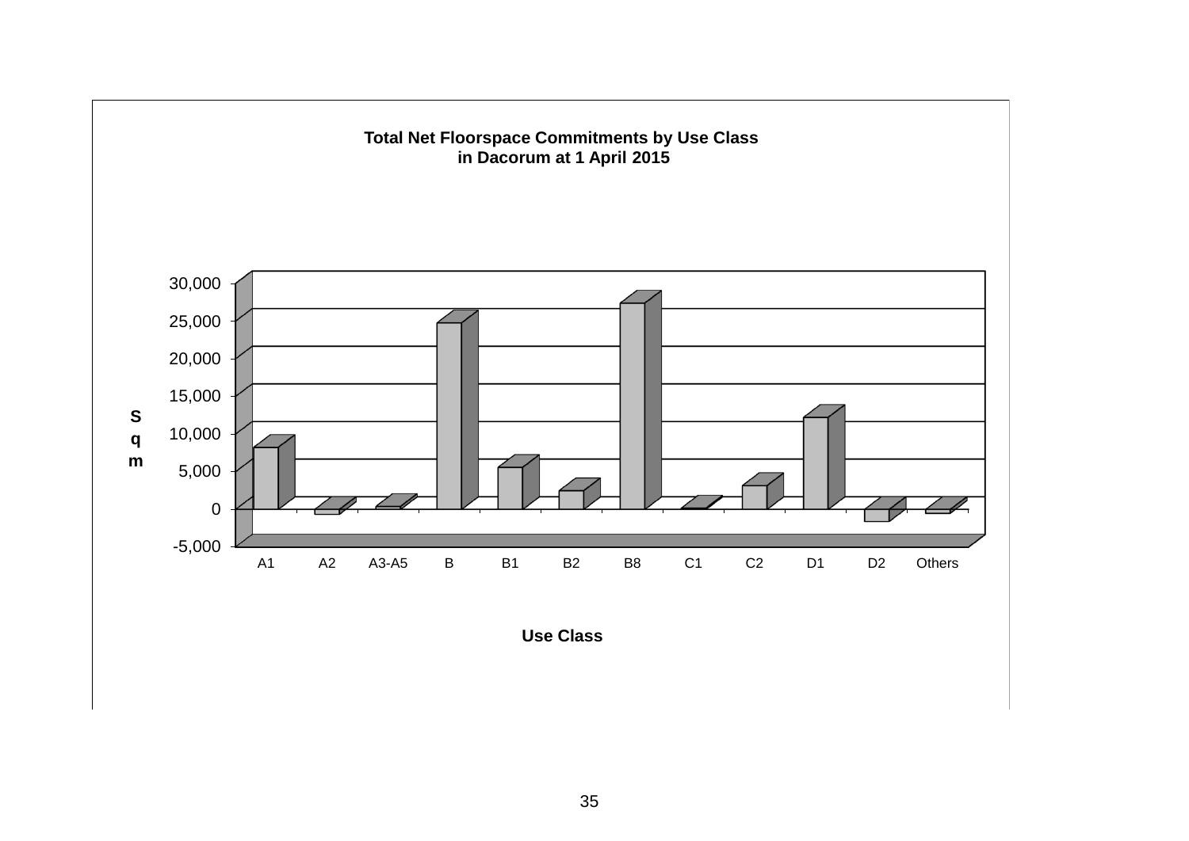**Total Net Floorspace Commitments by Use Class in Dacorum at 1 April 2015**

Sqm

30,000
25,000
20,000
15,000
10,000
5,000
0
-5,000

A1 A2 A3-A5 B B1 B2 B8 C1 C2 D1 D2 Others

**Use Class**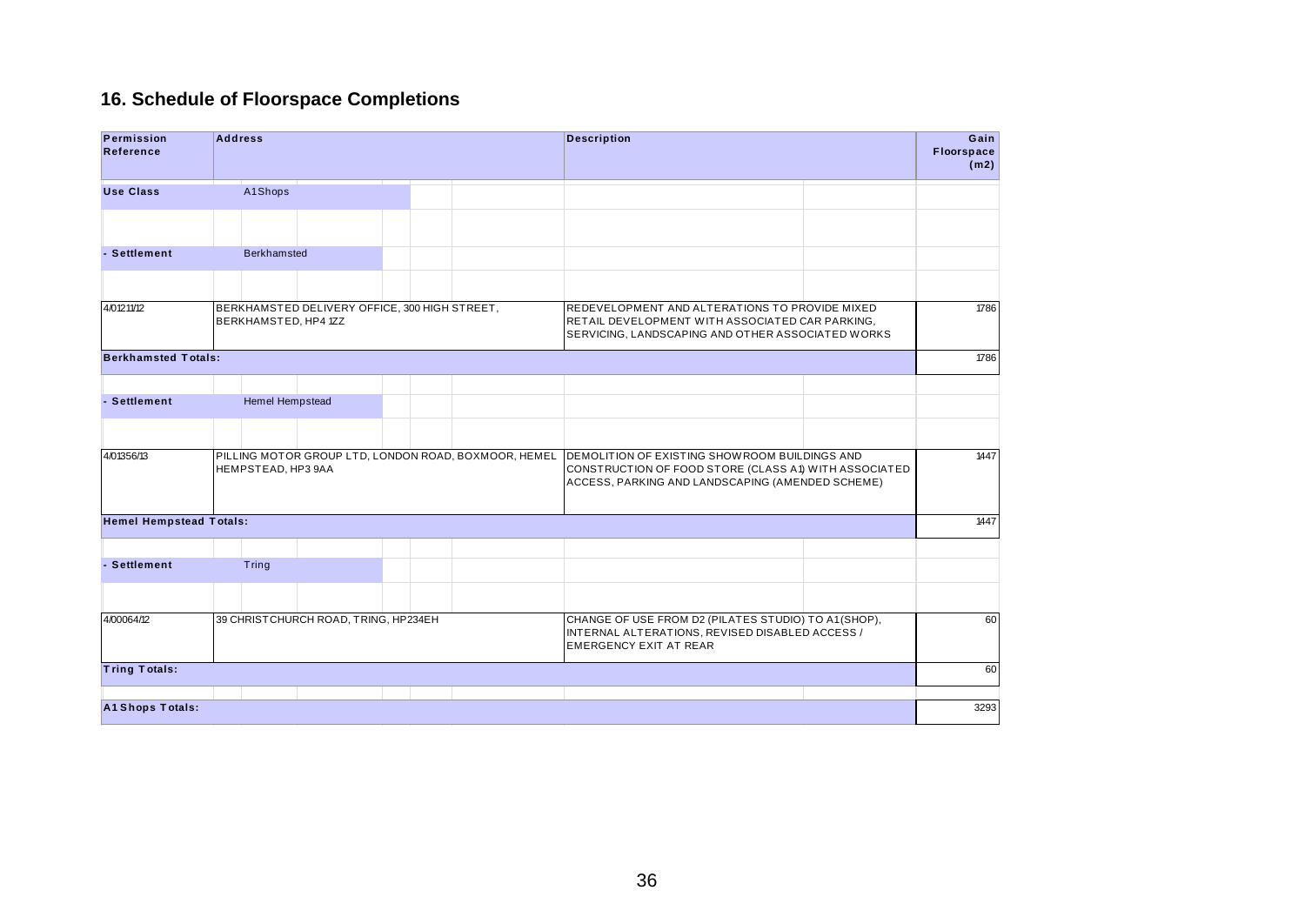## 16. Schedule of Floorspace Completions

| Permission Reference | Address | Description | Gain Floorspace (m2) |
|---|---|---|---|
| **Use Class** | A1 Shops | | |
| **- Settlement** | Berkhamsted | | |
| 4/01211/12 | BERKHAMSTED DELIVERY OFFICE, 300 HIGH STREET, BERKHAMSTED, HP4 1ZZ | REDEVELOPMENT AND ALTERATIONS TO PROVIDE MIXED RETAIL DEVELOPMENT WITH ASSOCIATED CAR PARKING, SERVICING, LANDSCAPING AND OTHER ASSOCIATED WORKS | 1786 |
| **Berkhamsted Totals:** | | | 1786 |
| **- Settlement** | Hemel Hempstead | | |
| 4/01356/13 | PILLING MOTOR GROUP LTD, LONDON ROAD, BOXMOOR, HEMEL HEMPSTEAD, HP3 9AA | DEMOLITION OF EXISTING SHOWROOM BUILDINGS AND CONSTRUCTION OF FOOD STORE (CLASS A1) WITH ASSOCIATED ACCESS, PARKING AND LANDSCAPING (AMENDED SCHEME) | 1447 |
| **Hemel Hempstead Totals:** | | | 1447 |
| **- Settlement** | Tring | | |
| 4/00064/12 | 39 CHRISTCHURCH ROAD, TRING, HP234EH | CHANGE OF USE FROM D2 (PILATES STUDIO) TO A1(SHOP), INTERNAL ALTERATIONS, REVISED DISABLED ACCESS / EMERGENCY EXIT AT REAR | 60 |
| **Tring Totals:** | | | 60 |
| **A1 Shops Totals:** | | | 3293 |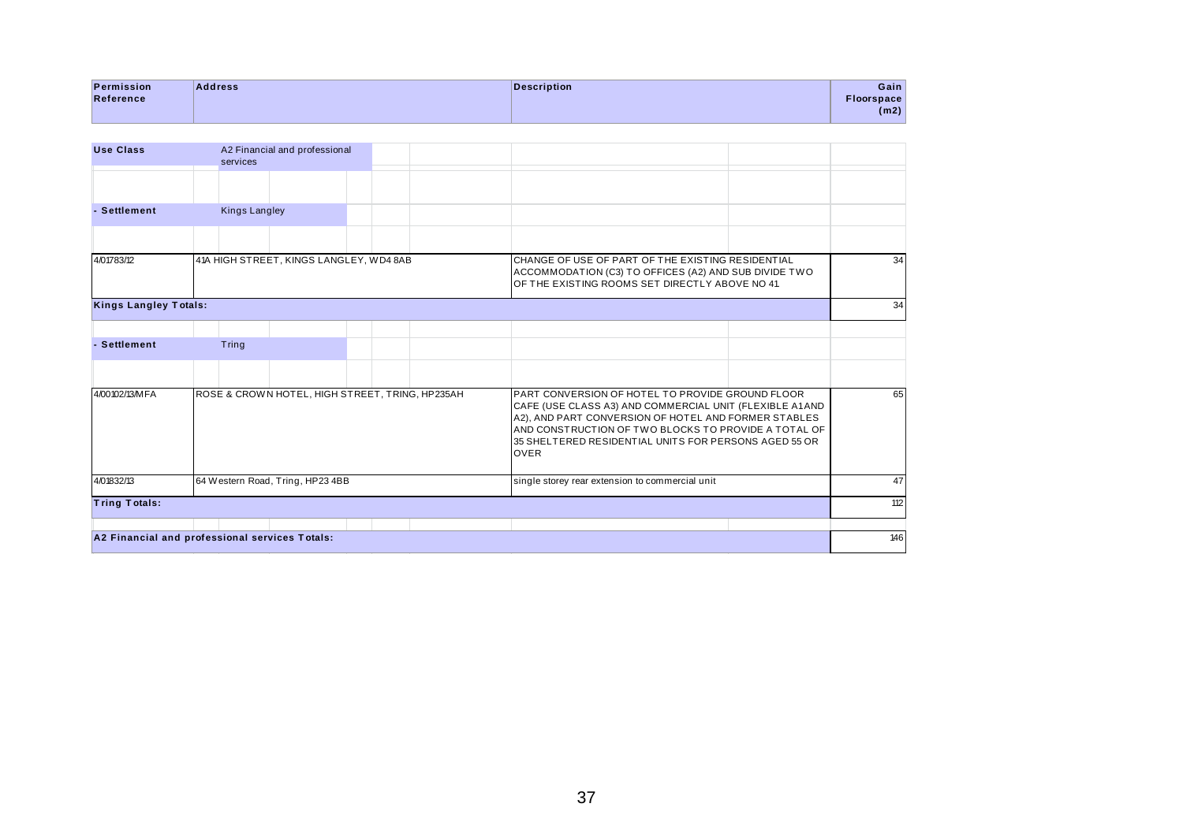| Permission Reference | Address | Description | Gain Floorspace (m2) |
|---|---|---|---|
| **Use Class** | A2 Financial and professional services | | |
| **- Settlement** | Kings Langley | | |
| 4/01783/12 | 41A HIGH STREET, KINGS LANGLEY, WD4 8AB | CHANGE OF USE OF PART OF THE EXISTING RESIDENTIAL ACCOMMODATION (C3) TO OFFICES (A2) AND SUB DIVIDE TWO OF THE EXISTING ROOMS SET DIRECTLY ABOVE NO 41 | 34 |
| **Kings Langley Totals:** | | | 34 |
| **- Settlement** | Tring | | |
| 4/00102/13/MFA | ROSE & CROWN HOTEL, HIGH STREET, TRING, HP235AH | PART CONVERSION OF HOTEL TO PROVIDE GROUND FLOOR CAFE (USE CLASS A3) AND COMMERCIAL UNIT (FLEXIBLE A1 AND A2), AND PART CONVERSION OF HOTEL AND FORMER STABLES AND CONSTRUCTION OF TWO BLOCKS TO PROVIDE A TOTAL OF 35 SHELTERED RESIDENTIAL UNITS FOR PERSONS AGED 55 OR OVER | 65 |
| 4/01832/13 | 64 Western Road, Tring, HP23 4BB | single storey rear extension to commercial unit | 47 |
| **Tring Totals:** | | | 112 |
| **A2 Financial and professional services Totals:** | | | 146 |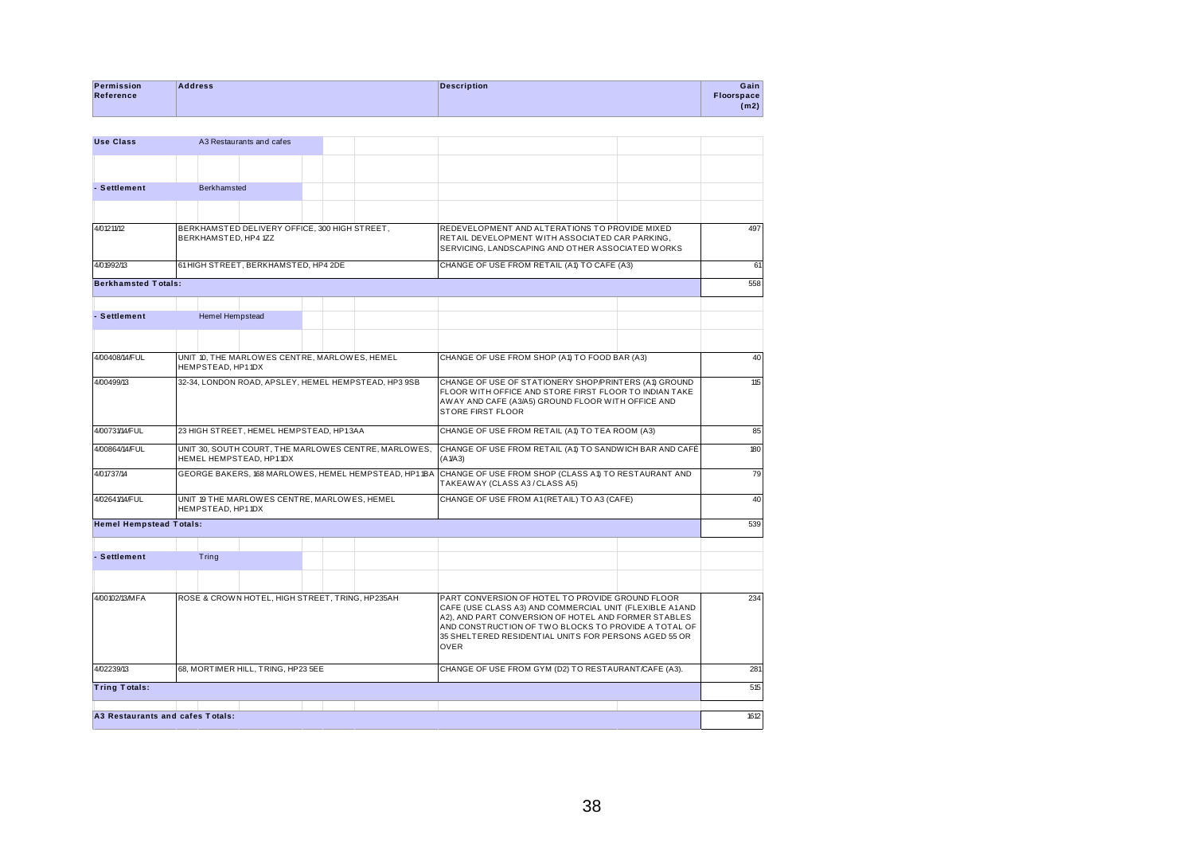| Permission Reference | Address | Description | Gain Floorspace (m2) |
|---|---|---|---|
| **Use Class** | A3 Restaurants and cafes | | |
| **- Settlement** | Berkhamsted | | |
| 4/01211/12 | BERKHAMSTED DELIVERY OFFICE, 300 HIGH STREET, BERKHAMSTED, HP4 1ZZ | REDEVELOPMENT AND ALTERATIONS TO PROVIDE MIXED RETAIL DEVELOPMENT WITH ASSOCIATED CAR PARKING, SERVICING, LANDSCAPING AND OTHER ASSOCIATED WORKS | 497 |
| 4/01992/13 | 61 HIGH STREET, BERKHAMSTED, HP4 2DE | CHANGE OF USE FROM RETAIL (A1) TO CAFE (A3) | 61 |
| **Berkhamsted Totals:** | | | 558 |
| **- Settlement** | Hemel Hempstead | | |
| 4/00408/14/FUL | UNIT 10, THE MARLOWES CENTRE, MARLOWES, HEMEL HEMPSTEAD, HP1 1DX | CHANGE OF USE FROM SHOP (A1) TO FOOD BAR (A3) | 40 |
| 4/00499/13 | 32-34, LONDON ROAD, APSLEY, HEMEL HEMPSTEAD, HP3 9SB | CHANGE OF USE OF STATIONERY SHOP/PRINTERS (A1) GROUND FLOOR WITH OFFICE AND STORE FIRST FLOOR TO INDIAN TAKE AWAY AND CAFE (A3/A5) GROUND FLOOR WITH OFFICE AND STORE FIRST FLOOR | 115 |
| 4/00731/14/FUL | 23 HIGH STREET, HEMEL HEMPSTEAD, HP1 3AA | CHANGE OF USE FROM RETAIL (A1) TO TEA ROOM (A3) | 85 |
| 4/00864/14/FUL | UNIT 30, SOUTH COURT, THE MARLOWES CENTRE, MARLOWES, HEMEL HEMPSTEAD, HP1 1DX | CHANGE OF USE FROM RETAIL (A1) TO SANDWICH BAR AND CAFÉ (A1/A3) | 180 |
| 4/01737/14 | GEORGE BAKERS, 168 MARLOWES, HEMEL HEMPSTEAD, HP1 1BA | CHANGE OF USE FROM SHOP (CLASS A1) TO RESTAURANT AND TAKEAWAY (CLASS A3 / CLASS A5) | 79 |
| 4/02641/14/FUL | UNIT 19 THE MARLOWES CENTRE, MARLOWES, HEMEL HEMPSTEAD, HP1 1DX | CHANGE OF USE FROM A1 (RETAIL) TO A3 (CAFE) | 40 |
| **Hemel Hempstead Totals:** | | | 539 |
| **- Settlement** | Tring | | |
| 4/00102/13/MFA | ROSE & CROWN HOTEL, HIGH STREET, TRING, HP23 5AH | PART CONVERSION OF HOTEL TO PROVIDE GROUND FLOOR CAFE (USE CLASS A3) AND COMMERCIAL UNIT (FLEXIBLE A1 AND A2), AND PART CONVERSION OF HOTEL AND FORMER STABLES AND CONSTRUCTION OF TWO BLOCKS TO PROVIDE A TOTAL OF 35 SHELTERED RESIDENTIAL UNITS FOR PERSONS AGED 55 OR OVER | 234 |
| 4/02239/13 | 68, MORTIMER HILL, TRING, HP23 5EE | CHANGE OF USE FROM GYM (D2) TO RESTAURANT/CAFE (A3). | 281 |
| **Tring Totals:** | | | 515 |
| **A3 Restaurants and cafes Totals:** | | | 1612 |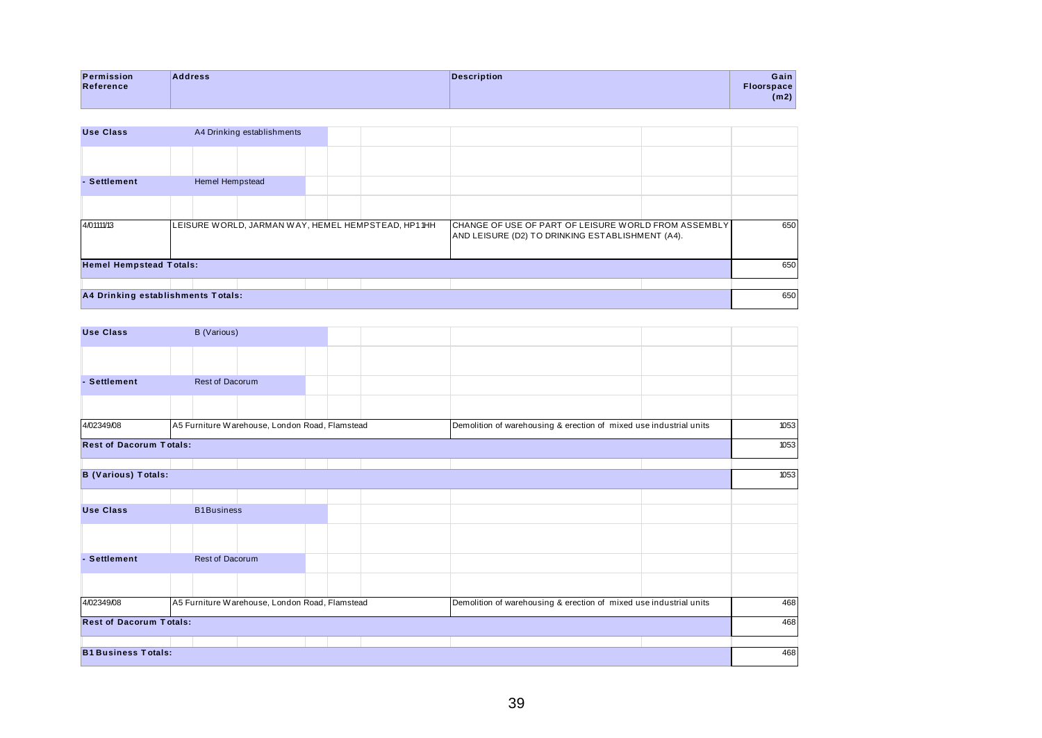| Permission Reference | Address | Description | Gain Floorspace (m2) |
|---|---|---|---|
| **Use Class** | A4 Drinking establishments | | |
| **- Settlement** | Hemel Hempstead | | |
| 4/01111/13 | LEISURE WORLD, JARMAN WAY, HEMEL HEMPSTEAD, HP11HH | CHANGE OF USE OF PART OF LEISURE WORLD FROM ASSEMBLY AND LEISURE (D2) TO DRINKING ESTABLISHMENT (A4). | 650 |
| **Hemel Hempstead Totals:** | | | 650 |
| **A4 Drinking establishments Totals:** | | | 650 |
| **Use Class** | B (Various) | | |
| **- Settlement** | Rest of Dacorum | | |
| 4/02349/08 | A5 Furniture Warehouse, London Road, Flamstead | Demolition of warehousing & erection of mixed use industrial units | 1053 |
| **Rest of Dacorum Totals:** | | | 1053 |
| **B (Various) Totals:** | | | 1053 |
| **Use Class** | B1Business | | |
| **- Settlement** | Rest of Dacorum | | |
| 4/02349/08 | A5 Furniture Warehouse, London Road, Flamstead | Demolition of warehousing & erection of mixed use industrial units | 468 |
| **Rest of Dacorum Totals:** | | | 468 |
| **B1Business Totals:** | | | 468 |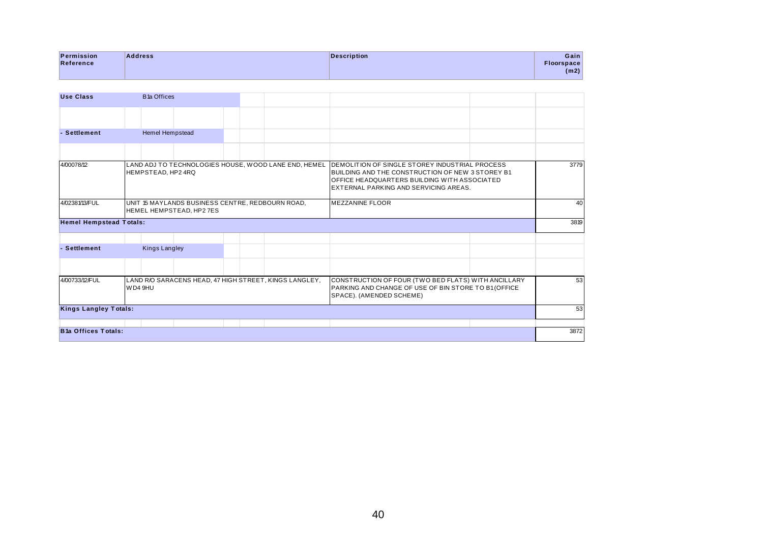| Permission Reference | Address | Description | Gain Floorspace (m2) |
|---|---|---|---|
| **Use Class** | B1a Offices | | |
| **- Settlement** | Hemel Hempstead | | |
| 4/00078/12 | LAND ADJ TO TECHNOLOGIES HOUSE, WOOD LANE END, HEMEL HEMPSTEAD, HP2 4RQ | DEMOLITION OF SINGLE STOREY INDUSTRIAL PROCESS BUILDING AND THE CONSTRUCTION OF NEW 3 STOREY B1 OFFICE HEADQUARTERS BUILDING WITH ASSOCIATED EXTERNAL PARKING AND SERVICING AREAS. | 3779 |
| 4/02381/13/FUL | UNIT 15 MAYLANDS BUSINESS CENTRE, REDBOURN ROAD, HEMEL HEMPSTEAD, HP2 7ES | MEZZANINE FLOOR | 40 |
| **Hemel Hempstead Totals:** | | | 3819 |
| **- Settlement** | Kings Langley | | |
| 4/00733/12/FUL | LAND R/O SARACENS HEAD, 47 HIGH STREET, KINGS LANGLEY, WD4 9HU | CONSTRUCTION OF FOUR (TWO BED FLATS) WITH ANCILLARY PARKING AND CHANGE OF USE OF BIN STORE TO B1(OFFICE SPACE). (AMENDED SCHEME) | 53 |
| **Kings Langley Totals:** | | | 53 |
| **B1a Offices Totals:** | | | 3872 |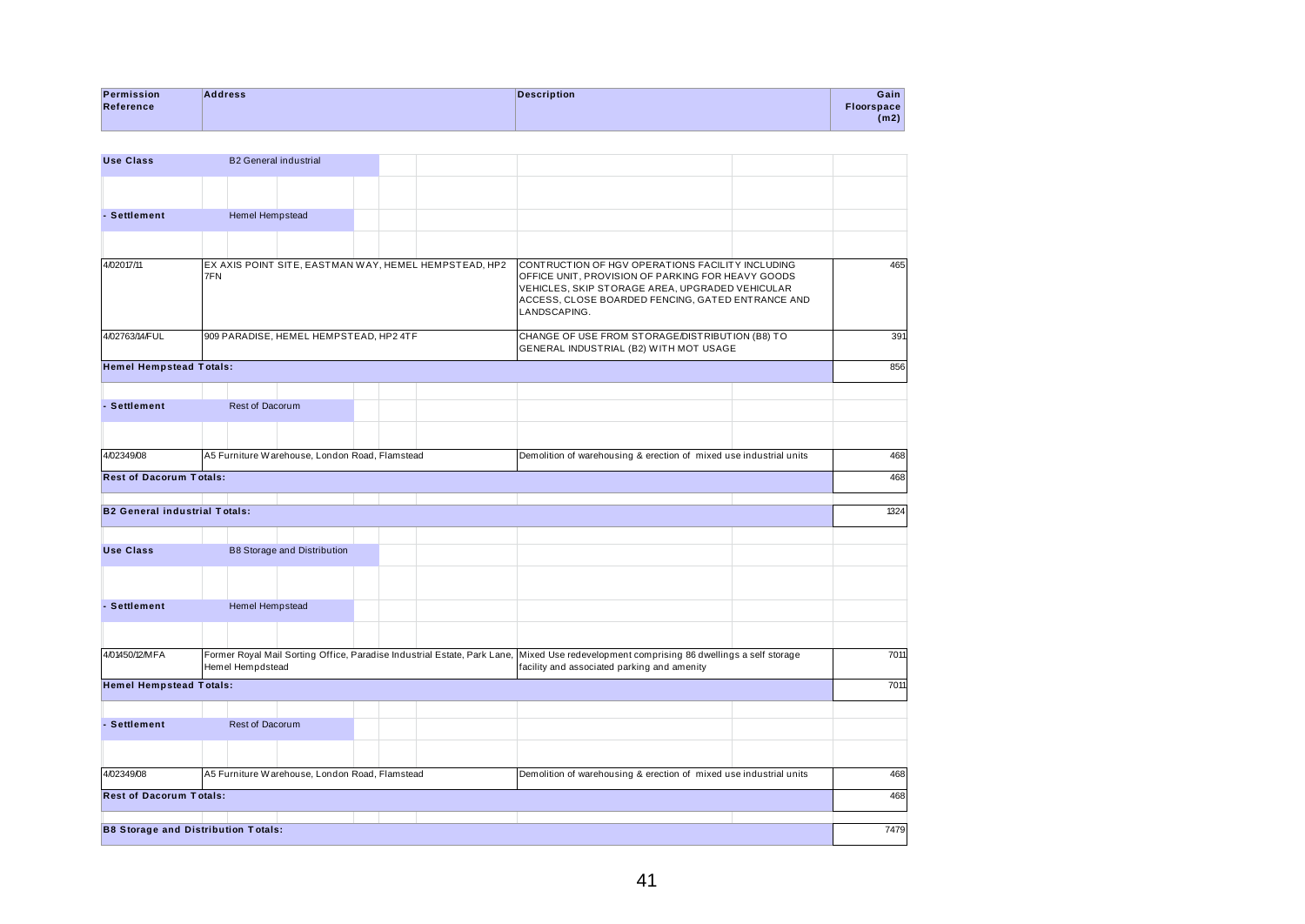| Permission Reference | Address | Description | Gain Floorspace (m2) |
|---|---|---|---|
| **Use Class** | B2 General industrial | | |
| **- Settlement** | Hemel Hempstead | | |
| 4/02017/11 | EX AXIS POINT SITE, EASTMAN WAY, HEMEL HEMPSTEAD, HP2 7FN | CONTRUCTION OF HGV OPERATIONS FACILITY INCLUDING OFFICE UNIT, PROVISION OF PARKING FOR HEAVY GOODS VEHICLES, SKIP STORAGE AREA, UPGRADED VEHICULAR ACCESS, CLOSE BOARDED FENCING, GATED ENTRANCE AND LANDSCAPING. | 465 |
| 4/02763/14/FUL | 909 PARADISE, HEMEL HEMPSTEAD, HP2 4TF | CHANGE OF USE FROM STORAGE/DISTRIBUTION (B8) TO GENERAL INDUSTRIAL (B2) WITH MOT USAGE | 391 |
| **Hemel Hempstead Totals:** | | | 856 |
| **- Settlement** | Rest of Dacorum | | |
| 4/02349/08 | A5 Furniture Warehouse, London Road, Flamstead | Demolition of warehousing & erection of mixed use industrial units | 468 |
| **Rest of Dacorum Totals:** | | | 468 |
| **B2 General industrial Totals:** | | | 1324 |
| **Use Class** | B8 Storage and Distribution | | |
| **- Settlement** | Hemel Hempstead | | |
| 4/01450/12/MFA | Former Royal Mail Sorting Office, Paradise Industrial Estate, Park Lane, Hemel Hempdstead | Mixed Use redevelopment comprising 86 dwellings a self storage facility and associated parking and amenity | 7011 |
| **Hemel Hempstead Totals:** | | | 7011 |
| **- Settlement** | Rest of Dacorum | | |
| 4/02349/08 | A5 Furniture Warehouse, London Road, Flamstead | Demolition of warehousing & erection of mixed use industrial units | 468 |
| **Rest of Dacorum Totals:** | | | 468 |
| **B8 Storage and Distribution Totals:** | | | 7479 |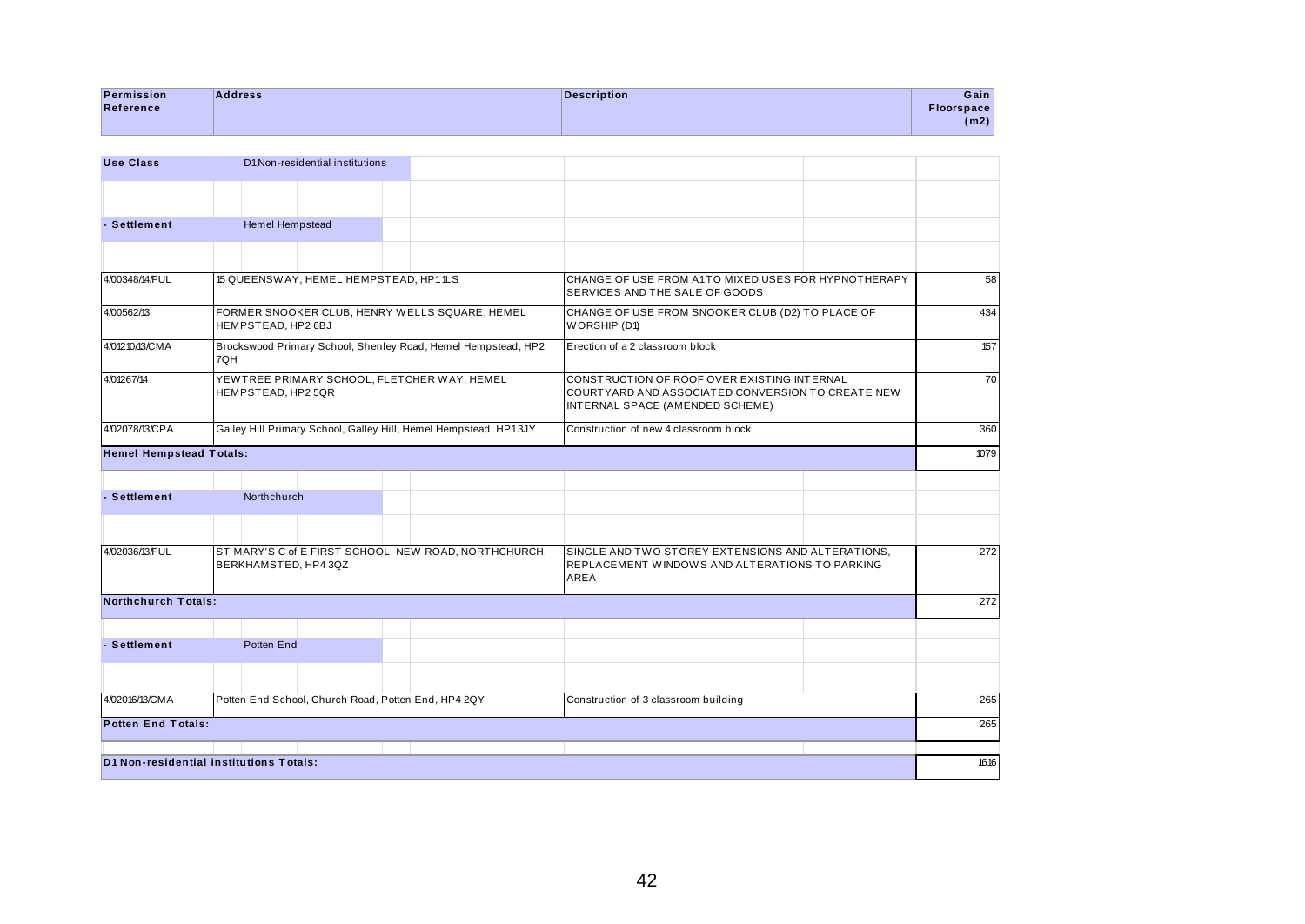| Permission Reference | Address | Description | Gain Floorspace (m2) |
|---|---|---|---|
| **Use Class** | D1 Non-residential institutions | | |
| **- Settlement** | Hemel Hempstead | | |
| 4/00348/14/FUL | 15 QUEENSWAY, HEMEL HEMPSTEAD, HP1 1LS | CHANGE OF USE FROM A1 TO MIXED USES FOR HYPNOTHERAPY SERVICES AND THE SALE OF GOODS | 58 |
| 4/00562/13 | FORMER SNOOKER CLUB, HENRY WELLS SQUARE, HEMEL HEMPSTEAD, HP2 6BJ | CHANGE OF USE FROM SNOOKER CLUB (D2) TO PLACE OF WORSHIP (D1) | 434 |
| 4/01210/13/CMA | Brockswood Primary School, Shenley Road, Hemel Hempstead, HP2 7QH | Erection of a 2 classroom block | 157 |
| 4/01267/14 | YEWTREE PRIMARY SCHOOL, FLETCHER WAY, HEMEL HEMPSTEAD, HP2 5QR | CONSTRUCTION OF ROOF OVER EXISTING INTERNAL COURTYARD AND ASSOCIATED CONVERSION TO CREATE NEW INTERNAL SPACE (AMENDED SCHEME) | 70 |
| 4/02078/13/CPA | Galley Hill Primary School, Galley Hill, Hemel Hempstead, HP1 3JY | Construction of new 4 classroom block | 360 |
| **Hemel Hempstead Totals:** | | | 1079 |
| **- Settlement** | Northchurch | | |
| 4/02036/13/FUL | ST MARY'S C of E FIRST SCHOOL, NEW ROAD, NORTHCHURCH, BERKHAMSTED, HP4 3QZ | SINGLE AND TWO STOREY EXTENSIONS AND ALTERATIONS, REPLACEMENT WINDOWS AND ALTERATIONS TO PARKING AREA | 272 |
| **Northchurch Totals:** | | | 272 |
| **- Settlement** | Potten End | | |
| 4/02016/13/CMA | Potten End School, Church Road, Potten End, HP4 2QY | Construction of 3 classroom building | 265 |
| **Potten End Totals:** | | | 265 |
| **D1 Non-residential institutions Totals:** | | | 1616 |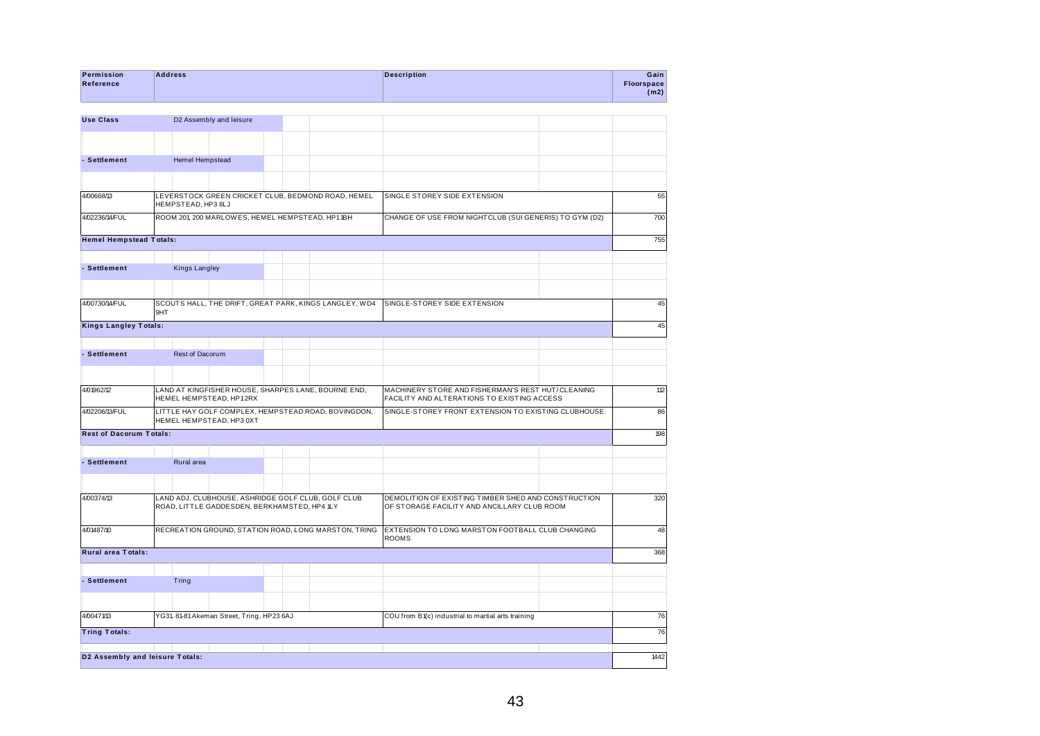| Permission Reference | Address | Description | Gain Floorspace (m2) |
|---|---|---|---|
| **Use Class** | D2 Assembly and leisure | | |
| **- Settlement** | Hemel Hempstead | | |
| 4/00668/13 | LEVERSTOCK GREEN CRICKET CLUB, BEDMOND ROAD, HEMEL HEMPSTEAD, HP3 8LJ | SINGLE STOREY SIDE EXTENSION | 55 |
| 4/02236/14/FUL | ROOM 201, 200 MARLOWES, HEMEL HEMPSTEAD, HP1 1BH | CHANGE OF USE FROM NIGHTCLUB (SUI GENERIS) TO GYM (D2) | 700 |
| **Hemel Hempstead Totals:** | | | 755 |
| **- Settlement** | Kings Langley | | |
| 4/00730/14/FUL | SCOUTS HALL, THE DRIFT, GREAT PARK, KINGS LANGLEY, WD4 9HT | SINGLE-STOREY SIDE EXTENSION | 45 |
| **Kings Langley Totals:** | | | 45 |
| **- Settlement** | Rest of Dacorum | | |
| 4/01962/12 | LAND AT KINGFISHER HOUSE, SHARPES LANE, BOURNE END, HEMEL HEMPSTEAD, HP1 2RX | MACHINERY STORE AND FISHERMAN'S REST HUT/CLEANING FACILITY AND ALTERATIONS TO EXISTING ACCESS | 112 |
| 4/02206/13/FUL | LITTLE HAY GOLF COMPLEX, HEMPSTEAD ROAD, BOVINGDON, HEMEL HEMPSTEAD, HP3 0XT | SINGLE-STOREY FRONT EXTENSION TO EXISTING CLUBHOUSE. | 86 |
| **Rest of Dacorum Totals:** | | | 198 |
| **- Settlement** | Rural area | | |
| 4/00374/13 | LAND ADJ. CLUBHOUSE, ASHRIDGE GOLF CLUB, GOLF CLUB ROAD, LITTLE GADDESDEN, BERKHAMSTED, HP4 1LY | DEMOLITION OF EXISTING TIMBER SHED AND CONSTRUCTION OF STORAGE FACILITY AND ANCILLARY CLUB ROOM | 320 |
| 4/01487/10 | RECREATION GROUND, STATION ROAD, LONG MARSTON, TRING | EXTENSION TO LONG MARSTON FOOTBALL CLUB CHANGING ROOMS | 48 |
| **Rural area Totals:** | | | 368 |
| **- Settlement** | Tring | | |
| 4/00471/13 | YG31, 81-81 Akeman Street, Tring, HP23 6AJ | COU from B1(c) industrial to martial arts training | 76 |
| **Tring Totals:** | | | 76 |
| **D2 Assembly and leisure Totals:** | | | 1442 |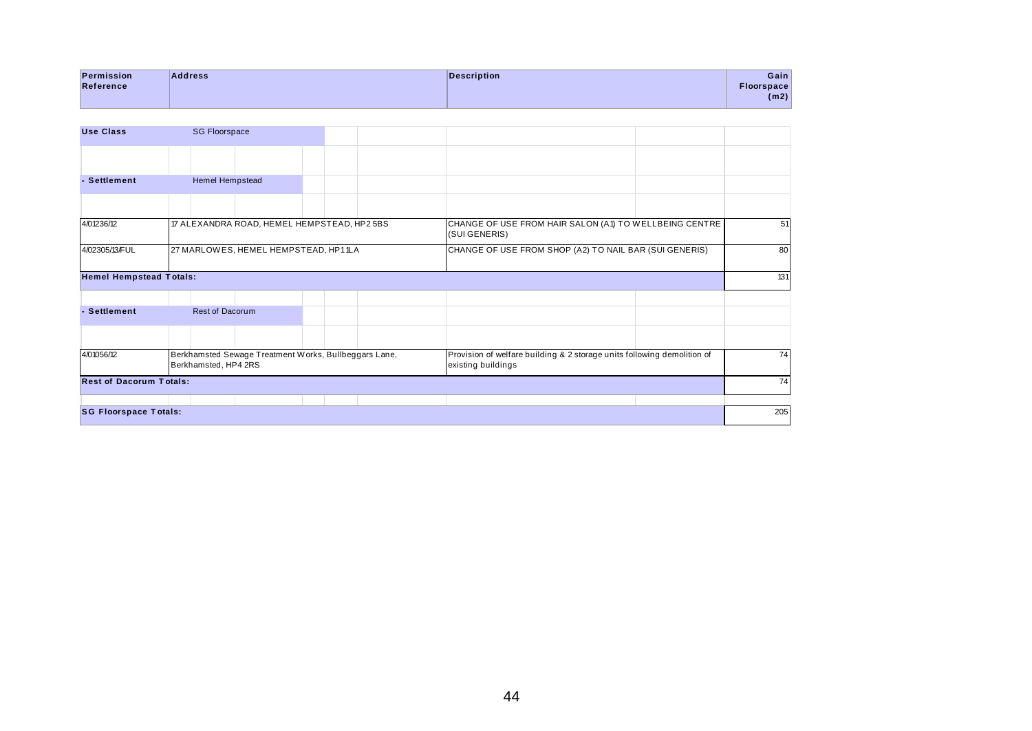| Permission Reference | Address | Description | Gain Floorspace (m2) |
|---|---|---|---|
| **Use Class** SG Floorspace | | | |
| **- Settlement** Hemel Hempstead | | | |
| 4/01236/12 | 17 ALEXANDRA ROAD, HEMEL HEMPSTEAD, HP2 5BS | CHANGE OF USE FROM HAIR SALON (A1) TO WELLBEING CENTRE (SUI GENERIS) | 51 |
| 4/02305/13/FUL | 27 MARLOWES, HEMEL HEMPSTEAD, HP1 1LA | CHANGE OF USE FROM SHOP (A2) TO NAIL BAR (SUI GENERIS) | 80 |
| **Hemel Hempstead Totals:** | | | 131 |
| **- Settlement** Rest of Dacorum | | | |
| 4/01056/12 | Berkhamsted Sewage Treatment Works, Bullbeggars Lane, Berkhamsted, HP4 2RS | Provision of welfare building & 2 storage units following demolition of existing buildings | 74 |
| **Rest of Dacorum Totals:** | | | 74 |
| **SG Floorspace Totals:** | | | 205 |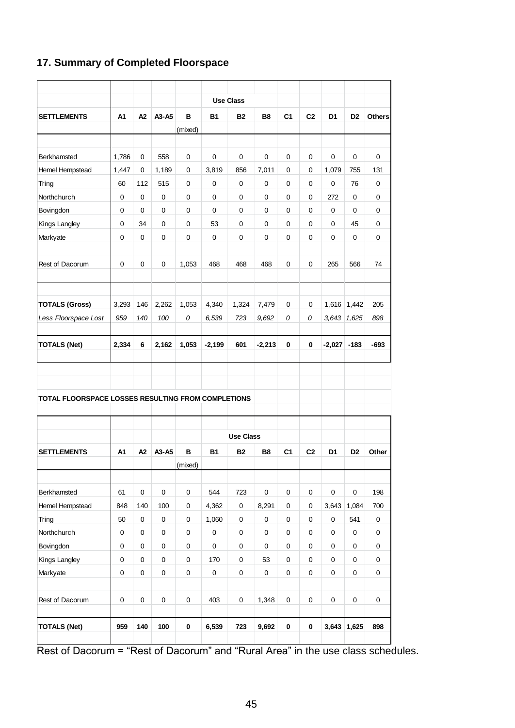## 17. Summary of Completed Floorspace

| SETTLEMENTS | A1 | A2 | A3-A5 | B (mixed) | B1 | B2 | B8 | C1 | C2 | D1 | D2 | Others |
|---|---|---|---|---|---|---|---|---|---|---|---|---|
| | | | | | | Use Class | | | | | | |
| Berkhamsted | 1,786 | 0 | 558 | 0 | 0 | 0 | 0 | 0 | 0 | 0 | 0 | 0 |
| Hemel Hempstead | 1,447 | 0 | 1,189 | 0 | 3,819 | 856 | 7,011 | 0 | 0 | 1,079 | 755 | 131 |
| Tring | 60 | 112 | 515 | 0 | 0 | 0 | 0 | 0 | 0 | 0 | 76 | 0 |
| Northchurch | 0 | 0 | 0 | 0 | 0 | 0 | 0 | 0 | 0 | 272 | 0 | 0 |
| Bovingdon | 0 | 0 | 0 | 0 | 0 | 0 | 0 | 0 | 0 | 0 | 0 | 0 |
| Kings Langley | 0 | 34 | 0 | 0 | 53 | 0 | 0 | 0 | 0 | 0 | 45 | 0 |
| Markyate | 0 | 0 | 0 | 0 | 0 | 0 | 0 | 0 | 0 | 0 | 0 | 0 |
| Rest of Dacorum | 0 | 0 | 0 | 1,053 | 468 | 468 | 468 | 0 | 0 | 265 | 566 | 74 |
| **TOTALS (Gross)** | 3,293 | 146 | 2,262 | 1,053 | 4,340 | 1,324 | 7,479 | 0 | 0 | 1,616 | 1,442 | 205 |
| *Less Floorspace Lost* | *959* | *140* | *100* | *0* | *6,539* | *723* | *9,692* | *0* | *0* | *3,643* | *1,625* | *898* |
| **TOTALS (Net)** | **2,334** | **6** | **2,162** | **1,053** | **-2,199** | **601** | **-2,213** | **0** | **0** | **-2,027** | **-183** | **-693** |

**TOTAL FLOORSPACE LOSSES RESULTING FROM COMPLETIONS**

| SETTLEMENTS | A1 | A2 | A3-A5 | B (mixed) | B1 | B2 | B8 | C1 | C2 | D1 | D2 | Other |
|---|---|---|---|---|---|---|---|---|---|---|---|---|
| | | | | | | Use Class | | | | | | |
| Berkhamsted | 61 | 0 | 0 | 0 | 544 | 723 | 0 | 0 | 0 | 0 | 0 | 198 |
| Hemel Hempstead | 848 | 140 | 100 | 0 | 4,362 | 0 | 8,291 | 0 | 0 | 3,643 | 1,084 | 700 |
| Tring | 50 | 0 | 0 | 0 | 1,060 | 0 | 0 | 0 | 0 | 0 | 541 | 0 |
| Northchurch | 0 | 0 | 0 | 0 | 0 | 0 | 0 | 0 | 0 | 0 | 0 | 0 |
| Bovingdon | 0 | 0 | 0 | 0 | 0 | 0 | 0 | 0 | 0 | 0 | 0 | 0 |
| Kings Langley | 0 | 0 | 0 | 0 | 170 | 0 | 53 | 0 | 0 | 0 | 0 | 0 |
| Markyate | 0 | 0 | 0 | 0 | 0 | 0 | 0 | 0 | 0 | 0 | 0 | 0 |
| Rest of Dacorum | 0 | 0 | 0 | 0 | 403 | 0 | 1,348 | 0 | 0 | 0 | 0 | 0 |
| **TOTALS (Net)** | **959** | **140** | **100** | **0** | **6,539** | **723** | **9,692** | **0** | **0** | **3,643** | **1,625** | **898** |

Rest of Dacorum = "Rest of Dacorum" and "Rural Area" in the use class schedules.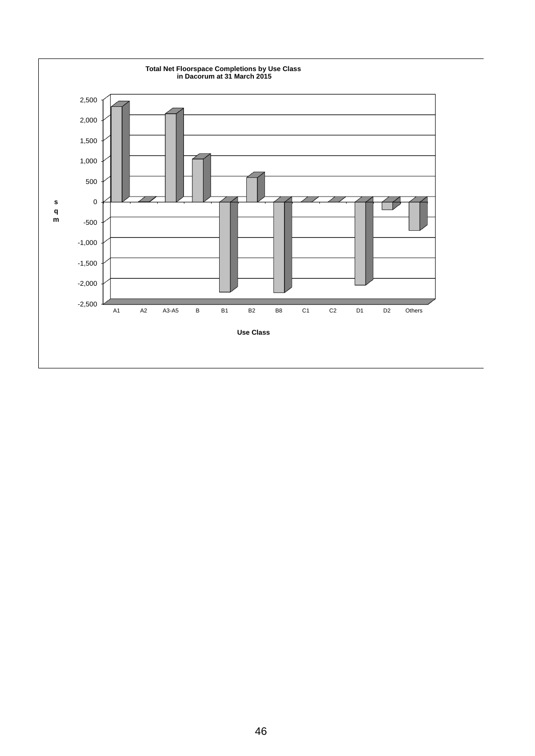**Total Net Floorspace Completions by Use Class in Dacorum at 31 March 2015**

sqm

2,500
2,000
1,500
1,000
500
0
-500
-1,000
-1,500
-2,000
-2,500

A1 A2 A3-A5 B B1 B2 B8 C1 C2 D1 D2 Others

**Use Class**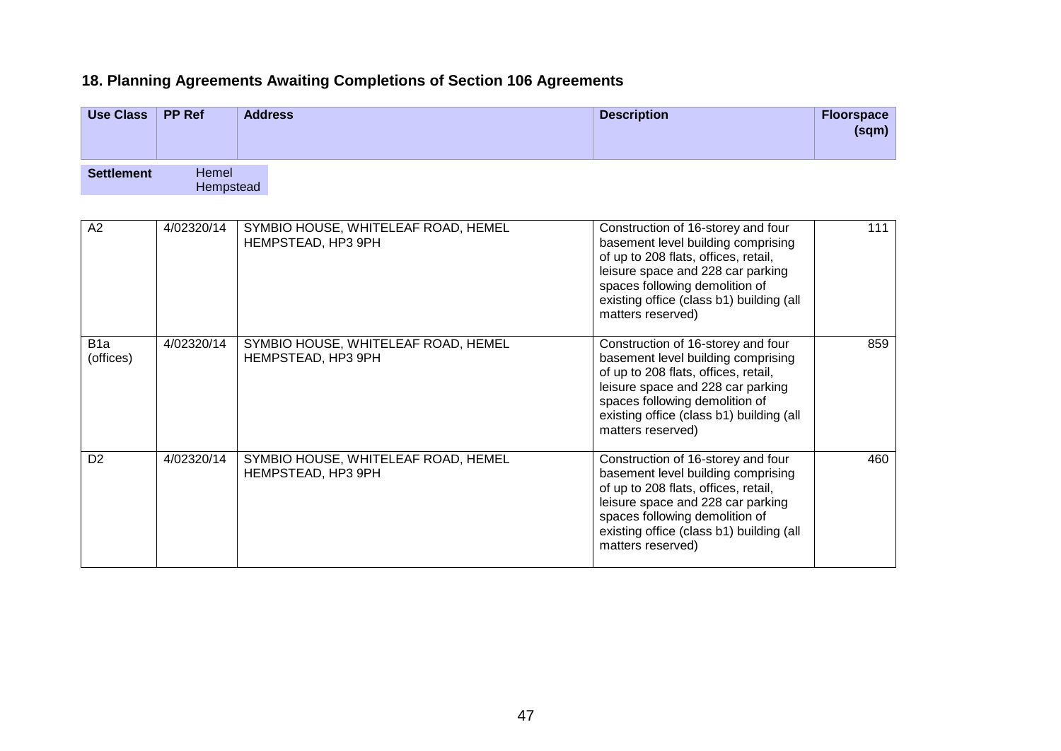## 18. Planning Agreements Awaiting Completions of Section 106 Agreements

| Use Class | PP Ref | Address | Description | Floorspace (sqm) |
|---|---|---|---|---|
| **Settlement** | Hemel Hempstead | | | |
| A2 | 4/02320/14 | SYMBIO HOUSE, WHITELEAF ROAD, HEMEL HEMPSTEAD, HP3 9PH | Construction of 16-storey and four basement level building comprising of up to 208 flats, offices, retail, leisure space and 228 car parking spaces following demolition of existing office (class b1) building (all matters reserved) | 111 |
| B1a (offices) | 4/02320/14 | SYMBIO HOUSE, WHITELEAF ROAD, HEMEL HEMPSTEAD, HP3 9PH | Construction of 16-storey and four basement level building comprising of up to 208 flats, offices, retail, leisure space and 228 car parking spaces following demolition of existing office (class b1) building (all matters reserved) | 859 |
| D2 | 4/02320/14 | SYMBIO HOUSE, WHITELEAF ROAD, HEMEL HEMPSTEAD, HP3 9PH | Construction of 16-storey and four basement level building comprising of up to 208 flats, offices, retail, leisure space and 228 car parking spaces following demolition of existing office (class b1) building (all matters reserved) | 460 |